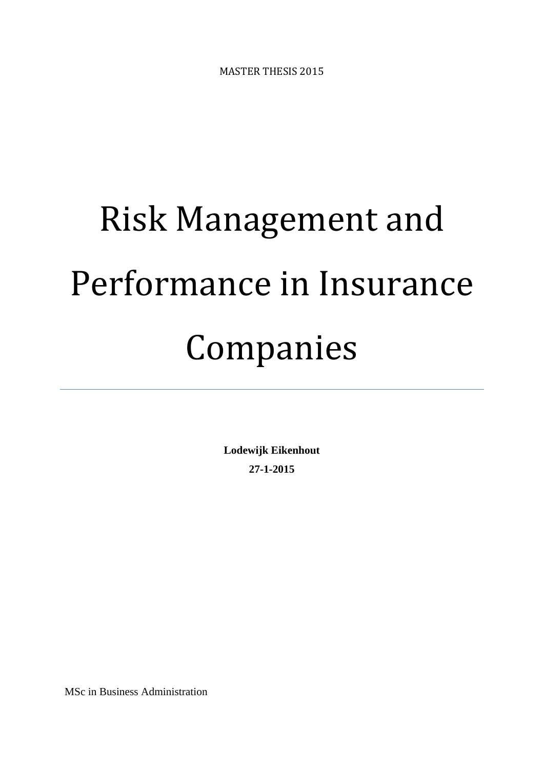MASTER THESIS 2015

# Risk Management and Performance in Insurance Companies

---

**Lodewijk Eikenhout**

**27-1-2015**

MSc in Business Administration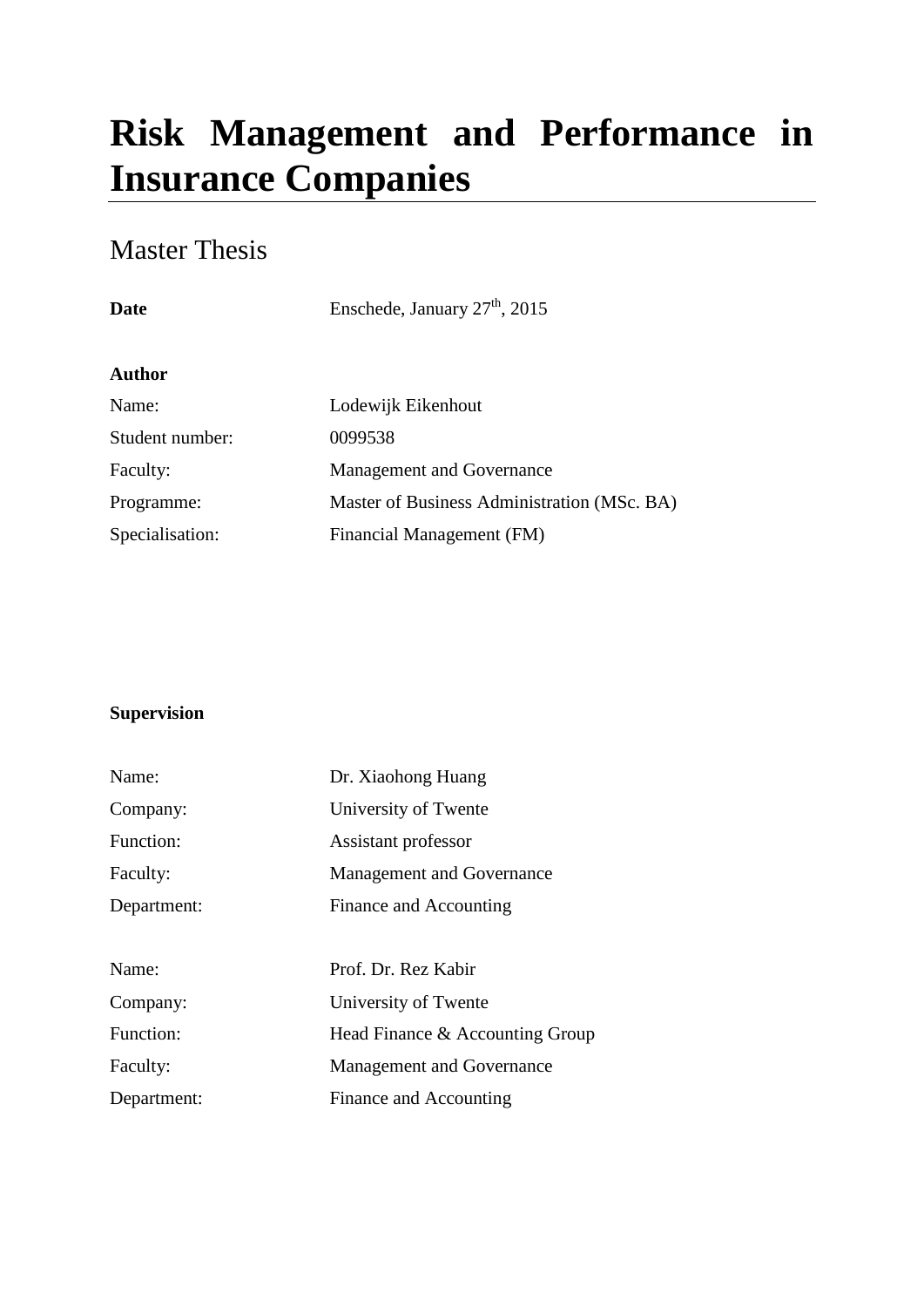# Risk Management and Performance in Insurance Companies

## Master Thesis

| | |
|---|---|
| **Date** | Enschede, January 27th, 2015 |

**Author**

| | |
|---|---|
| Name: | Lodewijk Eikenhout |
| Student number: | 0099538 |
| Faculty: | Management and Governance |
| Programme: | Master of Business Administration (MSc. BA) |
| Specialisation: | Financial Management (FM) |

**Supervision**

| | |
|---|---|
| Name: | Dr. Xiaohong Huang |
| Company: | University of Twente |
| Function: | Assistant professor |
| Faculty: | Management and Governance |
| Department: | Finance and Accounting |

| | |
|---|---|
| Name: | Prof. Dr. Rez Kabir |
| Company: | University of Twente |
| Function: | Head Finance & Accounting Group |
| Faculty: | Management and Governance |
| Department: | Finance and Accounting |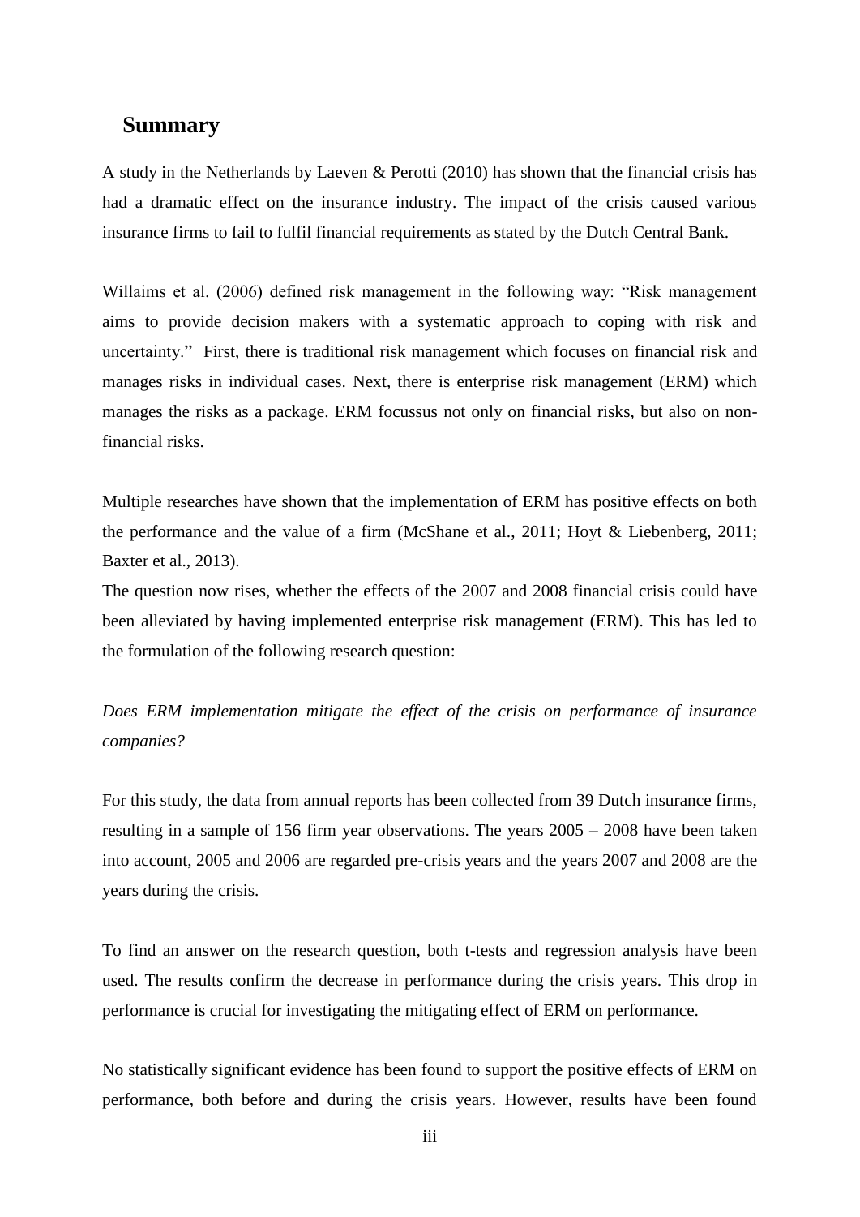## Summary

A study in the Netherlands by Laeven & Perotti (2010) has shown that the financial crisis has had a dramatic effect on the insurance industry. The impact of the crisis caused various insurance firms to fail to fulfil financial requirements as stated by the Dutch Central Bank.

Willaims et al. (2006) defined risk management in the following way: "Risk management aims to provide decision makers with a systematic approach to coping with risk and uncertainty." First, there is traditional risk management which focuses on financial risk and manages risks in individual cases. Next, there is enterprise risk management (ERM) which manages the risks as a package. ERM focussus not only on financial risks, but also on non-financial risks.

Multiple researches have shown that the implementation of ERM has positive effects on both the performance and the value of a firm (McShane et al., 2011; Hoyt & Liebenberg, 2011; Baxter et al., 2013).
The question now rises, whether the effects of the 2007 and 2008 financial crisis could have been alleviated by having implemented enterprise risk management (ERM). This has led to the formulation of the following research question:

*Does ERM implementation mitigate the effect of the crisis on performance of insurance companies?*

For this study, the data from annual reports has been collected from 39 Dutch insurance firms, resulting in a sample of 156 firm year observations. The years 2005 – 2008 have been taken into account, 2005 and 2006 are regarded pre-crisis years and the years 2007 and 2008 are the years during the crisis.

To find an answer on the research question, both t-tests and regression analysis have been used. The results confirm the decrease in performance during the crisis years. This drop in performance is crucial for investigating the mitigating effect of ERM on performance.

No statistically significant evidence has been found to support the positive effects of ERM on performance, both before and during the crisis years. However, results have been found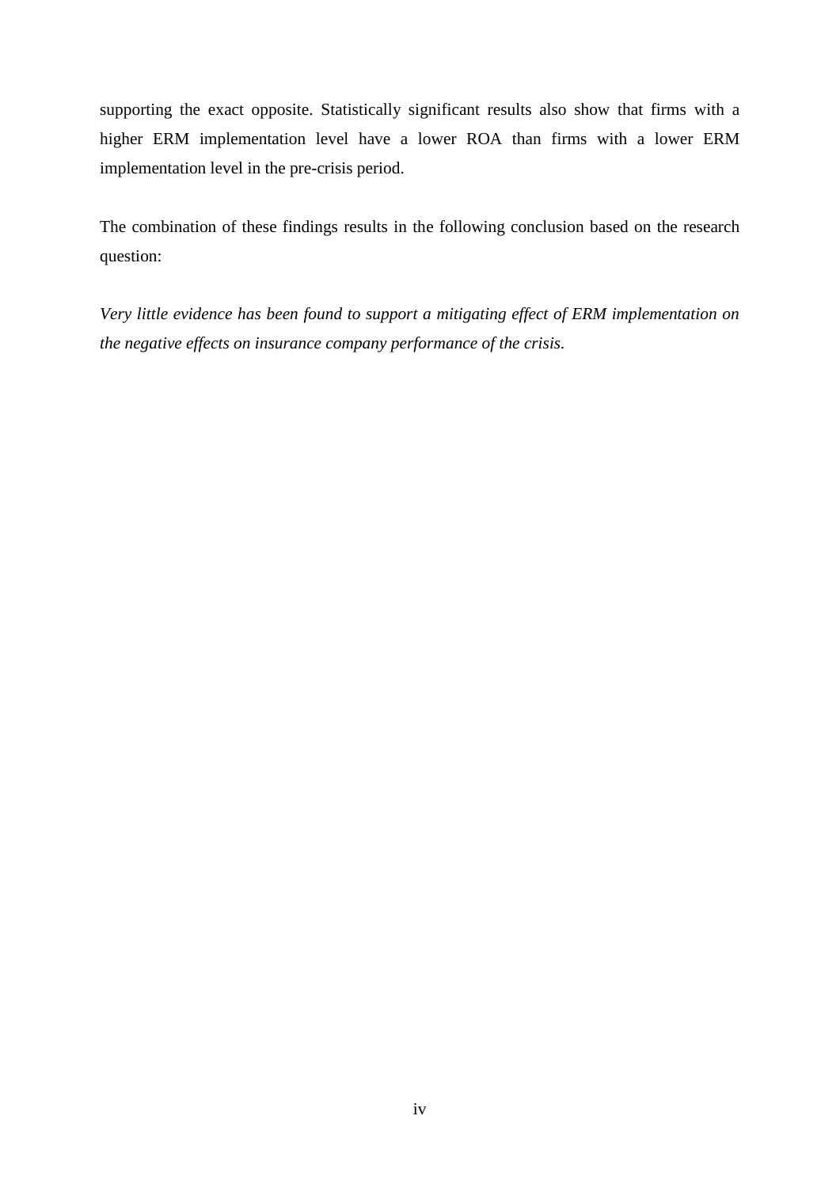supporting the exact opposite. Statistically significant results also show that firms with a higher ERM implementation level have a lower ROA than firms with a lower ERM implementation level in the pre-crisis period.

The combination of these findings results in the following conclusion based on the research question:

*Very little evidence has been found to support a mitigating effect of ERM implementation on the negative effects on insurance company performance of the crisis.*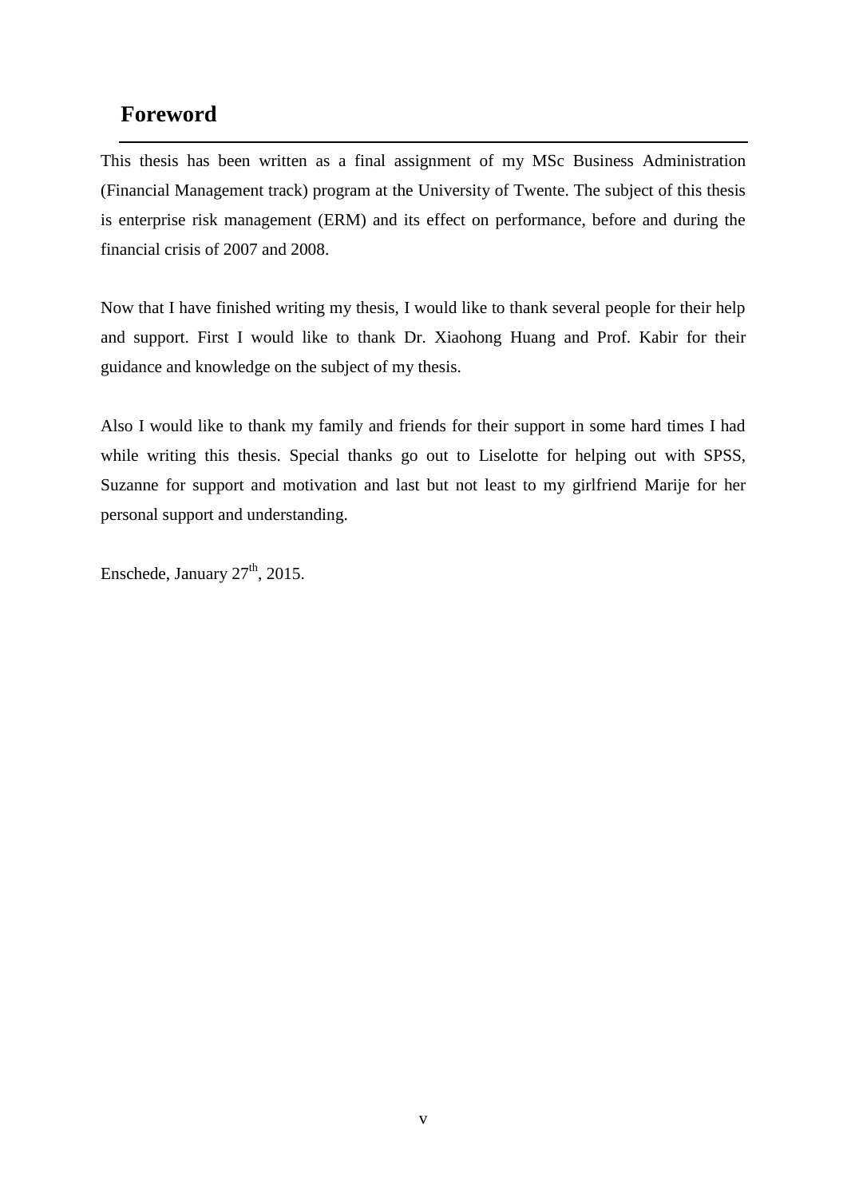# Foreword

This thesis has been written as a final assignment of my MSc Business Administration (Financial Management track) program at the University of Twente. The subject of this thesis is enterprise risk management (ERM) and its effect on performance, before and during the financial crisis of 2007 and 2008.

Now that I have finished writing my thesis, I would like to thank several people for their help and support. First I would like to thank Dr. Xiaohong Huang and Prof. Kabir for their guidance and knowledge on the subject of my thesis.

Also I would like to thank my family and friends for their support in some hard times I had while writing this thesis. Special thanks go out to Liselotte for helping out with SPSS, Suzanne for support and motivation and last but not least to my girlfriend Marije for her personal support and understanding.

Enschede, January 27th, 2015.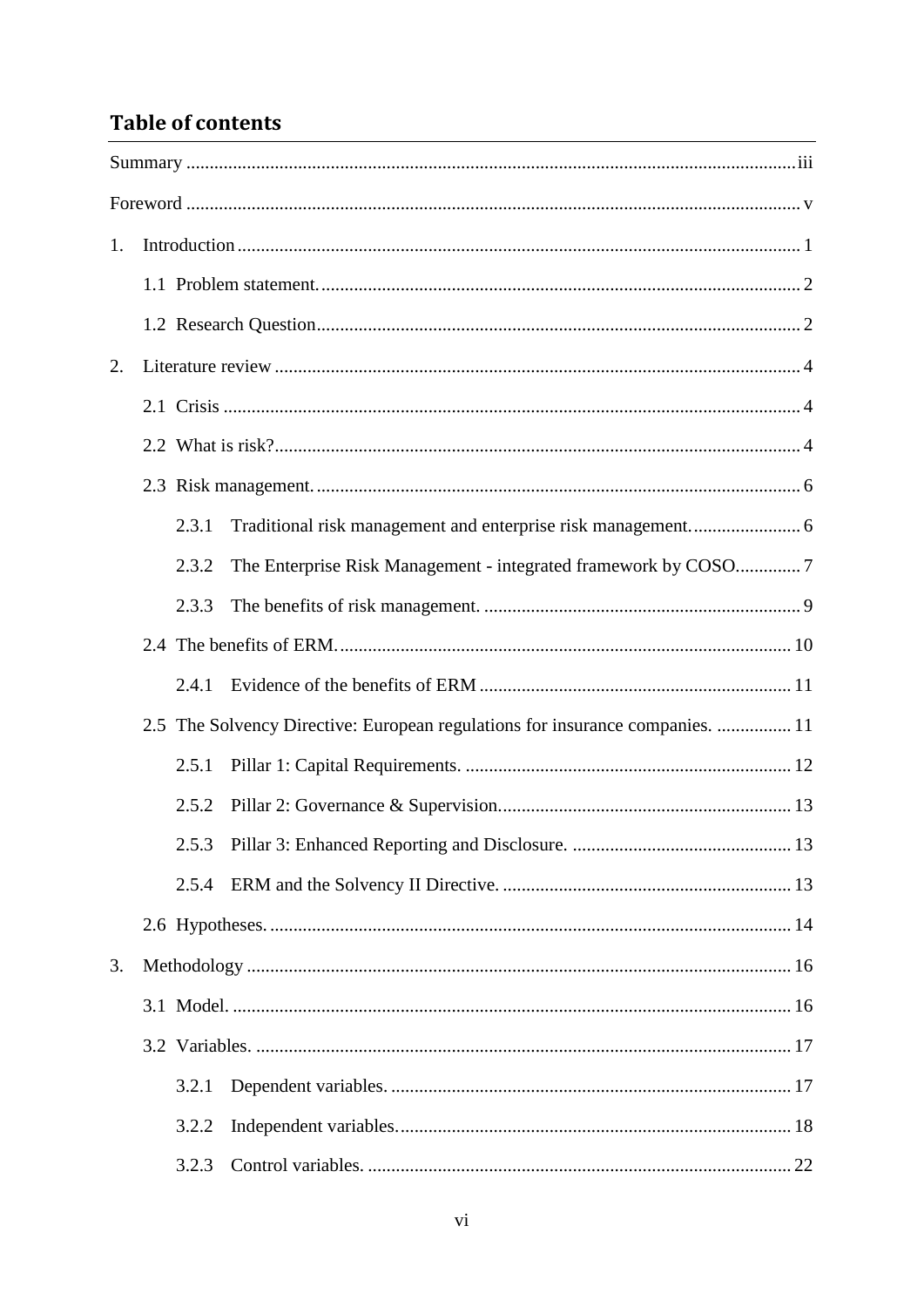## Table of contents

Summary ........................................................................................................................... iii

Foreword ........................................................................................................................... v

1. Introduction ................................................................................................................. 1
   - 1.1 Problem statement. ............................................................................................... 2
   - 1.2 Research Question ................................................................................................ 2
2. Literature review .......................................................................................................... 4
   - 2.1 Crisis .................................................................................................................... 4
   - 2.2 What is risk? ......................................................................................................... 4
   - 2.3 Risk management. ................................................................................................ 6
     - 2.3.1 Traditional risk management and enterprise risk management. ....................... 6
     - 2.3.2 The Enterprise Risk Management - integrated framework by COSO.............. 7
     - 2.3.3 The benefits of risk management. .................................................................... 9
   - 2.4 The benefits of ERM. .......................................................................................... 10
     - 2.4.1 Evidence of the benefits of ERM .................................................................... 11
   - 2.5 The Solvency Directive: European regulations for insurance companies. ................ 11
     - 2.5.1 Pillar 1: Capital Requirements. ...................................................................... 12
     - 2.5.2 Pillar 2: Governance & Supervision. ............................................................... 13
     - 2.5.3 Pillar 3: Enhanced Reporting and Disclosure. ............................................... 13
     - 2.5.4 ERM and the Solvency II Directive. .............................................................. 13
   - 2.6 Hypotheses. ........................................................................................................ 14
3. Methodology .............................................................................................................. 16
   - 3.1 Model. ................................................................................................................. 16
   - 3.2 Variables. ............................................................................................................ 17
     - 3.2.1 Dependent variables. ...................................................................................... 17
     - 3.2.2 Independent variables. .................................................................................... 18
     - 3.2.3 Control variables. ........................................................................................... 22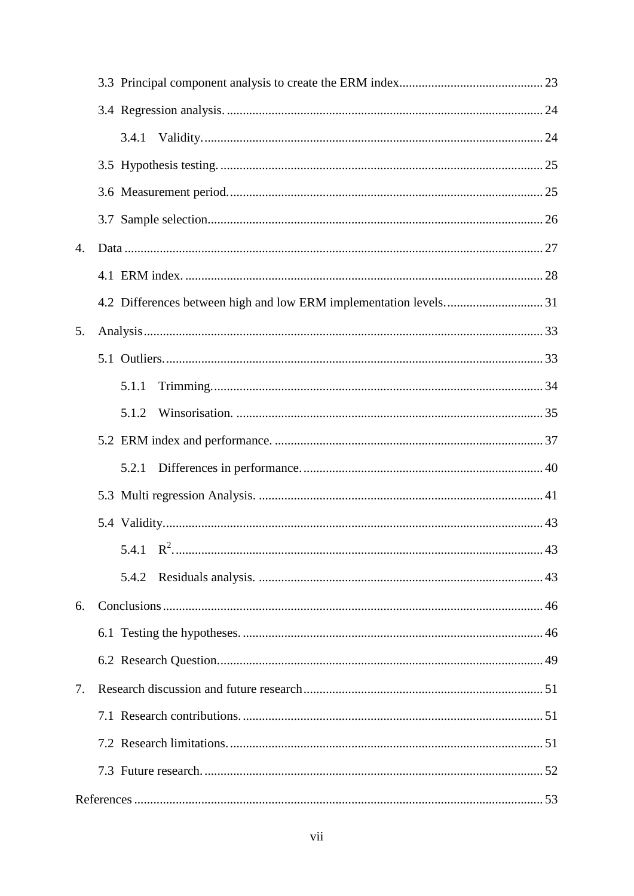3.3 Principal component analysis to create the ERM index ... 23

3.4 Regression analysis. ... 24

3.4.1 Validity. ... 24

3.5 Hypothesis testing. ... 25

3.6 Measurement period. ... 25

3.7 Sample selection. ... 26

4. Data ... 27

4.1 ERM index. ... 28

4.2 Differences between high and low ERM implementation levels. ... 31

5. Analysis ... 33

5.1 Outliers. ... 33

5.1.1 Trimming. ... 34

5.1.2 Winsorisation. ... 35

5.2 ERM index and performance. ... 37

5.2.1 Differences in performance. ... 40

5.3 Multi regression Analysis. ... 41

5.4 Validity. ... 43

5.4.1 $R^2$. ... 43

5.4.2 Residuals analysis. ... 43

6. Conclusions ... 46

6.1 Testing the hypotheses. ... 46

6.2 Research Question. ... 49

7. Research discussion and future research ... 51

7.1 Research contributions. ... 51

7.2 Research limitations. ... 51

7.3 Future research. ... 52

References ... 53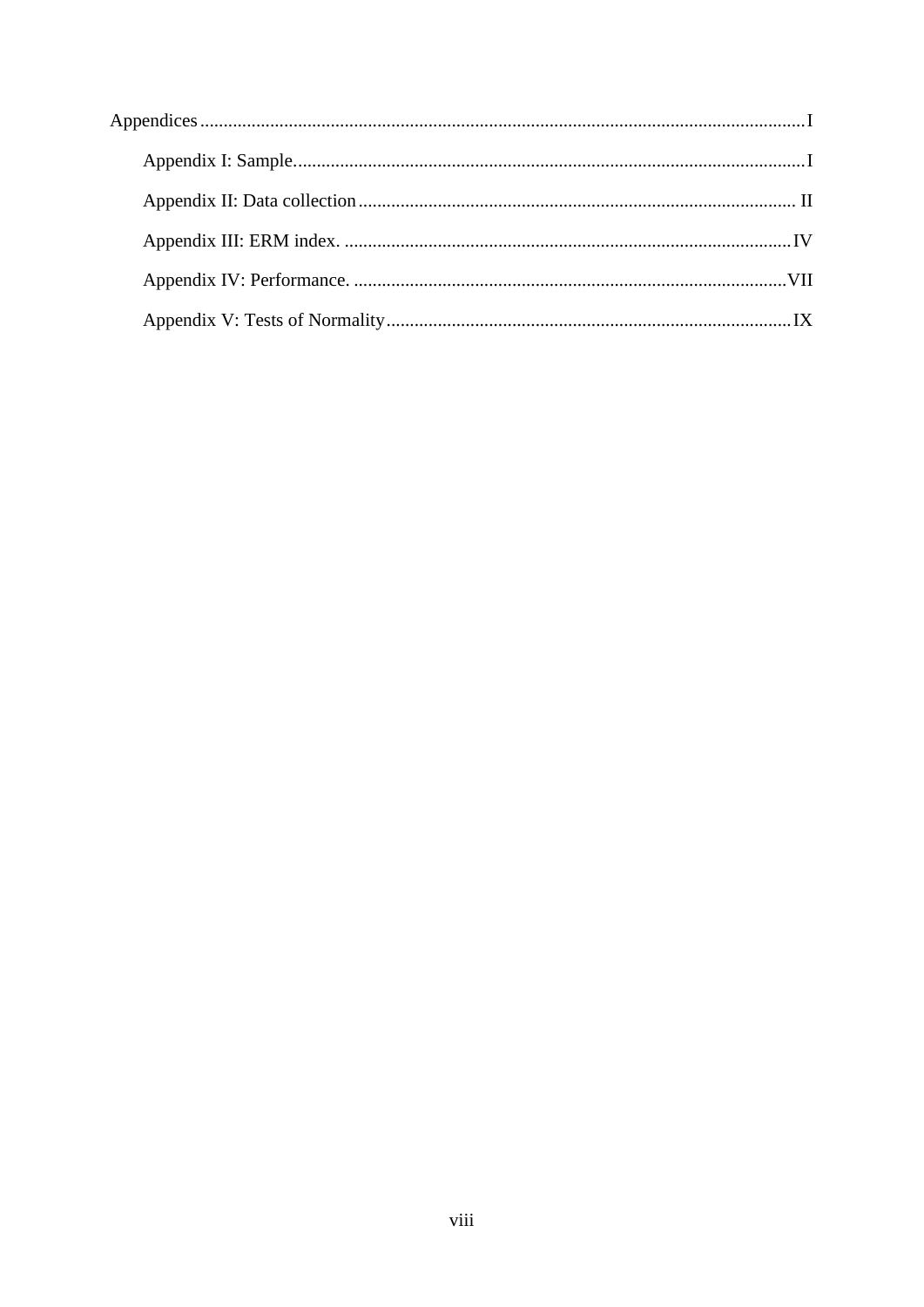Appendices .......... I

- Appendix I: Sample. .......... I
- Appendix II: Data collection .......... II
- Appendix III: ERM index. .......... IV
- Appendix IV: Performance. .......... VII
- Appendix V: Tests of Normality .......... IX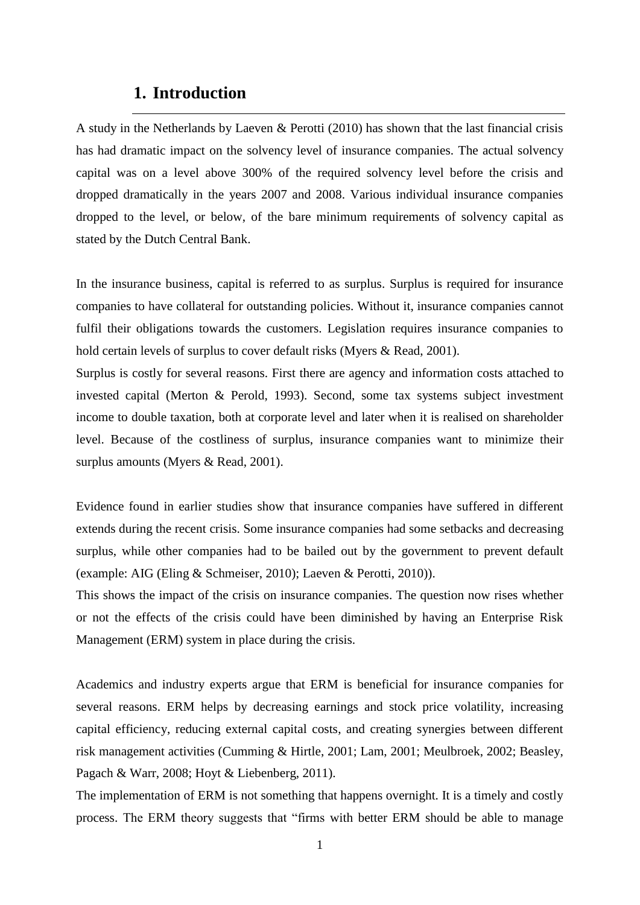# 1. Introduction

A study in the Netherlands by Laeven & Perotti (2010) has shown that the last financial crisis has had dramatic impact on the solvency level of insurance companies. The actual solvency capital was on a level above 300% of the required solvency level before the crisis and dropped dramatically in the years 2007 and 2008. Various individual insurance companies dropped to the level, or below, of the bare minimum requirements of solvency capital as stated by the Dutch Central Bank.

In the insurance business, capital is referred to as surplus. Surplus is required for insurance companies to have collateral for outstanding policies. Without it, insurance companies cannot fulfil their obligations towards the customers. Legislation requires insurance companies to hold certain levels of surplus to cover default risks (Myers & Read, 2001).

Surplus is costly for several reasons. First there are agency and information costs attached to invested capital (Merton & Perold, 1993). Second, some tax systems subject investment income to double taxation, both at corporate level and later when it is realised on shareholder level. Because of the costliness of surplus, insurance companies want to minimize their surplus amounts (Myers & Read, 2001).

Evidence found in earlier studies show that insurance companies have suffered in different extends during the recent crisis. Some insurance companies had some setbacks and decreasing surplus, while other companies had to be bailed out by the government to prevent default (example: AIG (Eling & Schmeiser, 2010); Laeven & Perotti, 2010)).

This shows the impact of the crisis on insurance companies. The question now rises whether or not the effects of the crisis could have been diminished by having an Enterprise Risk Management (ERM) system in place during the crisis.

Academics and industry experts argue that ERM is beneficial for insurance companies for several reasons. ERM helps by decreasing earnings and stock price volatility, increasing capital efficiency, reducing external capital costs, and creating synergies between different risk management activities (Cumming & Hirtle, 2001; Lam, 2001; Meulbroek, 2002; Beasley, Pagach & Warr, 2008; Hoyt & Liebenberg, 2011).

The implementation of ERM is not something that happens overnight. It is a timely and costly process. The ERM theory suggests that "firms with better ERM should be able to manage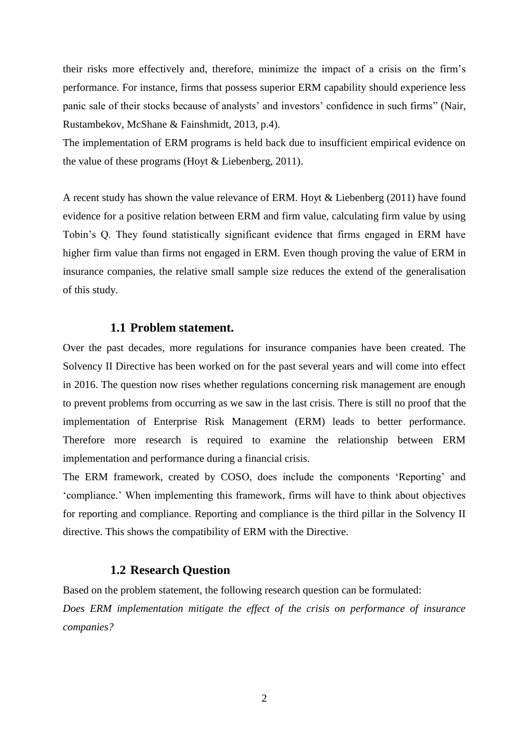their risks more effectively and, therefore, minimize the impact of a crisis on the firm's performance. For instance, firms that possess superior ERM capability should experience less panic sale of their stocks because of analysts' and investors' confidence in such firms" (Nair, Rustambekov, McShane & Fainshmidt, 2013, p.4).
The implementation of ERM programs is held back due to insufficient empirical evidence on the value of these programs (Hoyt & Liebenberg, 2011).

A recent study has shown the value relevance of ERM. Hoyt & Liebenberg (2011) have found evidence for a positive relation between ERM and firm value, calculating firm value by using Tobin's Q. They found statistically significant evidence that firms engaged in ERM have higher firm value than firms not engaged in ERM. Even though proving the value of ERM in insurance companies, the relative small sample size reduces the extend of the generalisation of this study.

## 1.1 Problem statement.

Over the past decades, more regulations for insurance companies have been created. The Solvency II Directive has been worked on for the past several years and will come into effect in 2016. The question now rises whether regulations concerning risk management are enough to prevent problems from occurring as we saw in the last crisis. There is still no proof that the implementation of Enterprise Risk Management (ERM) leads to better performance. Therefore more research is required to examine the relationship between ERM implementation and performance during a financial crisis.
The ERM framework, created by COSO, does include the components 'Reporting' and 'compliance.' When implementing this framework, firms will have to think about objectives for reporting and compliance. Reporting and compliance is the third pillar in the Solvency II directive. This shows the compatibility of ERM with the Directive.

## 1.2 Research Question

Based on the problem statement, the following research question can be formulated:
*Does ERM implementation mitigate the effect of the crisis on performance of insurance companies?*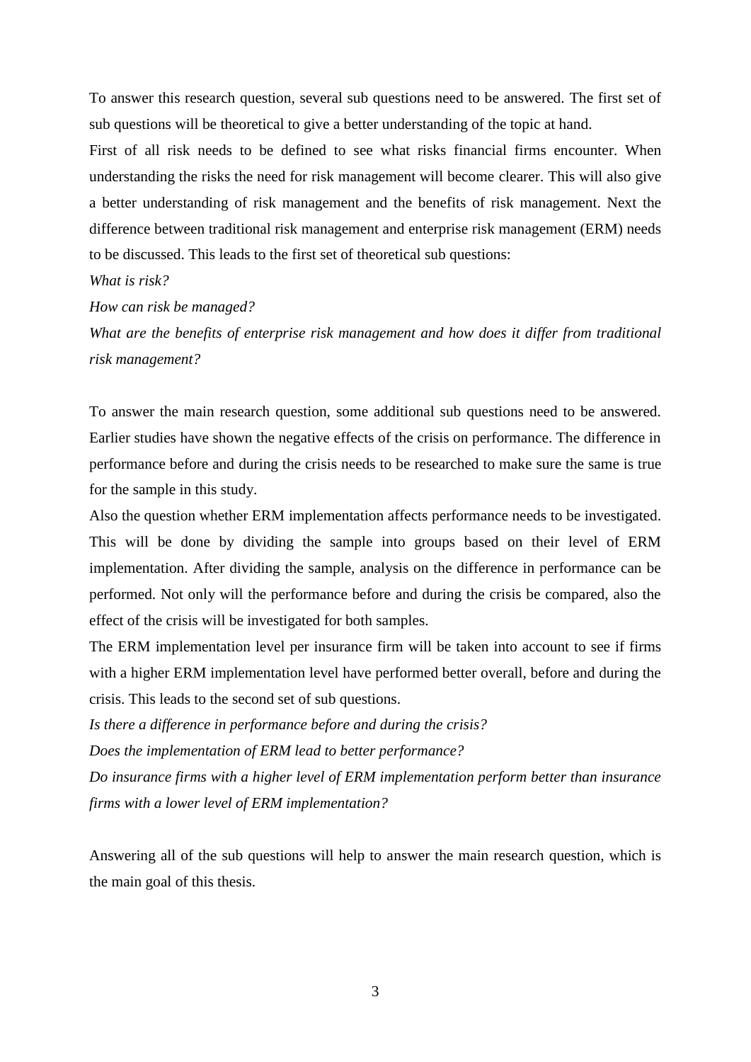To answer this research question, several sub questions need to be answered. The first set of sub questions will be theoretical to give a better understanding of the topic at hand.

First of all risk needs to be defined to see what risks financial firms encounter. When understanding the risks the need for risk management will become clearer. This will also give a better understanding of risk management and the benefits of risk management. Next the difference between traditional risk management and enterprise risk management (ERM) needs to be discussed. This leads to the first set of theoretical sub questions:

*What is risk?*

*How can risk be managed?*

*What are the benefits of enterprise risk management and how does it differ from traditional risk management?*

To answer the main research question, some additional sub questions need to be answered. Earlier studies have shown the negative effects of the crisis on performance. The difference in performance before and during the crisis needs to be researched to make sure the same is true for the sample in this study.

Also the question whether ERM implementation affects performance needs to be investigated. This will be done by dividing the sample into groups based on their level of ERM implementation. After dividing the sample, analysis on the difference in performance can be performed. Not only will the performance before and during the crisis be compared, also the effect of the crisis will be investigated for both samples.

The ERM implementation level per insurance firm will be taken into account to see if firms with a higher ERM implementation level have performed better overall, before and during the crisis. This leads to the second set of sub questions.

*Is there a difference in performance before and during the crisis?*

*Does the implementation of ERM lead to better performance?*

*Do insurance firms with a higher level of ERM implementation perform better than insurance firms with a lower level of ERM implementation?*

Answering all of the sub questions will help to answer the main research question, which is the main goal of this thesis.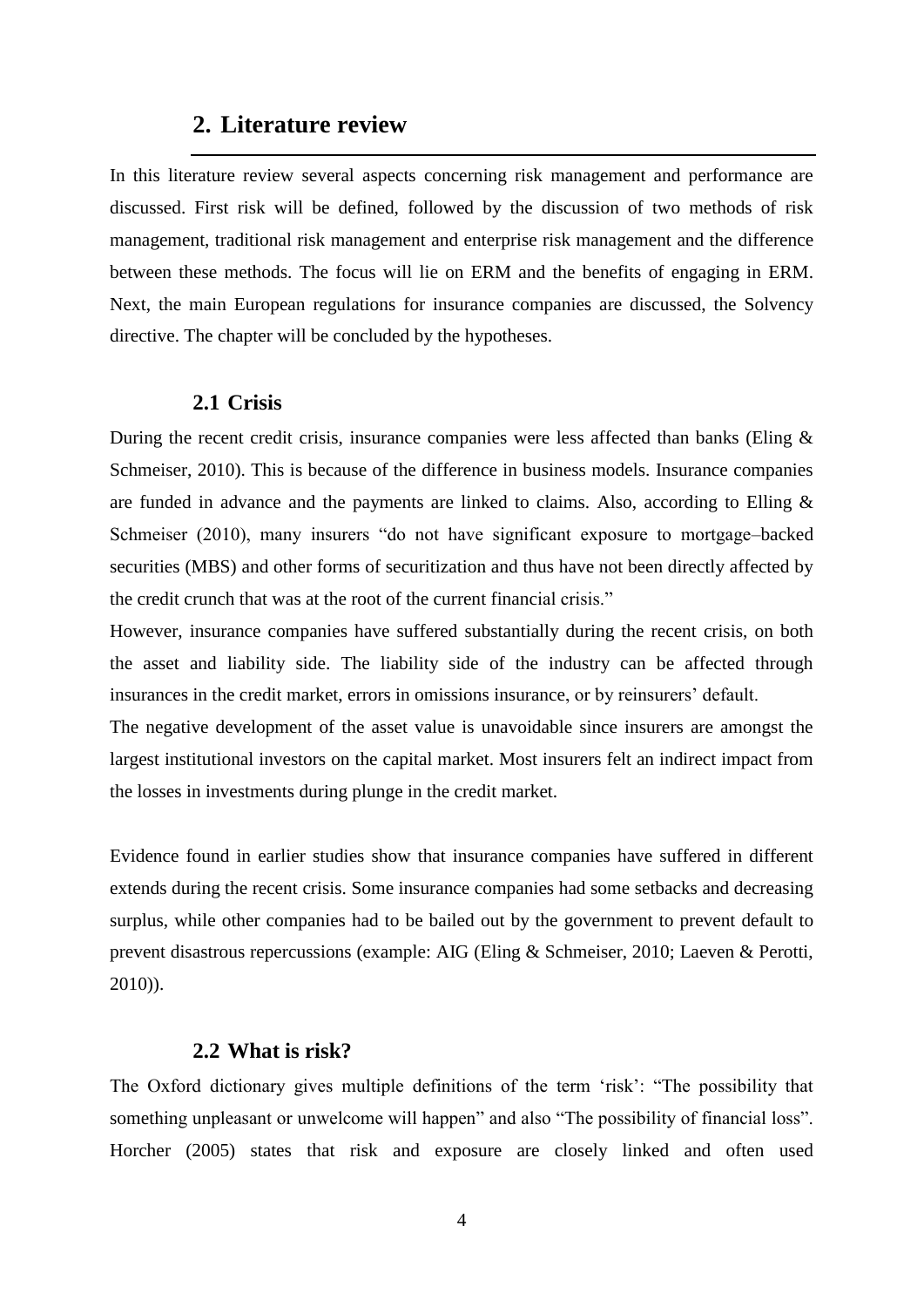## 2. Literature review

In this literature review several aspects concerning risk management and performance are discussed. First risk will be defined, followed by the discussion of two methods of risk management, traditional risk management and enterprise risk management and the difference between these methods. The focus will lie on ERM and the benefits of engaging in ERM. Next, the main European regulations for insurance companies are discussed, the Solvency directive. The chapter will be concluded by the hypotheses.

### 2.1 Crisis

During the recent credit crisis, insurance companies were less affected than banks (Eling & Schmeiser, 2010). This is because of the difference in business models. Insurance companies are funded in advance and the payments are linked to claims. Also, according to Elling & Schmeiser (2010), many insurers "do not have significant exposure to mortgage–backed securities (MBS) and other forms of securitization and thus have not been directly affected by the credit crunch that was at the root of the current financial crisis."

However, insurance companies have suffered substantially during the recent crisis, on both the asset and liability side. The liability side of the industry can be affected through insurances in the credit market, errors in omissions insurance, or by reinsurers' default.

The negative development of the asset value is unavoidable since insurers are amongst the largest institutional investors on the capital market. Most insurers felt an indirect impact from the losses in investments during plunge in the credit market.

Evidence found in earlier studies show that insurance companies have suffered in different extends during the recent crisis. Some insurance companies had some setbacks and decreasing surplus, while other companies had to be bailed out by the government to prevent default to prevent disastrous repercussions (example: AIG (Eling & Schmeiser, 2010; Laeven & Perotti, 2010)).

### 2.2 What is risk?

The Oxford dictionary gives multiple definitions of the term 'risk': "The possibility that something unpleasant or unwelcome will happen" and also "The possibility of financial loss". Horcher (2005) states that risk and exposure are closely linked and often used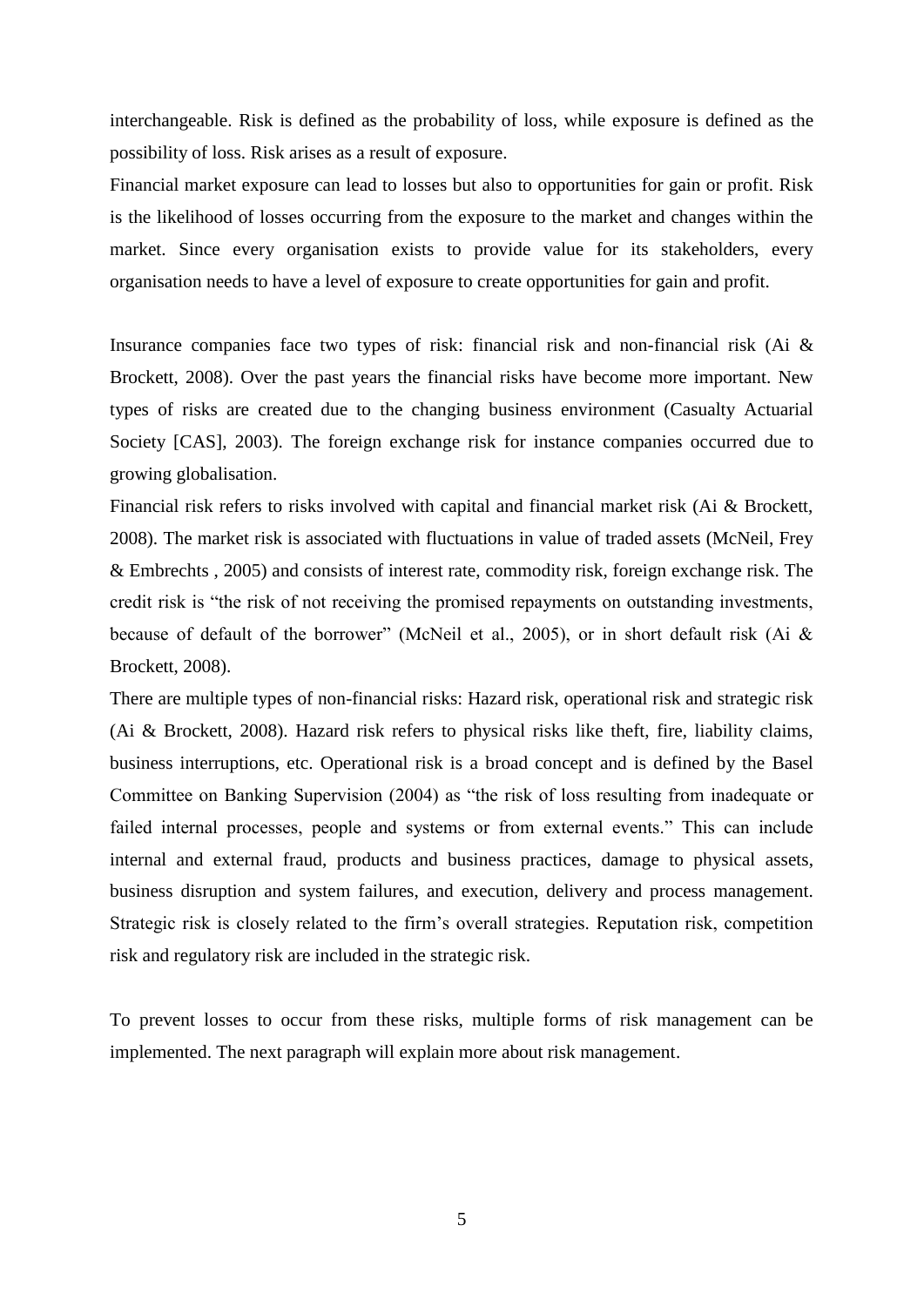interchangeable. Risk is defined as the probability of loss, while exposure is defined as the possibility of loss. Risk arises as a result of exposure.

Financial market exposure can lead to losses but also to opportunities for gain or profit. Risk is the likelihood of losses occurring from the exposure to the market and changes within the market. Since every organisation exists to provide value for its stakeholders, every organisation needs to have a level of exposure to create opportunities for gain and profit.

Insurance companies face two types of risk: financial risk and non-financial risk (Ai & Brockett, 2008). Over the past years the financial risks have become more important. New types of risks are created due to the changing business environment (Casualty Actuarial Society [CAS], 2003). The foreign exchange risk for instance companies occurred due to growing globalisation.

Financial risk refers to risks involved with capital and financial market risk (Ai & Brockett, 2008). The market risk is associated with fluctuations in value of traded assets (McNeil, Frey & Embrechts , 2005) and consists of interest rate, commodity risk, foreign exchange risk. The credit risk is "the risk of not receiving the promised repayments on outstanding investments, because of default of the borrower" (McNeil et al., 2005), or in short default risk (Ai & Brockett, 2008).

There are multiple types of non-financial risks: Hazard risk, operational risk and strategic risk (Ai & Brockett, 2008). Hazard risk refers to physical risks like theft, fire, liability claims, business interruptions, etc. Operational risk is a broad concept and is defined by the Basel Committee on Banking Supervision (2004) as "the risk of loss resulting from inadequate or failed internal processes, people and systems or from external events." This can include internal and external fraud, products and business practices, damage to physical assets, business disruption and system failures, and execution, delivery and process management. Strategic risk is closely related to the firm's overall strategies. Reputation risk, competition risk and regulatory risk are included in the strategic risk.

To prevent losses to occur from these risks, multiple forms of risk management can be implemented. The next paragraph will explain more about risk management.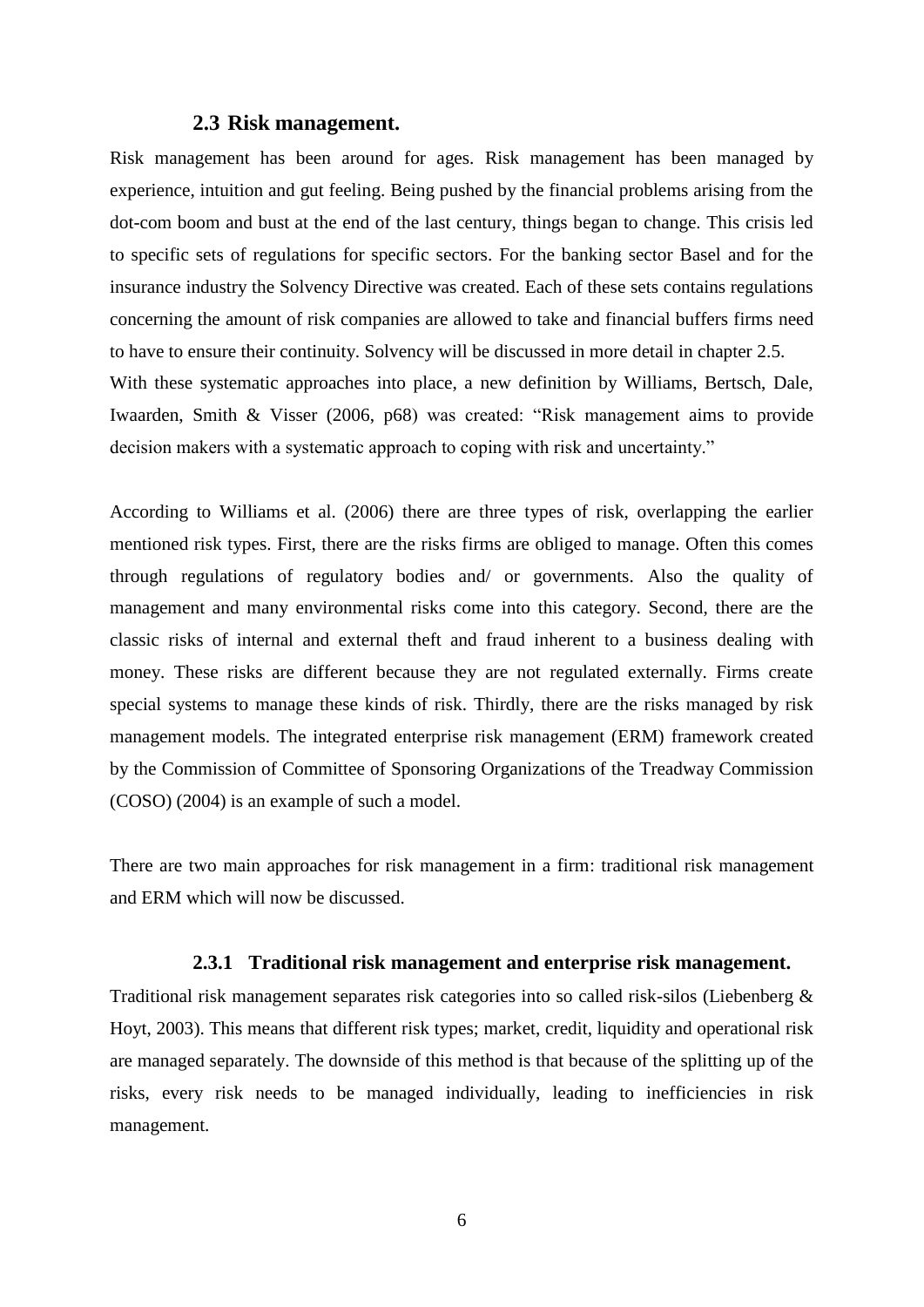## 2.3 Risk management.

Risk management has been around for ages. Risk management has been managed by experience, intuition and gut feeling. Being pushed by the financial problems arising from the dot-com boom and bust at the end of the last century, things began to change. This crisis led to specific sets of regulations for specific sectors. For the banking sector Basel and for the insurance industry the Solvency Directive was created. Each of these sets contains regulations concerning the amount of risk companies are allowed to take and financial buffers firms need to have to ensure their continuity. Solvency will be discussed in more detail in chapter 2.5.
With these systematic approaches into place, a new definition by Williams, Bertsch, Dale, Iwaarden, Smith & Visser (2006, p68) was created: "Risk management aims to provide decision makers with a systematic approach to coping with risk and uncertainty."

According to Williams et al. (2006) there are three types of risk, overlapping the earlier mentioned risk types. First, there are the risks firms are obliged to manage. Often this comes through regulations of regulatory bodies and/ or governments. Also the quality of management and many environmental risks come into this category. Second, there are the classic risks of internal and external theft and fraud inherent to a business dealing with money. These risks are different because they are not regulated externally. Firms create special systems to manage these kinds of risk. Thirdly, there are the risks managed by risk management models. The integrated enterprise risk management (ERM) framework created by the Commission of Committee of Sponsoring Organizations of the Treadway Commission (COSO) (2004) is an example of such a model.

There are two main approaches for risk management in a firm: traditional risk management and ERM which will now be discussed.

### 2.3.1 Traditional risk management and enterprise risk management.

Traditional risk management separates risk categories into so called risk-silos (Liebenberg & Hoyt, 2003). This means that different risk types; market, credit, liquidity and operational risk are managed separately. The downside of this method is that because of the splitting up of the risks, every risk needs to be managed individually, leading to inefficiencies in risk management.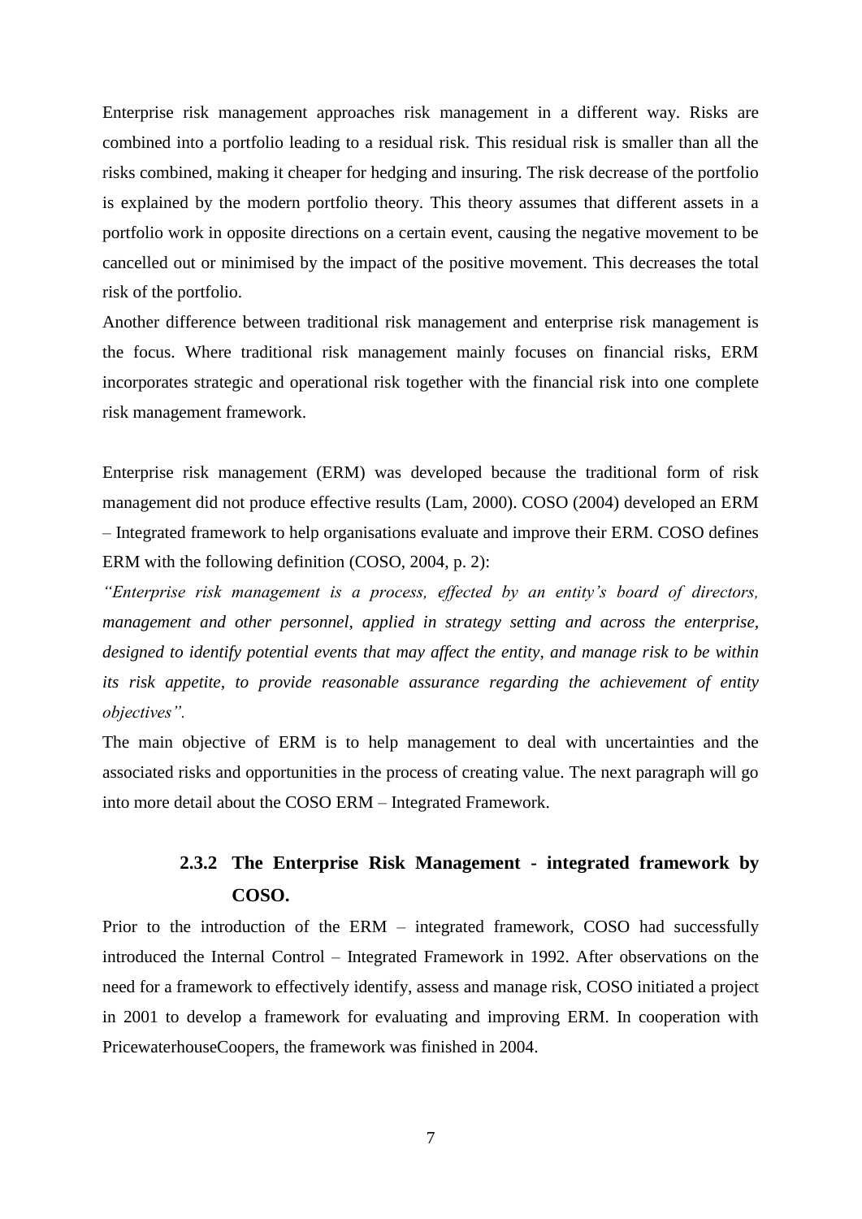Enterprise risk management approaches risk management in a different way. Risks are combined into a portfolio leading to a residual risk. This residual risk is smaller than all the risks combined, making it cheaper for hedging and insuring. The risk decrease of the portfolio is explained by the modern portfolio theory. This theory assumes that different assets in a portfolio work in opposite directions on a certain event, causing the negative movement to be cancelled out or minimised by the impact of the positive movement. This decreases the total risk of the portfolio.

Another difference between traditional risk management and enterprise risk management is the focus. Where traditional risk management mainly focuses on financial risks, ERM incorporates strategic and operational risk together with the financial risk into one complete risk management framework.

Enterprise risk management (ERM) was developed because the traditional form of risk management did not produce effective results (Lam, 2000). COSO (2004) developed an ERM – Integrated framework to help organisations evaluate and improve their ERM. COSO defines ERM with the following definition (COSO, 2004, p. 2):

*"Enterprise risk management is a process, effected by an entity's board of directors, management and other personnel, applied in strategy setting and across the enterprise, designed to identify potential events that may affect the entity, and manage risk to be within its risk appetite, to provide reasonable assurance regarding the achievement of entity objectives".*

The main objective of ERM is to help management to deal with uncertainties and the associated risks and opportunities in the process of creating value. The next paragraph will go into more detail about the COSO ERM – Integrated Framework.

### 2.3.2 The Enterprise Risk Management - integrated framework by COSO.

Prior to the introduction of the ERM – integrated framework, COSO had successfully introduced the Internal Control – Integrated Framework in 1992. After observations on the need for a framework to effectively identify, assess and manage risk, COSO initiated a project in 2001 to develop a framework for evaluating and improving ERM. In cooperation with PricewaterhouseCoopers, the framework was finished in 2004.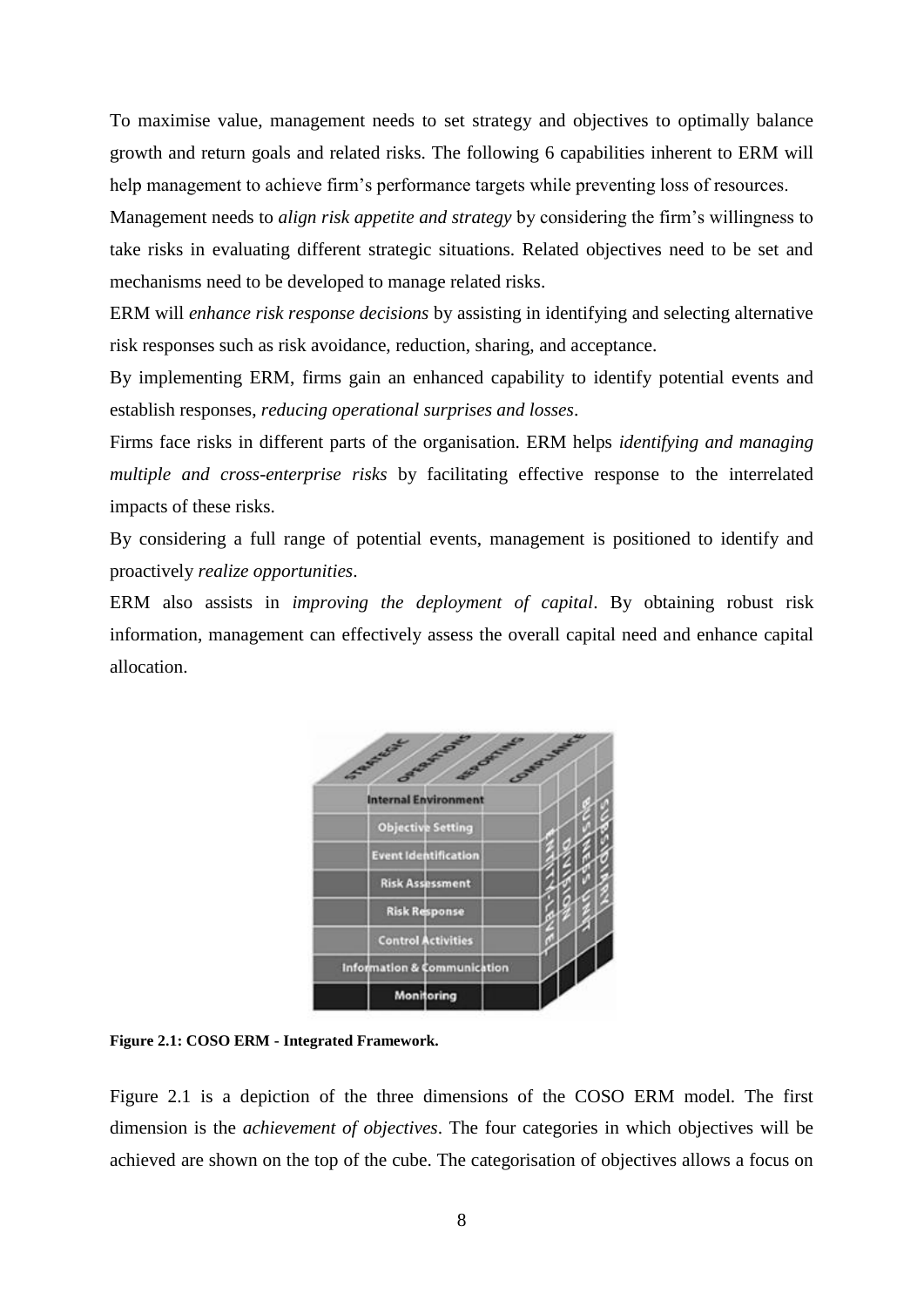To maximise value, management needs to set strategy and objectives to optimally balance growth and return goals and related risks. The following 6 capabilities inherent to ERM will help management to achieve firm's performance targets while preventing loss of resources.

Management needs to *align risk appetite and strategy* by considering the firm's willingness to take risks in evaluating different strategic situations. Related objectives need to be set and mechanisms need to be developed to manage related risks.

ERM will *enhance risk response decisions* by assisting in identifying and selecting alternative risk responses such as risk avoidance, reduction, sharing, and acceptance.

By implementing ERM, firms gain an enhanced capability to identify potential events and establish responses, *reducing operational surprises and losses*.

Firms face risks in different parts of the organisation. ERM helps *identifying and managing multiple and cross-enterprise risks* by facilitating effective response to the interrelated impacts of these risks.

By considering a full range of potential events, management is positioned to identify and proactively *realize opportunities*.

ERM also assists in *improving the deployment of capital*. By obtaining robust risk information, management can effectively assess the overall capital need and enhance capital allocation.

**Figure 2.1: COSO ERM - Integrated Framework.**

Figure 2.1 is a depiction of the three dimensions of the COSO ERM model. The first dimension is the *achievement of objectives*. The four categories in which objectives will be achieved are shown on the top of the cube. The categorisation of objectives allows a focus on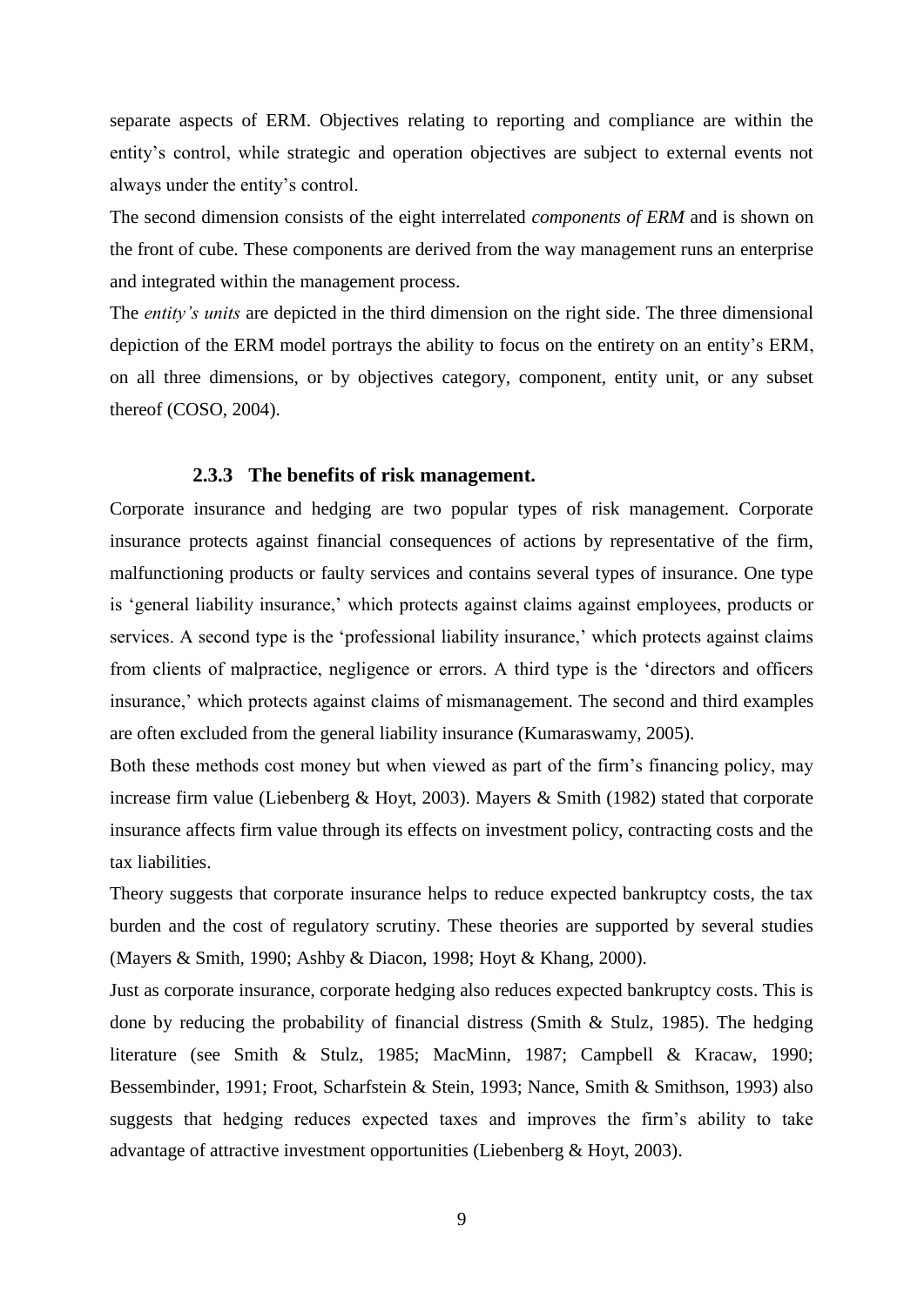separate aspects of ERM. Objectives relating to reporting and compliance are within the entity's control, while strategic and operation objectives are subject to external events not always under the entity's control.

The second dimension consists of the eight interrelated *components of ERM* and is shown on the front of cube. These components are derived from the way management runs an enterprise and integrated within the management process.

The *entity's units* are depicted in the third dimension on the right side. The three dimensional depiction of the ERM model portrays the ability to focus on the entirety on an entity's ERM, on all three dimensions, or by objectives category, component, entity unit, or any subset thereof (COSO, 2004).

### 2.3.3 The benefits of risk management.

Corporate insurance and hedging are two popular types of risk management. Corporate insurance protects against financial consequences of actions by representative of the firm, malfunctioning products or faulty services and contains several types of insurance. One type is 'general liability insurance,' which protects against claims against employees, products or services. A second type is the 'professional liability insurance,' which protects against claims from clients of malpractice, negligence or errors. A third type is the 'directors and officers insurance,' which protects against claims of mismanagement. The second and third examples are often excluded from the general liability insurance (Kumaraswamy, 2005).

Both these methods cost money but when viewed as part of the firm's financing policy, may increase firm value (Liebenberg & Hoyt, 2003). Mayers & Smith (1982) stated that corporate insurance affects firm value through its effects on investment policy, contracting costs and the tax liabilities.

Theory suggests that corporate insurance helps to reduce expected bankruptcy costs, the tax burden and the cost of regulatory scrutiny. These theories are supported by several studies (Mayers & Smith, 1990; Ashby & Diacon, 1998; Hoyt & Khang, 2000).

Just as corporate insurance, corporate hedging also reduces expected bankruptcy costs. This is done by reducing the probability of financial distress (Smith & Stulz, 1985). The hedging literature (see Smith & Stulz, 1985; MacMinn, 1987; Campbell & Kracaw, 1990; Bessembinder, 1991; Froot, Scharfstein & Stein, 1993; Nance, Smith & Smithson, 1993) also suggests that hedging reduces expected taxes and improves the firm's ability to take advantage of attractive investment opportunities (Liebenberg & Hoyt, 2003).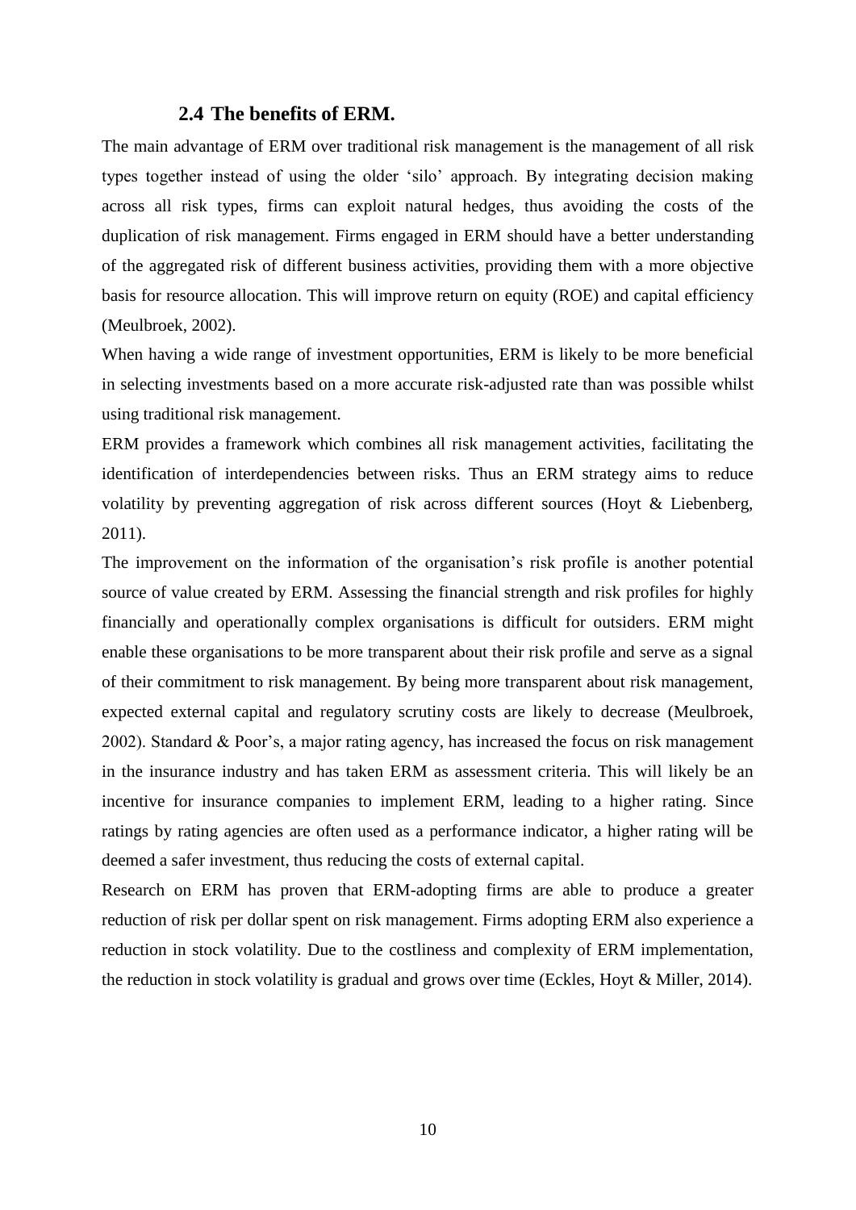## 2.4 The benefits of ERM.

The main advantage of ERM over traditional risk management is the management of all risk types together instead of using the older 'silo' approach. By integrating decision making across all risk types, firms can exploit natural hedges, thus avoiding the costs of the duplication of risk management. Firms engaged in ERM should have a better understanding of the aggregated risk of different business activities, providing them with a more objective basis for resource allocation. This will improve return on equity (ROE) and capital efficiency (Meulbroek, 2002).

When having a wide range of investment opportunities, ERM is likely to be more beneficial in selecting investments based on a more accurate risk-adjusted rate than was possible whilst using traditional risk management.

ERM provides a framework which combines all risk management activities, facilitating the identification of interdependencies between risks. Thus an ERM strategy aims to reduce volatility by preventing aggregation of risk across different sources (Hoyt & Liebenberg, 2011).

The improvement on the information of the organisation's risk profile is another potential source of value created by ERM. Assessing the financial strength and risk profiles for highly financially and operationally complex organisations is difficult for outsiders. ERM might enable these organisations to be more transparent about their risk profile and serve as a signal of their commitment to risk management. By being more transparent about risk management, expected external capital and regulatory scrutiny costs are likely to decrease (Meulbroek, 2002). Standard & Poor's, a major rating agency, has increased the focus on risk management in the insurance industry and has taken ERM as assessment criteria. This will likely be an incentive for insurance companies to implement ERM, leading to a higher rating. Since ratings by rating agencies are often used as a performance indicator, a higher rating will be deemed a safer investment, thus reducing the costs of external capital.

Research on ERM has proven that ERM-adopting firms are able to produce a greater reduction of risk per dollar spent on risk management. Firms adopting ERM also experience a reduction in stock volatility. Due to the costliness and complexity of ERM implementation, the reduction in stock volatility is gradual and grows over time (Eckles, Hoyt & Miller, 2014).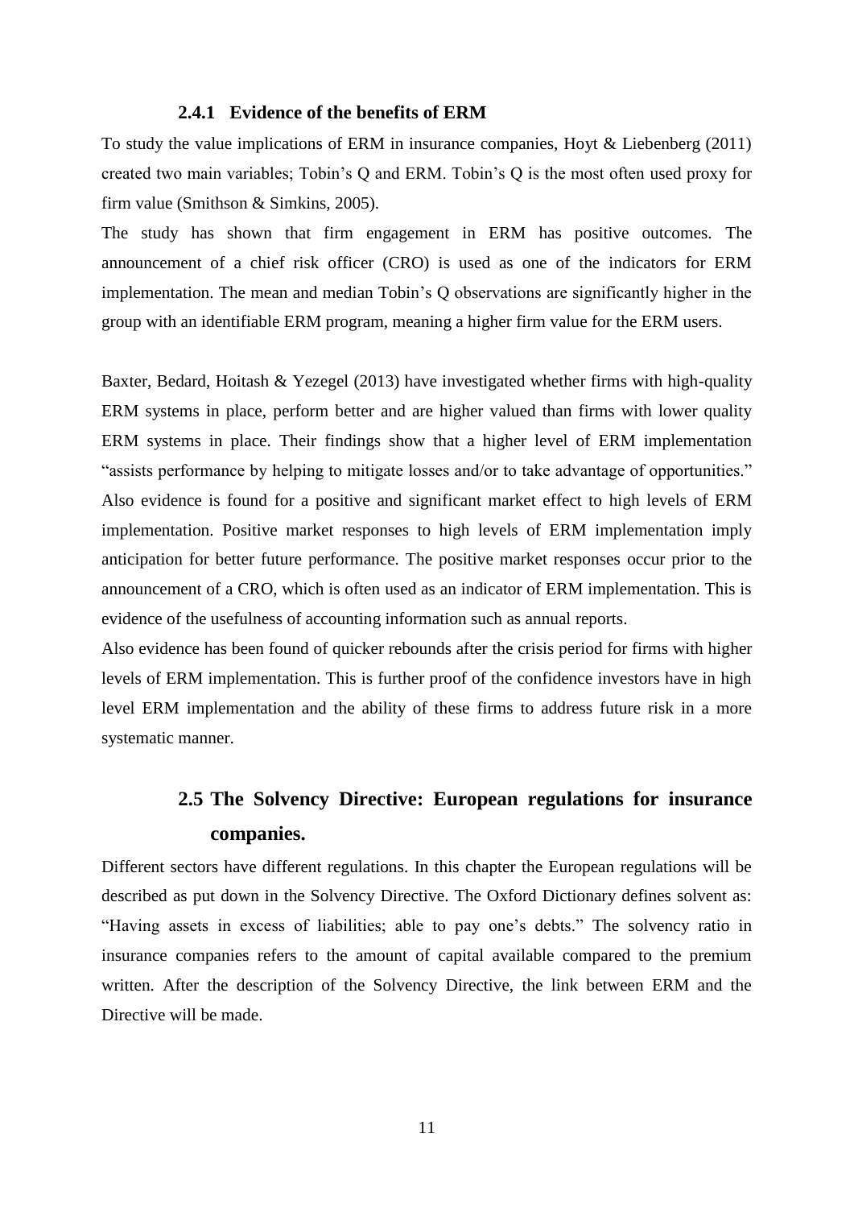### 2.4.1 Evidence of the benefits of ERM

To study the value implications of ERM in insurance companies, Hoyt & Liebenberg (2011) created two main variables; Tobin's Q and ERM. Tobin's Q is the most often used proxy for firm value (Smithson & Simkins, 2005).

The study has shown that firm engagement in ERM has positive outcomes. The announcement of a chief risk officer (CRO) is used as one of the indicators for ERM implementation. The mean and median Tobin's Q observations are significantly higher in the group with an identifiable ERM program, meaning a higher firm value for the ERM users.

Baxter, Bedard, Hoitash & Yezegel (2013) have investigated whether firms with high-quality ERM systems in place, perform better and are higher valued than firms with lower quality ERM systems in place. Their findings show that a higher level of ERM implementation "assists performance by helping to mitigate losses and/or to take advantage of opportunities." Also evidence is found for a positive and significant market effect to high levels of ERM implementation. Positive market responses to high levels of ERM implementation imply anticipation for better future performance. The positive market responses occur prior to the announcement of a CRO, which is often used as an indicator of ERM implementation. This is evidence of the usefulness of accounting information such as annual reports.

Also evidence has been found of quicker rebounds after the crisis period for firms with higher levels of ERM implementation. This is further proof of the confidence investors have in high level ERM implementation and the ability of these firms to address future risk in a more systematic manner.

## 2.5 The Solvency Directive: European regulations for insurance companies.

Different sectors have different regulations. In this chapter the European regulations will be described as put down in the Solvency Directive. The Oxford Dictionary defines solvent as: "Having assets in excess of liabilities; able to pay one's debts." The solvency ratio in insurance companies refers to the amount of capital available compared to the premium written. After the description of the Solvency Directive, the link between ERM and the Directive will be made.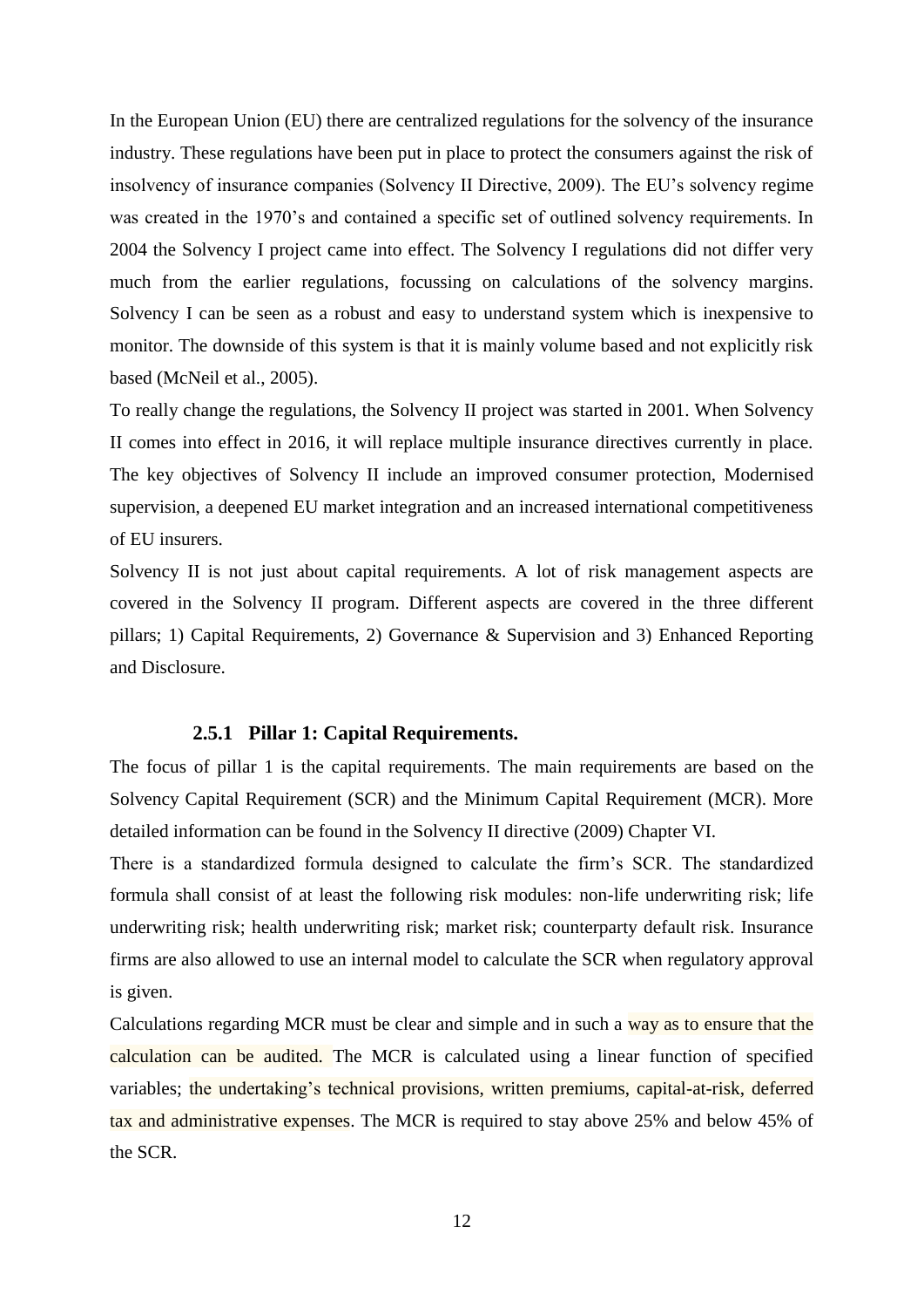In the European Union (EU) there are centralized regulations for the solvency of the insurance industry. These regulations have been put in place to protect the consumers against the risk of insolvency of insurance companies (Solvency II Directive, 2009). The EU's solvency regime was created in the 1970's and contained a specific set of outlined solvency requirements. In 2004 the Solvency I project came into effect. The Solvency I regulations did not differ very much from the earlier regulations, focussing on calculations of the solvency margins. Solvency I can be seen as a robust and easy to understand system which is inexpensive to monitor. The downside of this system is that it is mainly volume based and not explicitly risk based (McNeil et al., 2005).

To really change the regulations, the Solvency II project was started in 2001. When Solvency II comes into effect in 2016, it will replace multiple insurance directives currently in place. The key objectives of Solvency II include an improved consumer protection, Modernised supervision, a deepened EU market integration and an increased international competitiveness of EU insurers.

Solvency II is not just about capital requirements. A lot of risk management aspects are covered in the Solvency II program. Different aspects are covered in the three different pillars; 1) Capital Requirements, 2) Governance & Supervision and 3) Enhanced Reporting and Disclosure.

### 2.5.1 Pillar 1: Capital Requirements.

The focus of pillar 1 is the capital requirements. The main requirements are based on the Solvency Capital Requirement (SCR) and the Minimum Capital Requirement (MCR). More detailed information can be found in the Solvency II directive (2009) Chapter VI.

There is a standardized formula designed to calculate the firm's SCR. The standardized formula shall consist of at least the following risk modules: non-life underwriting risk; life underwriting risk; health underwriting risk; market risk; counterparty default risk. Insurance firms are also allowed to use an internal model to calculate the SCR when regulatory approval is given.

Calculations regarding MCR must be clear and simple and in such a way as to ensure that the calculation can be audited. The MCR is calculated using a linear function of specified variables; the undertaking's technical provisions, written premiums, capital-at-risk, deferred tax and administrative expenses. The MCR is required to stay above 25% and below 45% of the SCR.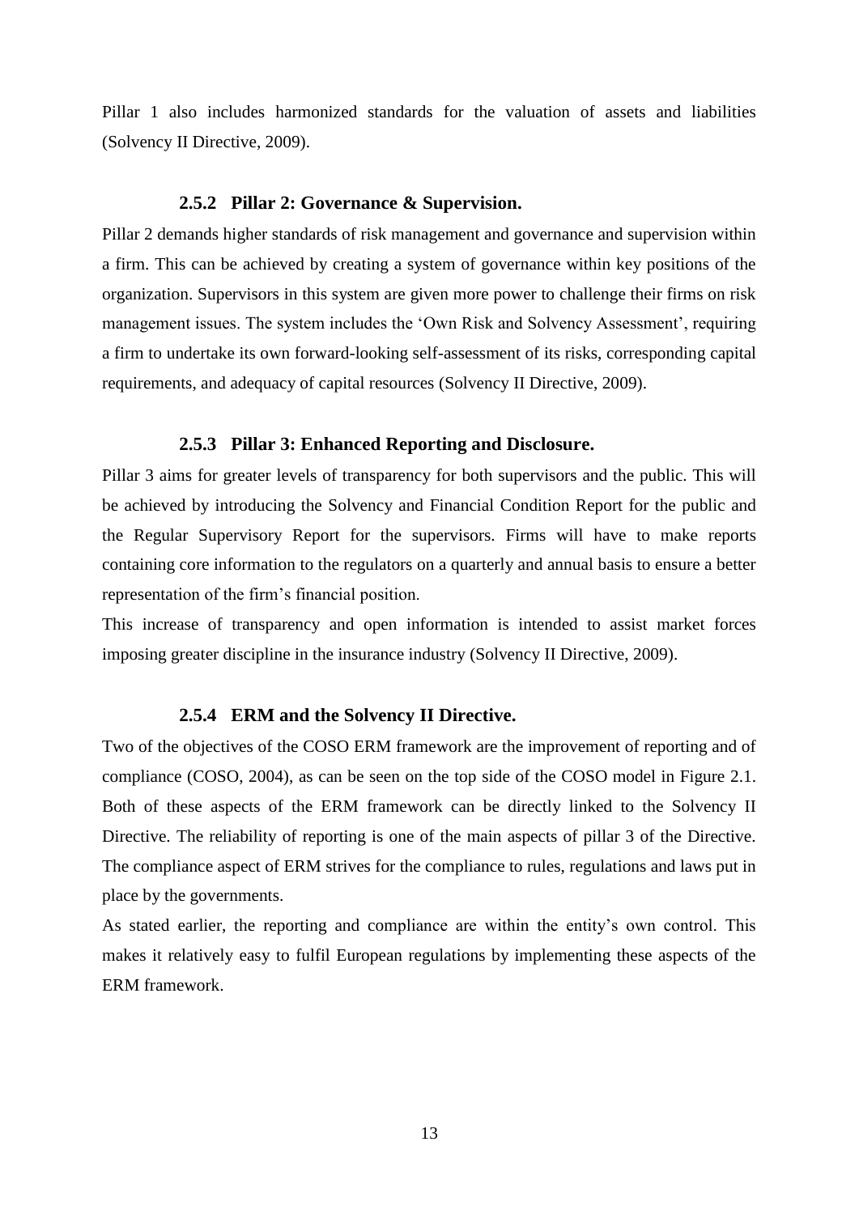Pillar 1 also includes harmonized standards for the valuation of assets and liabilities (Solvency II Directive, 2009).

### 2.5.2 Pillar 2: Governance & Supervision.

Pillar 2 demands higher standards of risk management and governance and supervision within a firm. This can be achieved by creating a system of governance within key positions of the organization. Supervisors in this system are given more power to challenge their firms on risk management issues. The system includes the 'Own Risk and Solvency Assessment', requiring a firm to undertake its own forward-looking self-assessment of its risks, corresponding capital requirements, and adequacy of capital resources (Solvency II Directive, 2009).

### 2.5.3 Pillar 3: Enhanced Reporting and Disclosure.

Pillar 3 aims for greater levels of transparency for both supervisors and the public. This will be achieved by introducing the Solvency and Financial Condition Report for the public and the Regular Supervisory Report for the supervisors. Firms will have to make reports containing core information to the regulators on a quarterly and annual basis to ensure a better representation of the firm's financial position.

This increase of transparency and open information is intended to assist market forces imposing greater discipline in the insurance industry (Solvency II Directive, 2009).

### 2.5.4 ERM and the Solvency II Directive.

Two of the objectives of the COSO ERM framework are the improvement of reporting and of compliance (COSO, 2004), as can be seen on the top side of the COSO model in Figure 2.1. Both of these aspects of the ERM framework can be directly linked to the Solvency II Directive. The reliability of reporting is one of the main aspects of pillar 3 of the Directive. The compliance aspect of ERM strives for the compliance to rules, regulations and laws put in place by the governments.

As stated earlier, the reporting and compliance are within the entity's own control. This makes it relatively easy to fulfil European regulations by implementing these aspects of the ERM framework.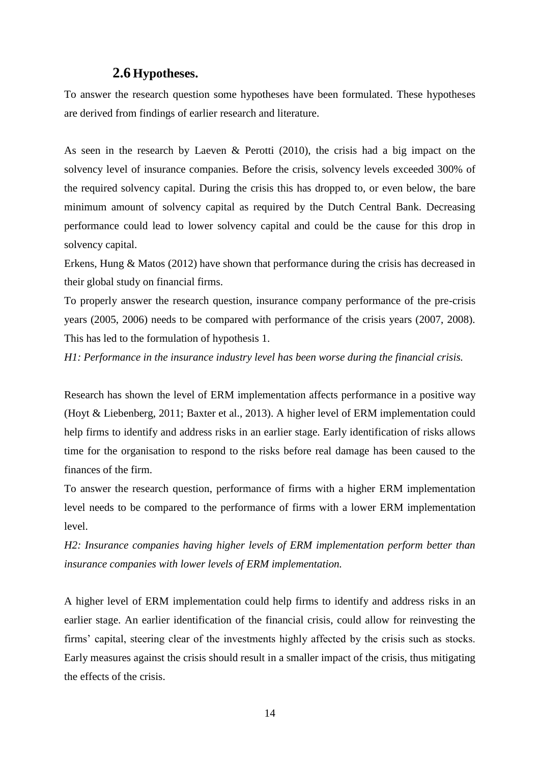## 2.6 Hypotheses.

To answer the research question some hypotheses have been formulated. These hypotheses are derived from findings of earlier research and literature.

As seen in the research by Laeven & Perotti (2010), the crisis had a big impact on the solvency level of insurance companies. Before the crisis, solvency levels exceeded 300% of the required solvency capital. During the crisis this has dropped to, or even below, the bare minimum amount of solvency capital as required by the Dutch Central Bank. Decreasing performance could lead to lower solvency capital and could be the cause for this drop in solvency capital.

Erkens, Hung & Matos (2012) have shown that performance during the crisis has decreased in their global study on financial firms.

To properly answer the research question, insurance company performance of the pre-crisis years (2005, 2006) needs to be compared with performance of the crisis years (2007, 2008). This has led to the formulation of hypothesis 1.

*H1: Performance in the insurance industry level has been worse during the financial crisis.*

Research has shown the level of ERM implementation affects performance in a positive way (Hoyt & Liebenberg, 2011; Baxter et al., 2013). A higher level of ERM implementation could help firms to identify and address risks in an earlier stage. Early identification of risks allows time for the organisation to respond to the risks before real damage has been caused to the finances of the firm.

To answer the research question, performance of firms with a higher ERM implementation level needs to be compared to the performance of firms with a lower ERM implementation level.

*H2: Insurance companies having higher levels of ERM implementation perform better than insurance companies with lower levels of ERM implementation.*

A higher level of ERM implementation could help firms to identify and address risks in an earlier stage. An earlier identification of the financial crisis, could allow for reinvesting the firms' capital, steering clear of the investments highly affected by the crisis such as stocks. Early measures against the crisis should result in a smaller impact of the crisis, thus mitigating the effects of the crisis.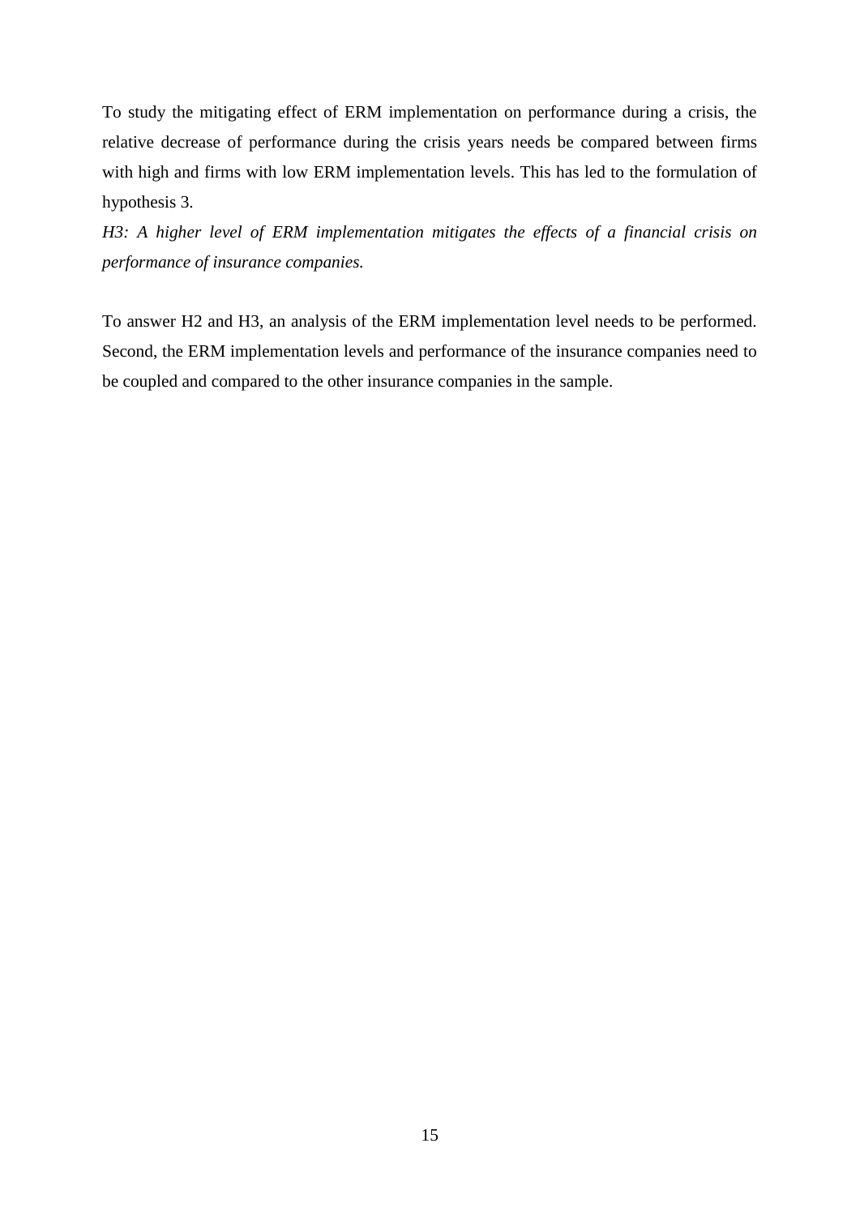To study the mitigating effect of ERM implementation on performance during a crisis, the relative decrease of performance during the crisis years needs be compared between firms with high and firms with low ERM implementation levels. This has led to the formulation of hypothesis 3.

*H3: A higher level of ERM implementation mitigates the effects of a financial crisis on performance of insurance companies.*

To answer H2 and H3, an analysis of the ERM implementation level needs to be performed. Second, the ERM implementation levels and performance of the insurance companies need to be coupled and compared to the other insurance companies in the sample.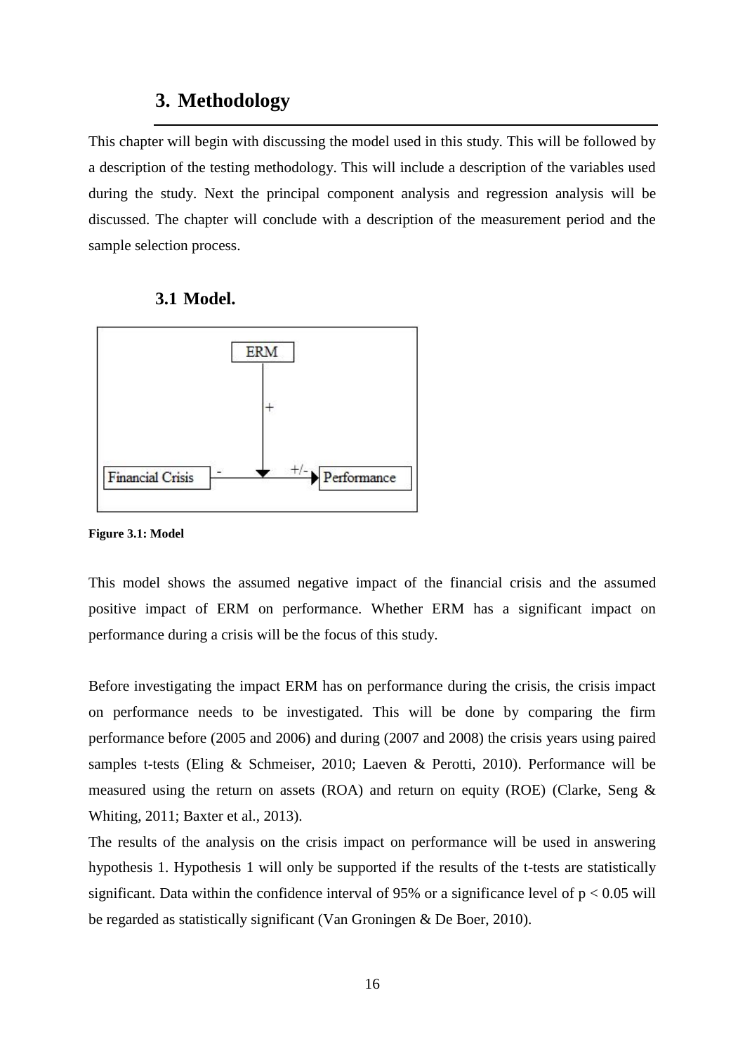# 3. Methodology

This chapter will begin with discussing the model used in this study. This will be followed by a description of the testing methodology. This will include a description of the variables used during the study. Next the principal component analysis and regression analysis will be discussed. The chapter will conclude with a description of the measurement period and the sample selection process.

## 3.1 Model.

**Figure 3.1: Model**

This model shows the assumed negative impact of the financial crisis and the assumed positive impact of ERM on performance. Whether ERM has a significant impact on performance during a crisis will be the focus of this study.

Before investigating the impact ERM has on performance during the crisis, the crisis impact on performance needs to be investigated. This will be done by comparing the firm performance before (2005 and 2006) and during (2007 and 2008) the crisis years using paired samples t-tests (Eling & Schmeiser, 2010; Laeven & Perotti, 2010). Performance will be measured using the return on assets (ROA) and return on equity (ROE) (Clarke, Seng & Whiting, 2011; Baxter et al., 2013).

The results of the analysis on the crisis impact on performance will be used in answering hypothesis 1. Hypothesis 1 will only be supported if the results of the t-tests are statistically significant. Data within the confidence interval of 95% or a significance level of $p < 0.05$ will be regarded as statistically significant (Van Groningen & De Boer, 2010).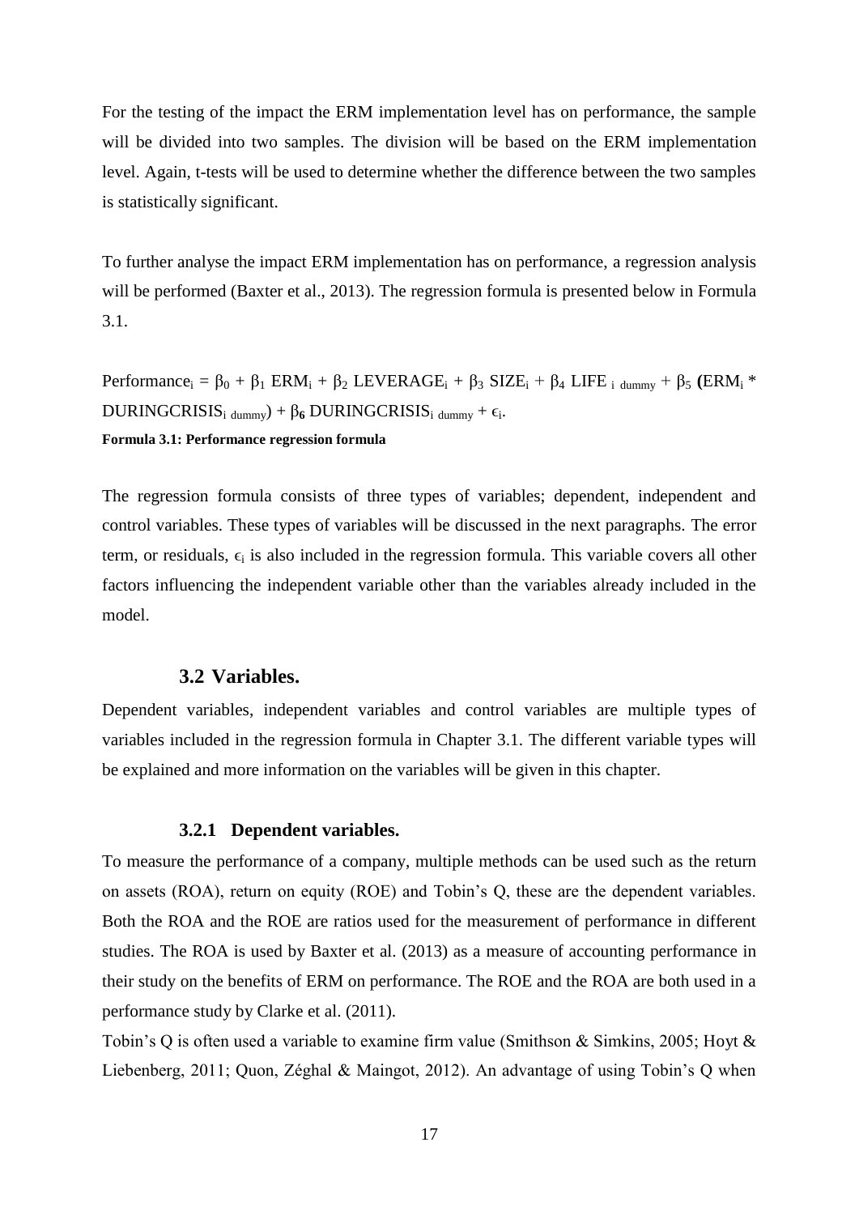For the testing of the impact the ERM implementation level has on performance, the sample will be divided into two samples. The division will be based on the ERM implementation level. Again, t-tests will be used to determine whether the difference between the two samples is statistically significant.

To further analyse the impact ERM implementation has on performance, a regression analysis will be performed (Baxter et al., 2013). The regression formula is presented below in Formula 3.1.

$$Performance_i = \beta_0 + \beta_1 \, ERM_i + \beta_2 \, LEVERAGE_i + \beta_3 \, SIZE_i + \beta_4 \, LIFE_{i \ dummy} + \beta_5 \, (ERM_i * DURINGCRISIS_{i \ dummy}) + \beta_6 \, DURINGCRISIS_{i \ dummy} + \epsilon_i.$$

**Formula 3.1: Performance regression formula**

The regression formula consists of three types of variables; dependent, independent and control variables. These types of variables will be discussed in the next paragraphs. The error term, or residuals, $\epsilon_i$ is also included in the regression formula. This variable covers all other factors influencing the independent variable other than the variables already included in the model.

## 3.2 Variables.

Dependent variables, independent variables and control variables are multiple types of variables included in the regression formula in Chapter 3.1. The different variable types will be explained and more information on the variables will be given in this chapter.

### 3.2.1 Dependent variables.

To measure the performance of a company, multiple methods can be used such as the return on assets (ROA), return on equity (ROE) and Tobin's Q, these are the dependent variables. Both the ROA and the ROE are ratios used for the measurement of performance in different studies. The ROA is used by Baxter et al. (2013) as a measure of accounting performance in their study on the benefits of ERM on performance. The ROE and the ROA are both used in a performance study by Clarke et al. (2011).

Tobin's Q is often used a variable to examine firm value (Smithson & Simkins, 2005; Hoyt & Liebenberg, 2011; Quon, Zéghal & Maingot, 2012). An advantage of using Tobin's Q when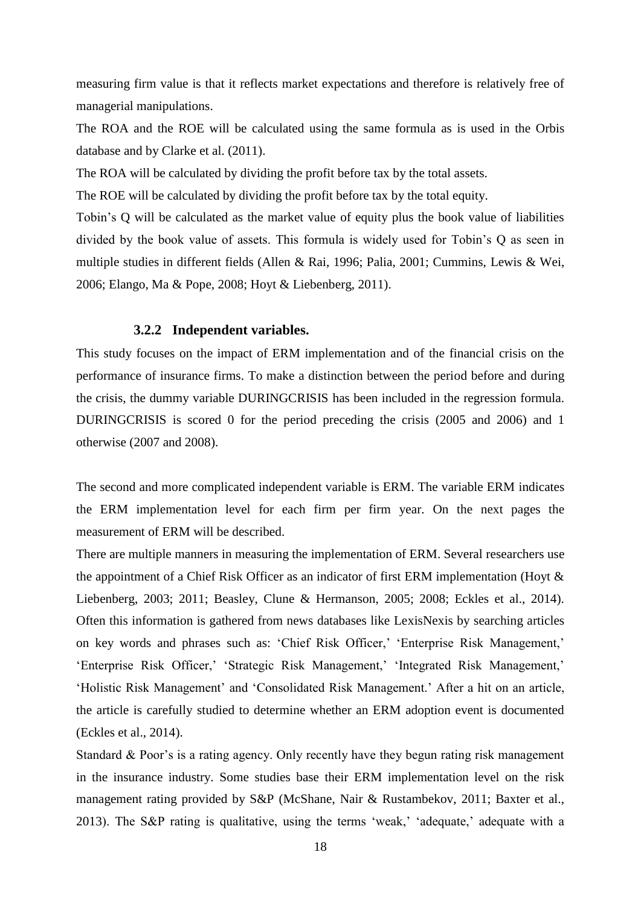measuring firm value is that it reflects market expectations and therefore is relatively free of managerial manipulations.

The ROA and the ROE will be calculated using the same formula as is used in the Orbis database and by Clarke et al. (2011).

The ROA will be calculated by dividing the profit before tax by the total assets.

The ROE will be calculated by dividing the profit before tax by the total equity.

Tobin's Q will be calculated as the market value of equity plus the book value of liabilities divided by the book value of assets. This formula is widely used for Tobin's Q as seen in multiple studies in different fields (Allen & Rai, 1996; Palia, 2001; Cummins, Lewis & Wei, 2006; Elango, Ma & Pope, 2008; Hoyt & Liebenberg, 2011).

### 3.2.2 Independent variables.

This study focuses on the impact of ERM implementation and of the financial crisis on the performance of insurance firms. To make a distinction between the period before and during the crisis, the dummy variable DURINGCRISIS has been included in the regression formula. DURINGCRISIS is scored 0 for the period preceding the crisis (2005 and 2006) and 1 otherwise (2007 and 2008).

The second and more complicated independent variable is ERM. The variable ERM indicates the ERM implementation level for each firm per firm year. On the next pages the measurement of ERM will be described.

There are multiple manners in measuring the implementation of ERM. Several researchers use the appointment of a Chief Risk Officer as an indicator of first ERM implementation (Hoyt & Liebenberg, 2003; 2011; Beasley, Clune & Hermanson, 2005; 2008; Eckles et al., 2014). Often this information is gathered from news databases like LexisNexis by searching articles on key words and phrases such as: 'Chief Risk Officer,' 'Enterprise Risk Management,' 'Enterprise Risk Officer,' 'Strategic Risk Management,' 'Integrated Risk Management,' 'Holistic Risk Management' and 'Consolidated Risk Management.' After a hit on an article, the article is carefully studied to determine whether an ERM adoption event is documented (Eckles et al., 2014).

Standard & Poor's is a rating agency. Only recently have they begun rating risk management in the insurance industry. Some studies base their ERM implementation level on the risk management rating provided by S&P (McShane, Nair & Rustambekov, 2011; Baxter et al., 2013). The S&P rating is qualitative, using the terms 'weak,' 'adequate,' adequate with a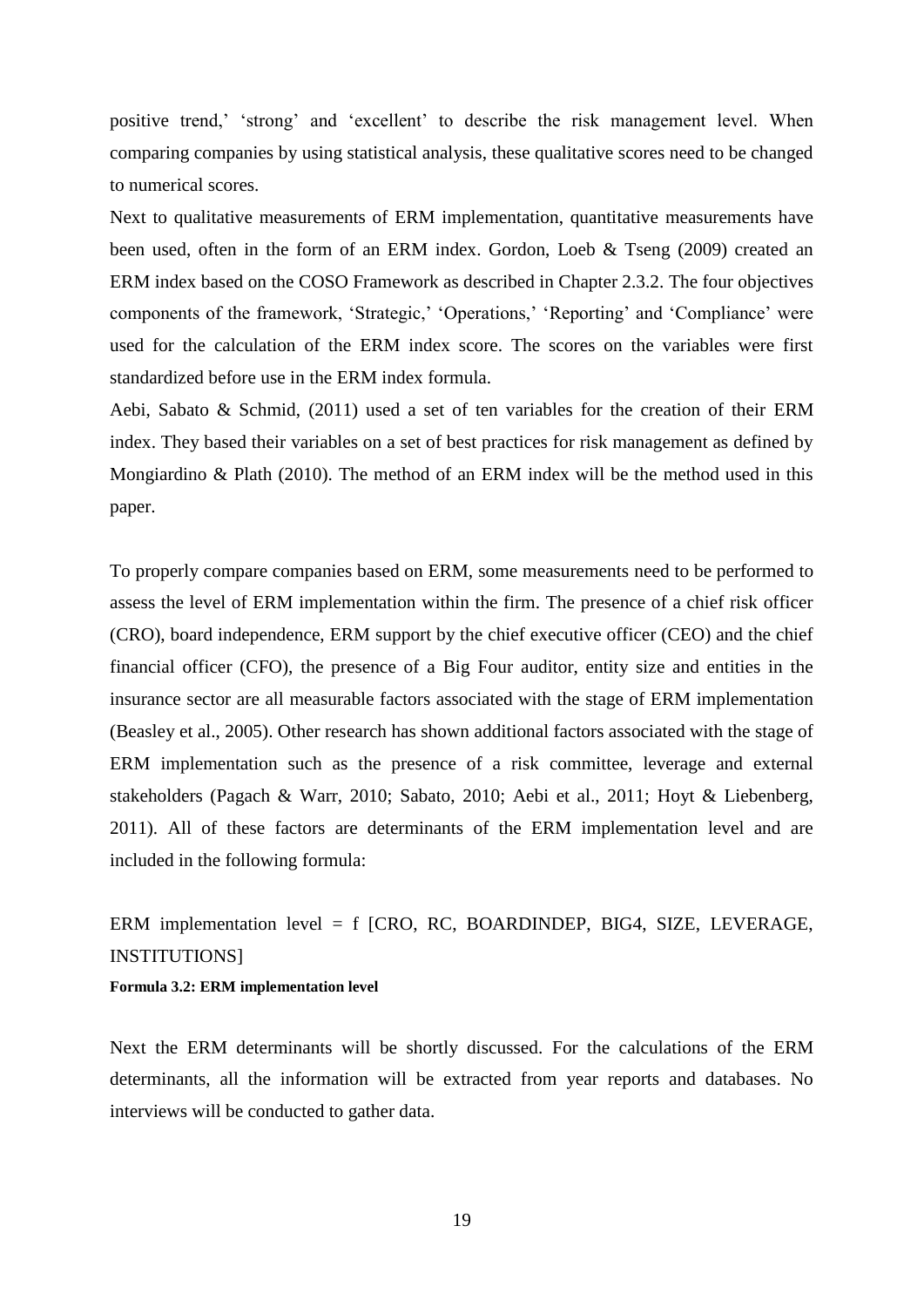positive trend,' 'strong' and 'excellent' to describe the risk management level. When comparing companies by using statistical analysis, these qualitative scores need to be changed to numerical scores.

Next to qualitative measurements of ERM implementation, quantitative measurements have been used, often in the form of an ERM index. Gordon, Loeb & Tseng (2009) created an ERM index based on the COSO Framework as described in Chapter 2.3.2. The four objectives components of the framework, 'Strategic,' 'Operations,' 'Reporting' and 'Compliance' were used for the calculation of the ERM index score. The scores on the variables were first standardized before use in the ERM index formula.

Aebi, Sabato & Schmid, (2011) used a set of ten variables for the creation of their ERM index. They based their variables on a set of best practices for risk management as defined by Mongiardino & Plath (2010). The method of an ERM index will be the method used in this paper.

To properly compare companies based on ERM, some measurements need to be performed to assess the level of ERM implementation within the firm. The presence of a chief risk officer (CRO), board independence, ERM support by the chief executive officer (CEO) and the chief financial officer (CFO), the presence of a Big Four auditor, entity size and entities in the insurance sector are all measurable factors associated with the stage of ERM implementation (Beasley et al., 2005). Other research has shown additional factors associated with the stage of ERM implementation such as the presence of a risk committee, leverage and external stakeholders (Pagach & Warr, 2010; Sabato, 2010; Aebi et al., 2011; Hoyt & Liebenberg, 2011). All of these factors are determinants of the ERM implementation level and are included in the following formula:

ERM implementation level = f [CRO, RC, BOARDINDEP, BIG4, SIZE, LEVERAGE, INSTITUTIONS]

**Formula 3.2: ERM implementation level**

Next the ERM determinants will be shortly discussed. For the calculations of the ERM determinants, all the information will be extracted from year reports and databases. No interviews will be conducted to gather data.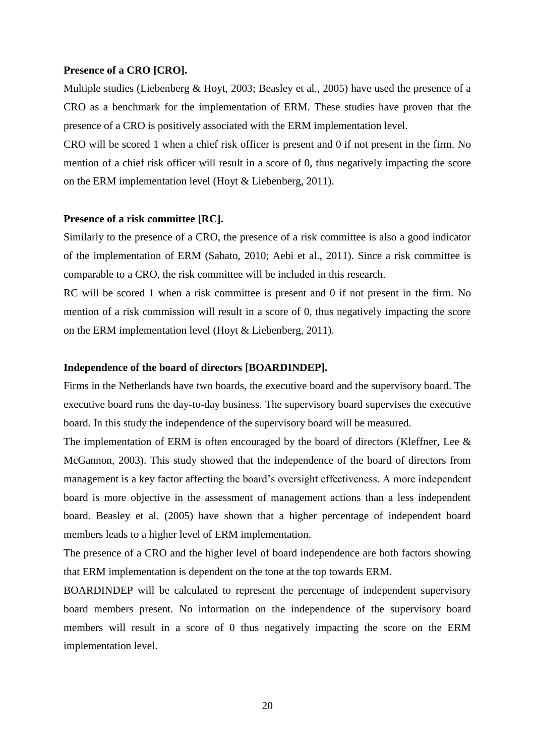**Presence of a CRO [CRO].**

Multiple studies (Liebenberg & Hoyt, 2003; Beasley et al., 2005) have used the presence of a CRO as a benchmark for the implementation of ERM. These studies have proven that the presence of a CRO is positively associated with the ERM implementation level.

CRO will be scored 1 when a chief risk officer is present and 0 if not present in the firm. No mention of a chief risk officer will result in a score of 0, thus negatively impacting the score on the ERM implementation level (Hoyt & Liebenberg, 2011).

**Presence of a risk committee [RC].**

Similarly to the presence of a CRO, the presence of a risk committee is also a good indicator of the implementation of ERM (Sabato, 2010; Aebi et al., 2011). Since a risk committee is comparable to a CRO, the risk committee will be included in this research.

RC will be scored 1 when a risk committee is present and 0 if not present in the firm. No mention of a risk commission will result in a score of 0, thus negatively impacting the score on the ERM implementation level (Hoyt & Liebenberg, 2011).

**Independence of the board of directors [BOARDINDEP].**

Firms in the Netherlands have two boards, the executive board and the supervisory board. The executive board runs the day-to-day business. The supervisory board supervises the executive board. In this study the independence of the supervisory board will be measured.

The implementation of ERM is often encouraged by the board of directors (Kleffner, Lee & McGannon, 2003). This study showed that the independence of the board of directors from management is a key factor affecting the board's oversight effectiveness. A more independent board is more objective in the assessment of management actions than a less independent board. Beasley et al. (2005) have shown that a higher percentage of independent board members leads to a higher level of ERM implementation.

The presence of a CRO and the higher level of board independence are both factors showing that ERM implementation is dependent on the tone at the top towards ERM.

BOARDINDEP will be calculated to represent the percentage of independent supervisory board members present. No information on the independence of the supervisory board members will result in a score of 0 thus negatively impacting the score on the ERM implementation level.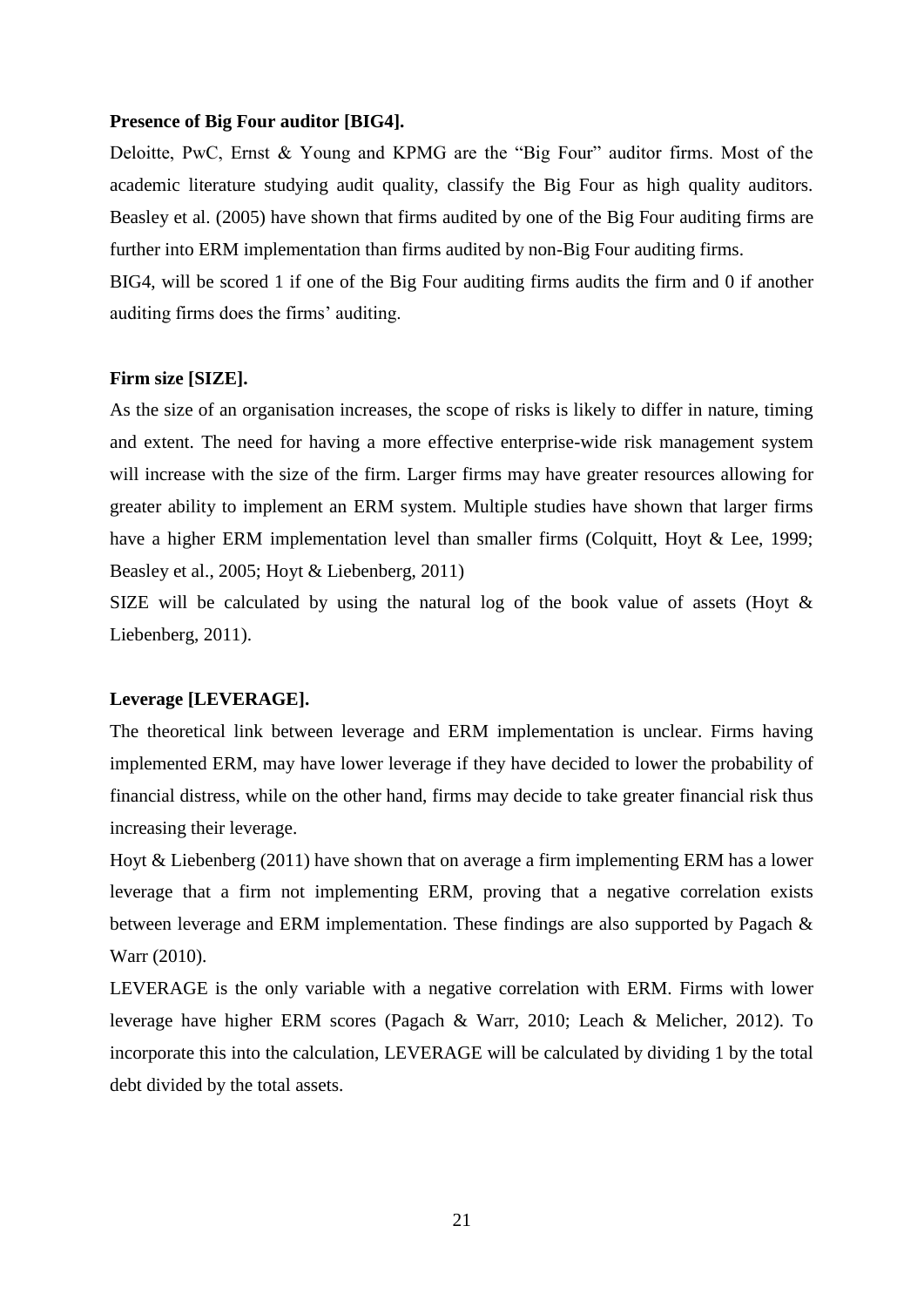**Presence of Big Four auditor [BIG4].**

Deloitte, PwC, Ernst & Young and KPMG are the "Big Four" auditor firms. Most of the academic literature studying audit quality, classify the Big Four as high quality auditors. Beasley et al. (2005) have shown that firms audited by one of the Big Four auditing firms are further into ERM implementation than firms audited by non-Big Four auditing firms.

BIG4, will be scored 1 if one of the Big Four auditing firms audits the firm and 0 if another auditing firms does the firms' auditing.

**Firm size [SIZE].**

As the size of an organisation increases, the scope of risks is likely to differ in nature, timing and extent. The need for having a more effective enterprise-wide risk management system will increase with the size of the firm. Larger firms may have greater resources allowing for greater ability to implement an ERM system. Multiple studies have shown that larger firms have a higher ERM implementation level than smaller firms (Colquitt, Hoyt & Lee, 1999; Beasley et al., 2005; Hoyt & Liebenberg, 2011)

SIZE will be calculated by using the natural log of the book value of assets (Hoyt & Liebenberg, 2011).

**Leverage [LEVERAGE].**

The theoretical link between leverage and ERM implementation is unclear. Firms having implemented ERM, may have lower leverage if they have decided to lower the probability of financial distress, while on the other hand, firms may decide to take greater financial risk thus increasing their leverage.

Hoyt & Liebenberg (2011) have shown that on average a firm implementing ERM has a lower leverage that a firm not implementing ERM, proving that a negative correlation exists between leverage and ERM implementation. These findings are also supported by Pagach & Warr (2010).

LEVERAGE is the only variable with a negative correlation with ERM. Firms with lower leverage have higher ERM scores (Pagach & Warr, 2010; Leach & Melicher, 2012). To incorporate this into the calculation, LEVERAGE will be calculated by dividing 1 by the total debt divided by the total assets.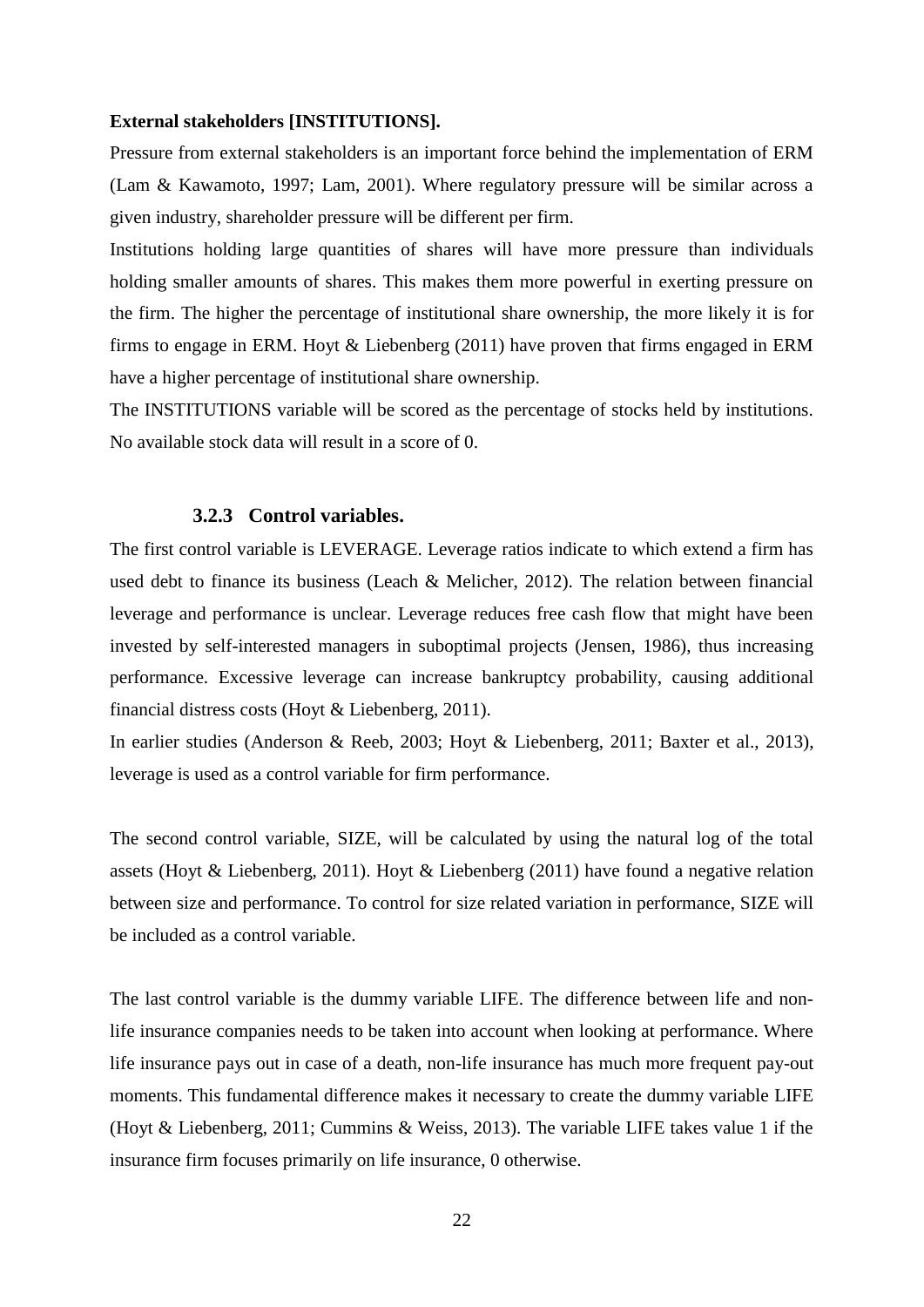**External stakeholders [INSTITUTIONS].**

Pressure from external stakeholders is an important force behind the implementation of ERM (Lam & Kawamoto, 1997; Lam, 2001). Where regulatory pressure will be similar across a given industry, shareholder pressure will be different per firm.

Institutions holding large quantities of shares will have more pressure than individuals holding smaller amounts of shares. This makes them more powerful in exerting pressure on the firm. The higher the percentage of institutional share ownership, the more likely it is for firms to engage in ERM. Hoyt & Liebenberg (2011) have proven that firms engaged in ERM have a higher percentage of institutional share ownership.

The INSTITUTIONS variable will be scored as the percentage of stocks held by institutions. No available stock data will result in a score of 0.

### 3.2.3 Control variables.

The first control variable is LEVERAGE. Leverage ratios indicate to which extend a firm has used debt to finance its business (Leach & Melicher, 2012). The relation between financial leverage and performance is unclear. Leverage reduces free cash flow that might have been invested by self-interested managers in suboptimal projects (Jensen, 1986), thus increasing performance. Excessive leverage can increase bankruptcy probability, causing additional financial distress costs (Hoyt & Liebenberg, 2011).

In earlier studies (Anderson & Reeb, 2003; Hoyt & Liebenberg, 2011; Baxter et al., 2013), leverage is used as a control variable for firm performance.

The second control variable, SIZE, will be calculated by using the natural log of the total assets (Hoyt & Liebenberg, 2011). Hoyt & Liebenberg (2011) have found a negative relation between size and performance. To control for size related variation in performance, SIZE will be included as a control variable.

The last control variable is the dummy variable LIFE. The difference between life and non-life insurance companies needs to be taken into account when looking at performance. Where life insurance pays out in case of a death, non-life insurance has much more frequent pay-out moments. This fundamental difference makes it necessary to create the dummy variable LIFE (Hoyt & Liebenberg, 2011; Cummins & Weiss, 2013). The variable LIFE takes value 1 if the insurance firm focuses primarily on life insurance, 0 otherwise.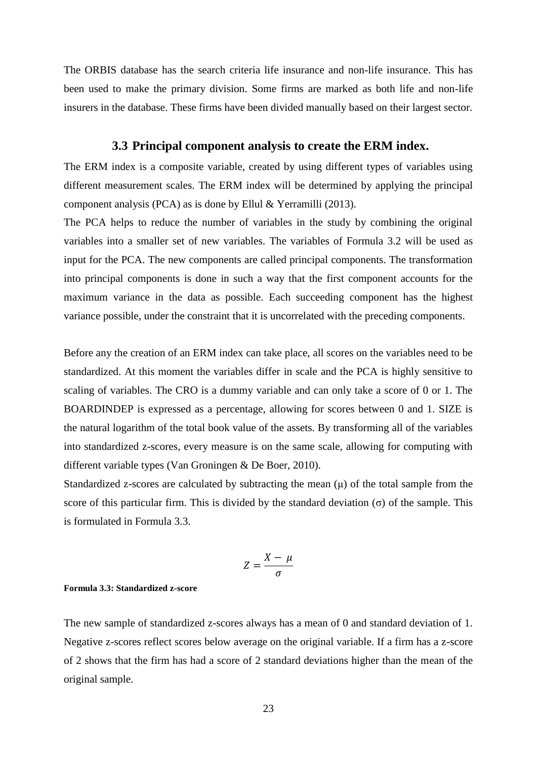The ORBIS database has the search criteria life insurance and non-life insurance. This has been used to make the primary division. Some firms are marked as both life and non-life insurers in the database. These firms have been divided manually based on their largest sector.

### 3.3 Principal component analysis to create the ERM index.

The ERM index is a composite variable, created by using different types of variables using different measurement scales. The ERM index will be determined by applying the principal component analysis (PCA) as is done by Ellul & Yerramilli (2013).

The PCA helps to reduce the number of variables in the study by combining the original variables into a smaller set of new variables. The variables of Formula 3.2 will be used as input for the PCA. The new components are called principal components. The transformation into principal components is done in such a way that the first component accounts for the maximum variance in the data as possible. Each succeeding component has the highest variance possible, under the constraint that it is uncorrelated with the preceding components.

Before any the creation of an ERM index can take place, all scores on the variables need to be standardized. At this moment the variables differ in scale and the PCA is highly sensitive to scaling of variables. The CRO is a dummy variable and can only take a score of 0 or 1. The BOARDINDEP is expressed as a percentage, allowing for scores between 0 and 1. SIZE is the natural logarithm of the total book value of the assets. By transforming all of the variables into standardized z-scores, every measure is on the same scale, allowing for computing with different variable types (Van Groningen & De Boer, 2010).

Standardized z-scores are calculated by subtracting the mean ($\mu$) of the total sample from the score of this particular firm. This is divided by the standard deviation ($\sigma$) of the sample. This is formulated in Formula 3.3.

$$Z = \frac{X - \mu}{\sigma}$$

**Formula 3.3: Standardized z-score**

The new sample of standardized z-scores always has a mean of 0 and standard deviation of 1. Negative z-scores reflect scores below average on the original variable. If a firm has a z-score of 2 shows that the firm has had a score of 2 standard deviations higher than the mean of the original sample.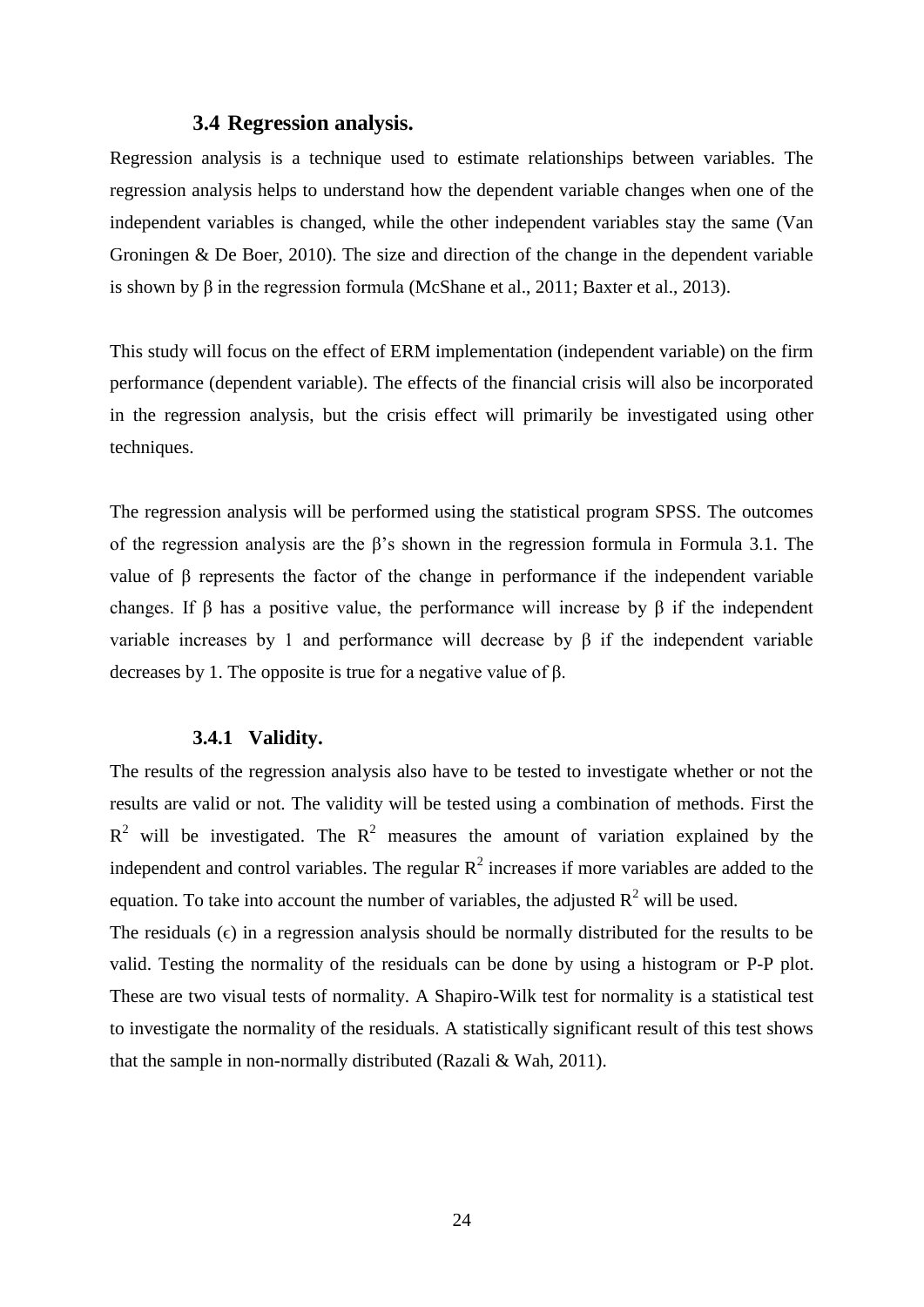### 3.4 Regression analysis.

Regression analysis is a technique used to estimate relationships between variables. The regression analysis helps to understand how the dependent variable changes when one of the independent variables is changed, while the other independent variables stay the same (Van Groningen & De Boer, 2010). The size and direction of the change in the dependent variable is shown by β in the regression formula (McShane et al., 2011; Baxter et al., 2013).

This study will focus on the effect of ERM implementation (independent variable) on the firm performance (dependent variable). The effects of the financial crisis will also be incorporated in the regression analysis, but the crisis effect will primarily be investigated using other techniques.

The regression analysis will be performed using the statistical program SPSS. The outcomes of the regression analysis are the β's shown in the regression formula in Formula 3.1. The value of β represents the factor of the change in performance if the independent variable changes. If β has a positive value, the performance will increase by β if the independent variable increases by 1 and performance will decrease by β if the independent variable decreases by 1. The opposite is true for a negative value of β.

#### 3.4.1 Validity.

The results of the regression analysis also have to be tested to investigate whether or not the results are valid or not. The validity will be tested using a combination of methods. First the $R^2$ will be investigated. The $R^2$ measures the amount of variation explained by the independent and control variables. The regular $R^2$ increases if more variables are added to the equation. To take into account the number of variables, the adjusted $R^2$ will be used.

The residuals ($\epsilon$) in a regression analysis should be normally distributed for the results to be valid. Testing the normality of the residuals can be done by using a histogram or P-P plot. These are two visual tests of normality. A Shapiro-Wilk test for normality is a statistical test to investigate the normality of the residuals. A statistically significant result of this test shows that the sample in non-normally distributed (Razali & Wah, 2011).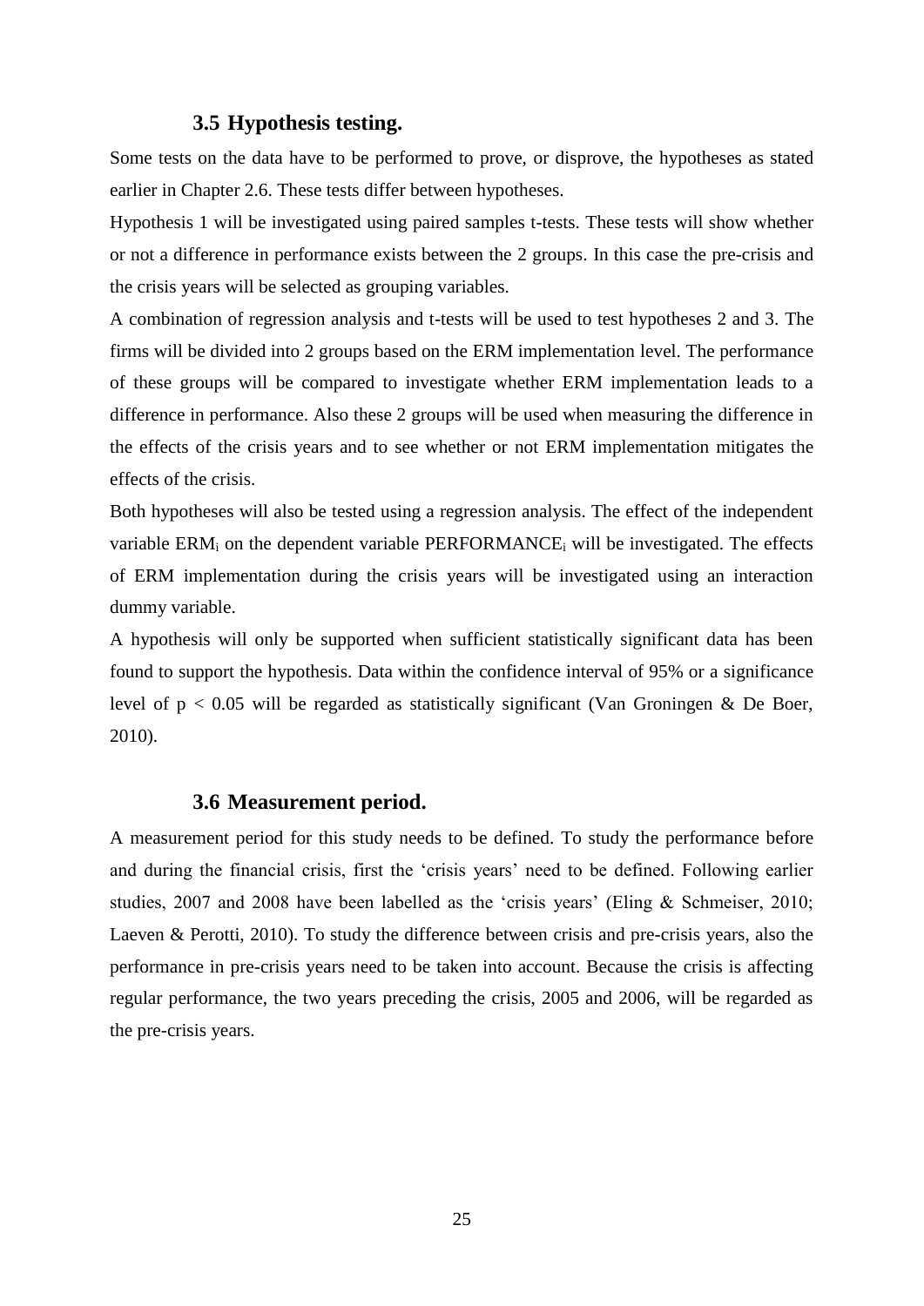### 3.5 Hypothesis testing.

Some tests on the data have to be performed to prove, or disprove, the hypotheses as stated earlier in Chapter 2.6. These tests differ between hypotheses.

Hypothesis 1 will be investigated using paired samples t-tests. These tests will show whether or not a difference in performance exists between the 2 groups. In this case the pre-crisis and the crisis years will be selected as grouping variables.

A combination of regression analysis and t-tests will be used to test hypotheses 2 and 3. The firms will be divided into 2 groups based on the ERM implementation level. The performance of these groups will be compared to investigate whether ERM implementation leads to a difference in performance. Also these 2 groups will be used when measuring the difference in the effects of the crisis years and to see whether or not ERM implementation mitigates the effects of the crisis.

Both hypotheses will also be tested using a regression analysis. The effect of the independent variable $ERM_i$ on the dependent variable $PERFORMANCE_i$ will be investigated. The effects of ERM implementation during the crisis years will be investigated using an interaction dummy variable.

A hypothesis will only be supported when sufficient statistically significant data has been found to support the hypothesis. Data within the confidence interval of 95% or a significance level of $p < 0.05$ will be regarded as statistically significant (Van Groningen & De Boer, 2010).

### 3.6 Measurement period.

A measurement period for this study needs to be defined. To study the performance before and during the financial crisis, first the 'crisis years' need to be defined. Following earlier studies, 2007 and 2008 have been labelled as the 'crisis years' (Eling & Schmeiser, 2010; Laeven & Perotti, 2010). To study the difference between crisis and pre-crisis years, also the performance in pre-crisis years need to be taken into account. Because the crisis is affecting regular performance, the two years preceding the crisis, 2005 and 2006, will be regarded as the pre-crisis years.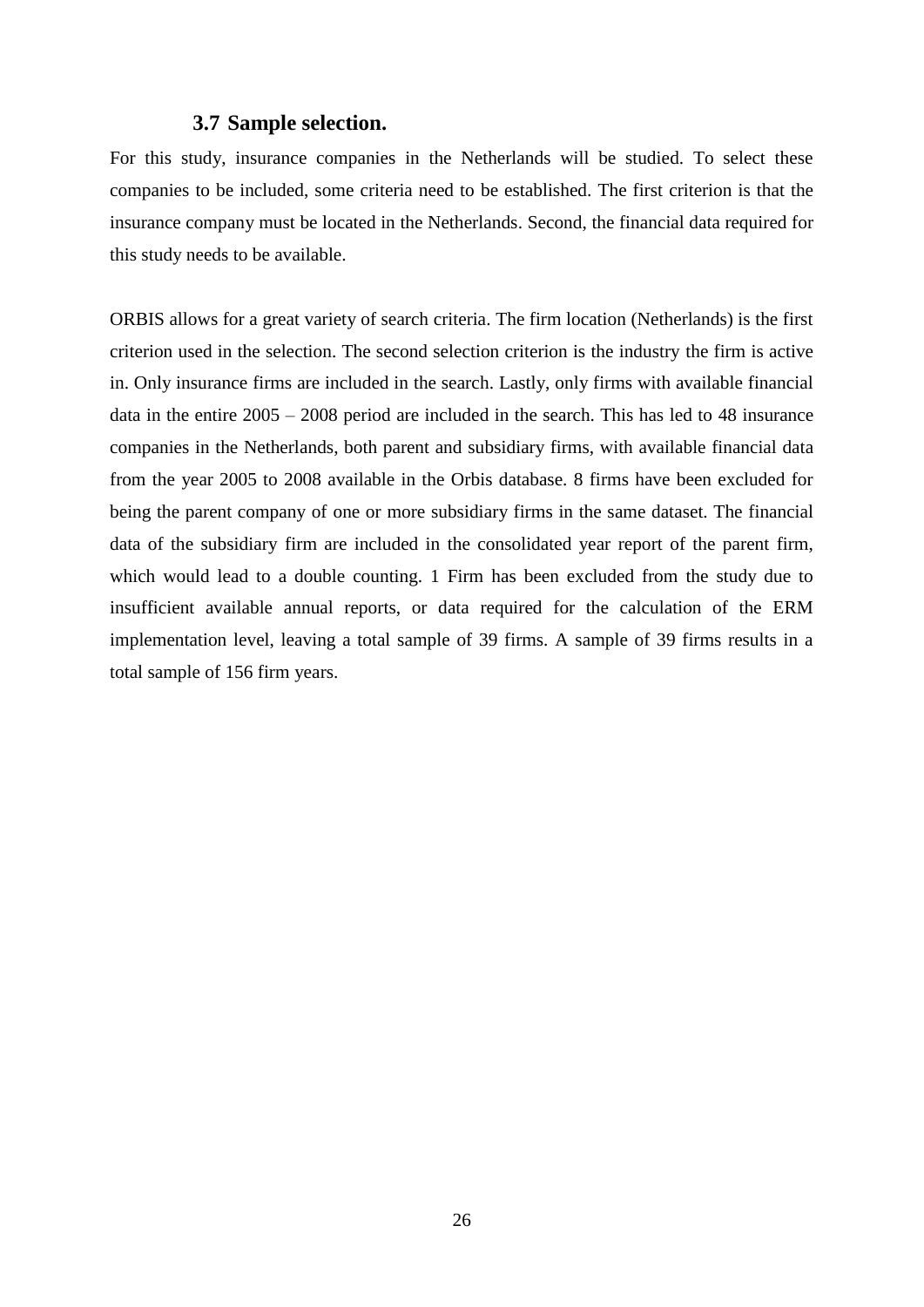### 3.7 Sample selection.

For this study, insurance companies in the Netherlands will be studied. To select these companies to be included, some criteria need to be established. The first criterion is that the insurance company must be located in the Netherlands. Second, the financial data required for this study needs to be available.

ORBIS allows for a great variety of search criteria. The firm location (Netherlands) is the first criterion used in the selection. The second selection criterion is the industry the firm is active in. Only insurance firms are included in the search. Lastly, only firms with available financial data in the entire 2005 – 2008 period are included in the search. This has led to 48 insurance companies in the Netherlands, both parent and subsidiary firms, with available financial data from the year 2005 to 2008 available in the Orbis database. 8 firms have been excluded for being the parent company of one or more subsidiary firms in the same dataset. The financial data of the subsidiary firm are included in the consolidated year report of the parent firm, which would lead to a double counting. 1 Firm has been excluded from the study due to insufficient available annual reports, or data required for the calculation of the ERM implementation level, leaving a total sample of 39 firms. A sample of 39 firms results in a total sample of 156 firm years.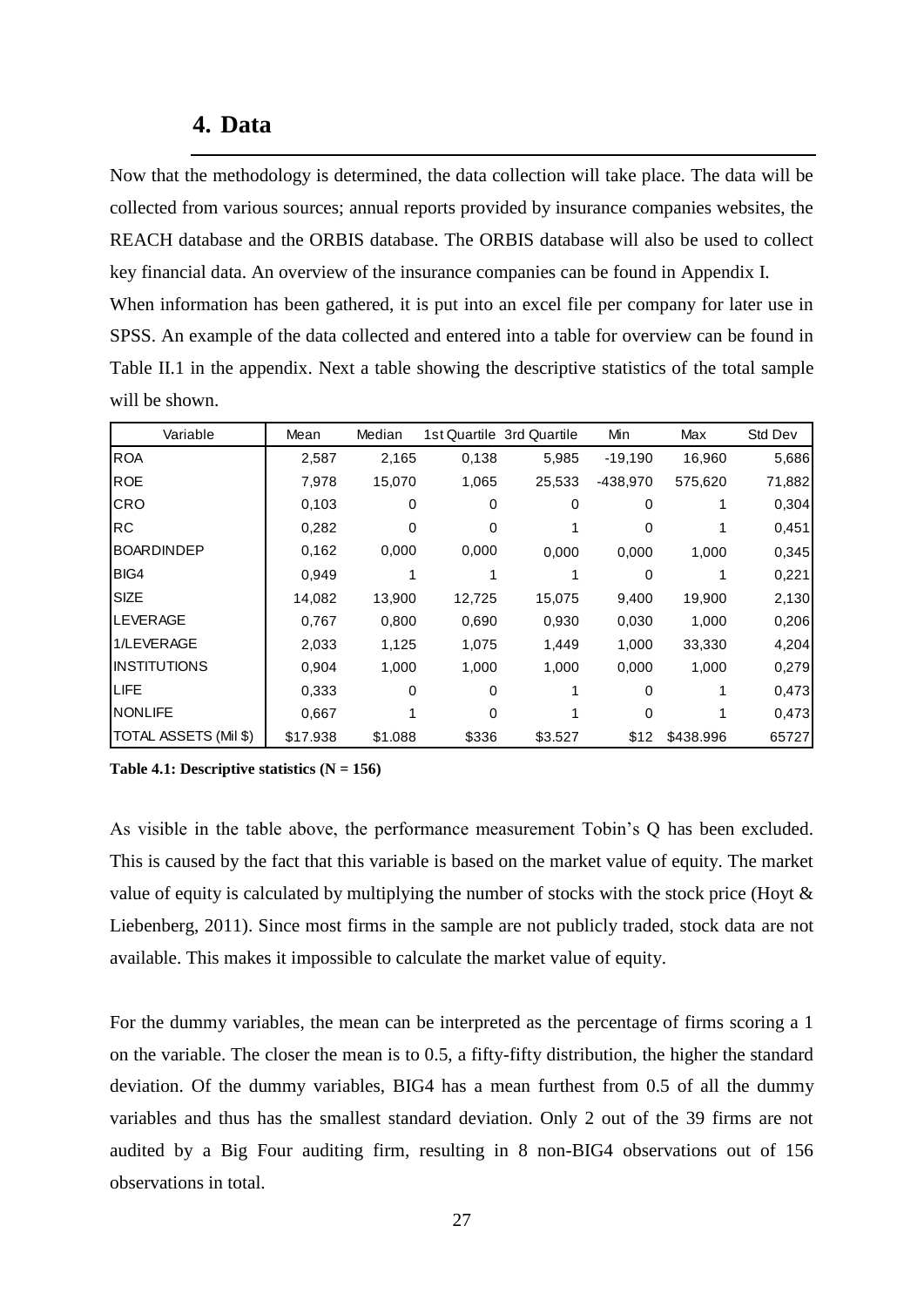# 4. Data

Now that the methodology is determined, the data collection will take place. The data will be collected from various sources; annual reports provided by insurance companies websites, the REACH database and the ORBIS database. The ORBIS database will also be used to collect key financial data. An overview of the insurance companies can be found in Appendix I.

When information has been gathered, it is put into an excel file per company for later use in SPSS. An example of the data collected and entered into a table for overview can be found in Table II.1 in the appendix. Next a table showing the descriptive statistics of the total sample will be shown.

| Variable | Mean | Median | 1st Quartile | 3rd Quartile | Min | Max | Std Dev |
|---|---|---|---|---|---|---|---|
| ROA | 2,587 | 2,165 | 0,138 | 5,985 | -19,190 | 16,960 | 5,686 |
| ROE | 7,978 | 15,070 | 1,065 | 25,533 | -438,970 | 575,620 | 71,882 |
| CRO | 0,103 | 0 | 0 | 0 | 0 | 1 | 0,304 |
| RC | 0,282 | 0 | 0 | 1 | 0 | 1 | 0,451 |
| BOARDINDEP | 0,162 | 0,000 | 0,000 | 0,000 | 0,000 | 1,000 | 0,345 |
| BIG4 | 0,949 | 1 | 1 | 1 | 0 | 1 | 0,221 |
| SIZE | 14,082 | 13,900 | 12,725 | 15,075 | 9,400 | 19,900 | 2,130 |
| LEVERAGE | 0,767 | 0,800 | 0,690 | 0,930 | 0,030 | 1,000 | 0,206 |
| 1/LEVERAGE | 2,033 | 1,125 | 1,075 | 1,449 | 1,000 | 33,330 | 4,204 |
| INSTITUTIONS | 0,904 | 1,000 | 1,000 | 1,000 | 0,000 | 1,000 | 0,279 |
| LIFE | 0,333 | 0 | 0 | 1 | 0 | 1 | 0,473 |
| NONLIFE | 0,667 | 1 | 0 | 1 | 0 | 1 | 0,473 |
| TOTAL ASSETS (Mil $) | $17.938 | $1.088 | $336 | $3.527 | $12 | $438.996 | 65727 |

**Table 4.1: Descriptive statistics (N = 156)**

As visible in the table above, the performance measurement Tobin's Q has been excluded. This is caused by the fact that this variable is based on the market value of equity. The market value of equity is calculated by multiplying the number of stocks with the stock price (Hoyt & Liebenberg, 2011). Since most firms in the sample are not publicly traded, stock data are not available. This makes it impossible to calculate the market value of equity.

For the dummy variables, the mean can be interpreted as the percentage of firms scoring a 1 on the variable. The closer the mean is to 0.5, a fifty-fifty distribution, the higher the standard deviation. Of the dummy variables, BIG4 has a mean furthest from 0.5 of all the dummy variables and thus has the smallest standard deviation. Only 2 out of the 39 firms are not audited by a Big Four auditing firm, resulting in 8 non-BIG4 observations out of 156 observations in total.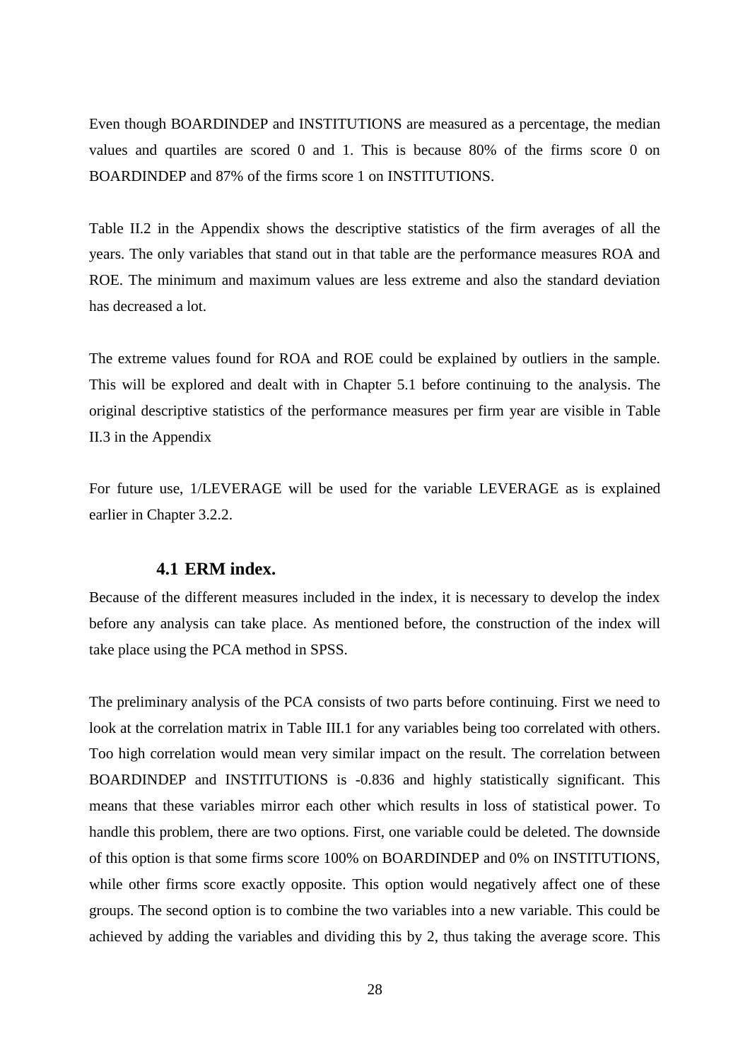Even though BOARDINDEP and INSTITUTIONS are measured as a percentage, the median values and quartiles are scored 0 and 1. This is because 80% of the firms score 0 on BOARDINDEP and 87% of the firms score 1 on INSTITUTIONS.

Table II.2 in the Appendix shows the descriptive statistics of the firm averages of all the years. The only variables that stand out in that table are the performance measures ROA and ROE. The minimum and maximum values are less extreme and also the standard deviation has decreased a lot.

The extreme values found for ROA and ROE could be explained by outliers in the sample. This will be explored and dealt with in Chapter 5.1 before continuing to the analysis. The original descriptive statistics of the performance measures per firm year are visible in Table II.3 in the Appendix

For future use, 1/LEVERAGE will be used for the variable LEVERAGE as is explained earlier in Chapter 3.2.2.

## 4.1 ERM index.

Because of the different measures included in the index, it is necessary to develop the index before any analysis can take place. As mentioned before, the construction of the index will take place using the PCA method in SPSS.

The preliminary analysis of the PCA consists of two parts before continuing. First we need to look at the correlation matrix in Table III.1 for any variables being too correlated with others. Too high correlation would mean very similar impact on the result. The correlation between BOARDINDEP and INSTITUTIONS is -0.836 and highly statistically significant. This means that these variables mirror each other which results in loss of statistical power. To handle this problem, there are two options. First, one variable could be deleted. The downside of this option is that some firms score 100% on BOARDINDEP and 0% on INSTITUTIONS, while other firms score exactly opposite. This option would negatively affect one of these groups. The second option is to combine the two variables into a new variable. This could be achieved by adding the variables and dividing this by 2, thus taking the average score. This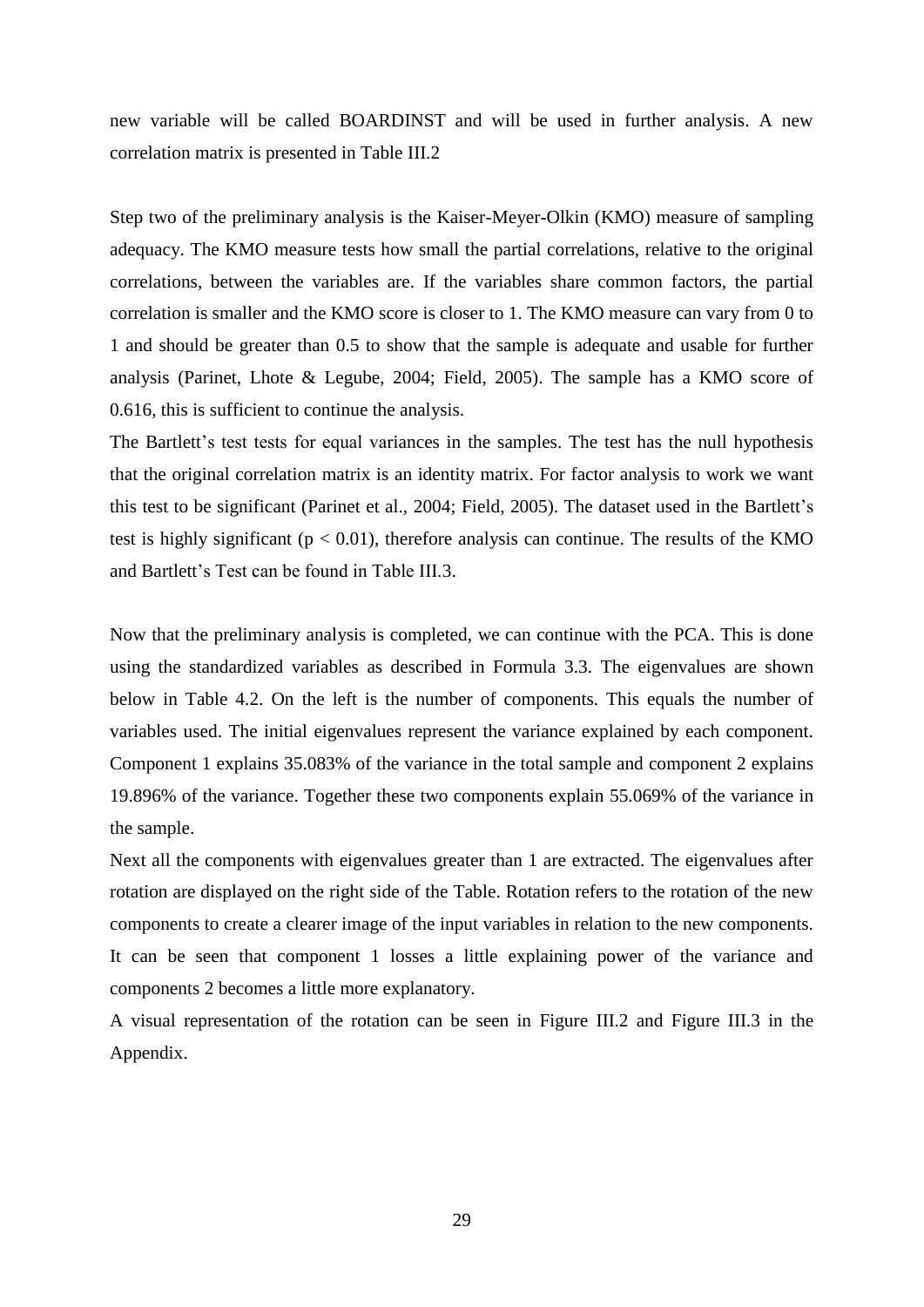new variable will be called BOARDINST and will be used in further analysis. A new correlation matrix is presented in Table III.2

Step two of the preliminary analysis is the Kaiser-Meyer-Olkin (KMO) measure of sampling adequacy. The KMO measure tests how small the partial correlations, relative to the original correlations, between the variables are. If the variables share common factors, the partial correlation is smaller and the KMO score is closer to 1. The KMO measure can vary from 0 to 1 and should be greater than 0.5 to show that the sample is adequate and usable for further analysis (Parinet, Lhote & Legube, 2004; Field, 2005). The sample has a KMO score of 0.616, this is sufficient to continue the analysis.

The Bartlett's test tests for equal variances in the samples. The test has the null hypothesis that the original correlation matrix is an identity matrix. For factor analysis to work we want this test to be significant (Parinet et al., 2004; Field, 2005). The dataset used in the Bartlett's test is highly significant ($p < 0.01$), therefore analysis can continue. The results of the KMO and Bartlett's Test can be found in Table III.3.

Now that the preliminary analysis is completed, we can continue with the PCA. This is done using the standardized variables as described in Formula 3.3. The eigenvalues are shown below in Table 4.2. On the left is the number of components. This equals the number of variables used. The initial eigenvalues represent the variance explained by each component. Component 1 explains 35.083% of the variance in the total sample and component 2 explains 19.896% of the variance. Together these two components explain 55.069% of the variance in the sample.

Next all the components with eigenvalues greater than 1 are extracted. The eigenvalues after rotation are displayed on the right side of the Table. Rotation refers to the rotation of the new components to create a clearer image of the input variables in relation to the new components. It can be seen that component 1 losses a little explaining power of the variance and components 2 becomes a little more explanatory.

A visual representation of the rotation can be seen in Figure III.2 and Figure III.3 in the Appendix.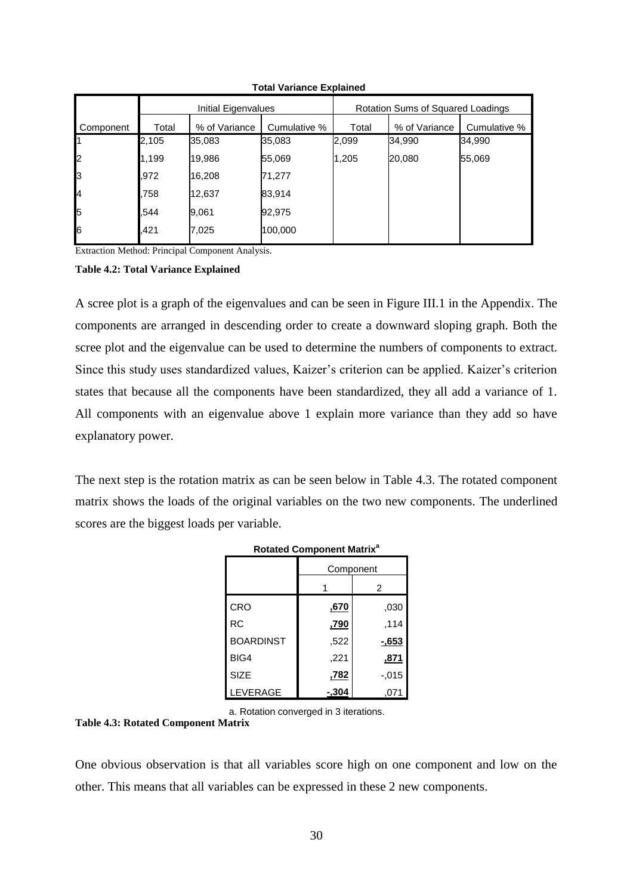**Total Variance Explained**

| Component | Initial Eigenvalues | | | Rotation Sums of Squared Loadings | | |
|---|---|---|---|---|---|---|
| | Total | % of Variance | Cumulative % | Total | % of Variance | Cumulative % |
| 1 | 2,105 | 35,083 | 35,083 | 2,099 | 34,990 | 34,990 |
| 2 | 1,199 | 19,986 | 55,069 | 1,205 | 20,080 | 55,069 |
| 3 | ,972 | 16,208 | 71,277 | | | |
| 4 | ,758 | 12,637 | 83,914 | | | |
| 5 | ,544 | 9,061 | 92,975 | | | |
| 6 | ,421 | 7,025 | 100,000 | | | |

Extraction Method: Principal Component Analysis.

**Table 4.2: Total Variance Explained**

A scree plot is a graph of the eigenvalues and can be seen in Figure III.1 in the Appendix. The components are arranged in descending order to create a downward sloping graph. Both the scree plot and the eigenvalue can be used to determine the numbers of components to extract. Since this study uses standardized values, Kaizer's criterion can be applied. Kaizer's criterion states that because all the components have been standardized, they all add a variance of 1. All components with an eigenvalue above 1 explain more variance than they add so have explanatory power.

The next step is the rotation matrix as can be seen below in Table 4.3. The rotated component matrix shows the loads of the original variables on the two new components. The underlined scores are the biggest loads per variable.

**Rotated Component Matrix[a]**

| | Component | |
|---|---|---|
| | 1 | 2 |
| CRO | <u>,670</u> | ,030 |
| RC | <u>,790</u> | ,114 |
| BOARDINST | ,522 | <u>-,653</u> |
| BIG4 | ,221 | <u>,871</u> |
| SIZE | <u>,782</u> | -,015 |
| LEVERAGE | <u>-,304</u> | ,071 |

a. Rotation converged in 3 iterations.

**Table 4.3: Rotated Component Matrix**

One obvious observation is that all variables score high on one component and low on the other. This means that all variables can be expressed in these 2 new components.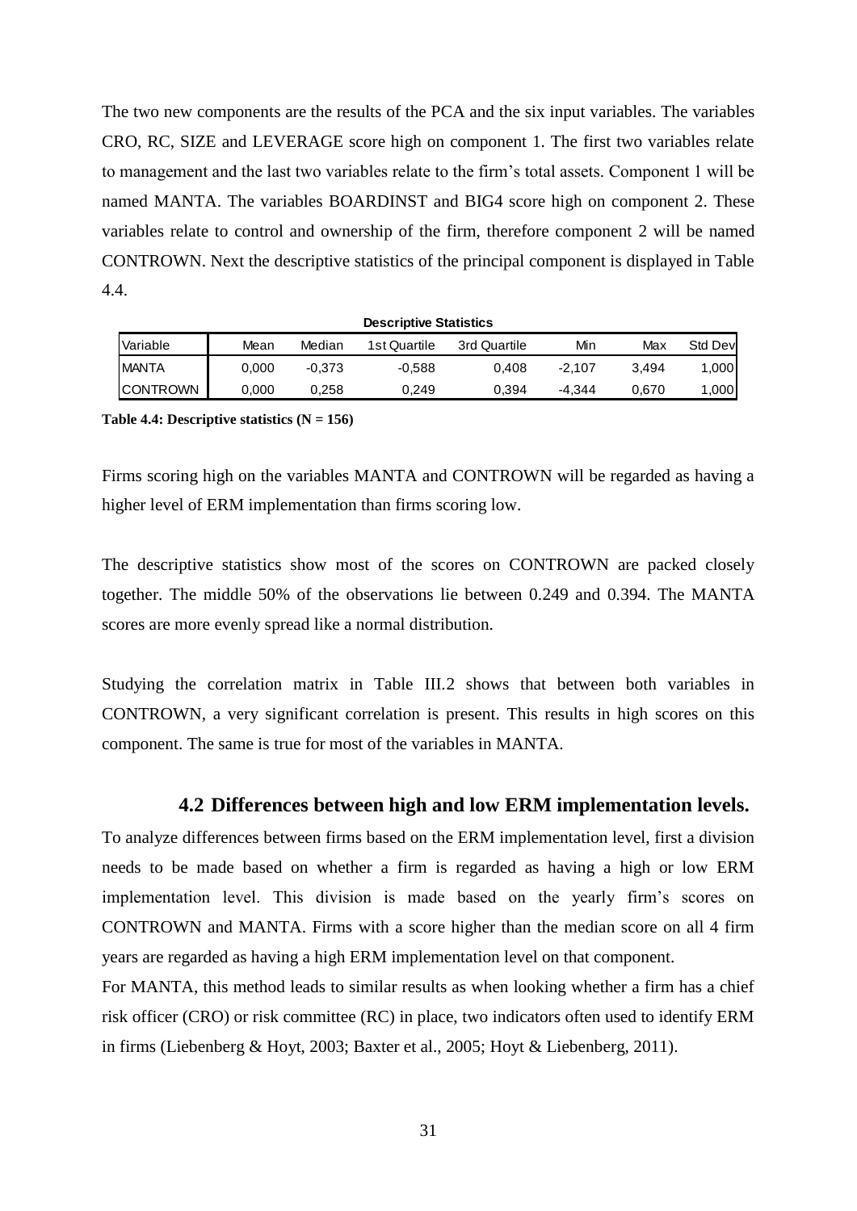The two new components are the results of the PCA and the six input variables. The variables CRO, RC, SIZE and LEVERAGE score high on component 1. The first two variables relate to management and the last two variables relate to the firm's total assets. Component 1 will be named MANTA. The variables BOARDINST and BIG4 score high on component 2. These variables relate to control and ownership of the firm, therefore component 2 will be named CONTROWN. Next the descriptive statistics of the principal component is displayed in Table 4.4.

**Descriptive Statistics**

| Variable | Mean | Median | 1st Quartile | 3rd Quartile | Min | Max | Std Dev |
|---|---|---|---|---|---|---|---|
| MANTA | 0,000 | -0,373 | -0,588 | 0,408 | -2,107 | 3,494 | 1,000 |
| CONTROWN | 0,000 | 0,258 | 0,249 | 0,394 | -4,344 | 0,670 | 1,000 |

**Table 4.4: Descriptive statistics (N = 156)**

Firms scoring high on the variables MANTA and CONTROWN will be regarded as having a higher level of ERM implementation than firms scoring low.

The descriptive statistics show most of the scores on CONTROWN are packed closely together. The middle 50% of the observations lie between 0.249 and 0.394. The MANTA scores are more evenly spread like a normal distribution.

Studying the correlation matrix in Table III.2 shows that between both variables in CONTROWN, a very significant correlation is present. This results in high scores on this component. The same is true for most of the variables in MANTA.

## 4.2 Differences between high and low ERM implementation levels.

To analyze differences between firms based on the ERM implementation level, first a division needs to be made based on whether a firm is regarded as having a high or low ERM implementation level. This division is made based on the yearly firm's scores on CONTROWN and MANTA. Firms with a score higher than the median score on all 4 firm years are regarded as having a high ERM implementation level on that component.

For MANTA, this method leads to similar results as when looking whether a firm has a chief risk officer (CRO) or risk committee (RC) in place, two indicators often used to identify ERM in firms (Liebenberg & Hoyt, 2003; Baxter et al., 2005; Hoyt & Liebenberg, 2011).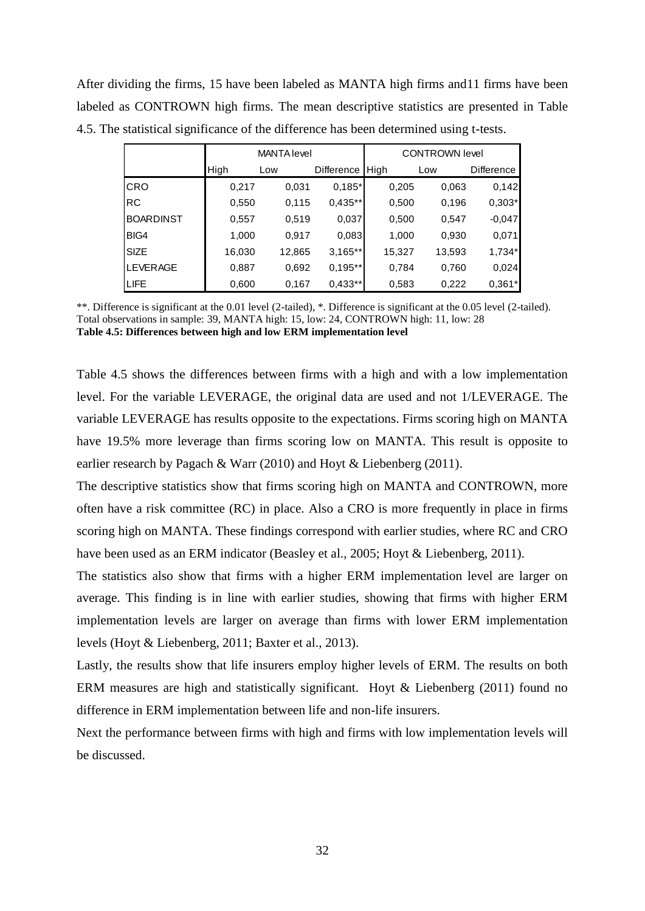After dividing the firms, 15 have been labeled as MANTA high firms and11 firms have been labeled as CONTROWN high firms. The mean descriptive statistics are presented in Table 4.5. The statistical significance of the difference has been determined using t-tests.

| | MANTA level | | | CONTROWN level | | |
|---|---|---|---|---|---|---|
| | High | Low | Difference | High | Low | Difference |
| CRO | 0,217 | 0,031 | 0,185* | 0,205 | 0,063 | 0,142 |
| RC | 0,550 | 0,115 | 0,435** | 0,500 | 0,196 | 0,303* |
| BOARDINST | 0,557 | 0,519 | 0,037 | 0,500 | 0,547 | -0,047 |
| BIG4 | 1,000 | 0,917 | 0,083 | 1,000 | 0,930 | 0,071 |
| SIZE | 16,030 | 12,865 | 3,165** | 15,327 | 13,593 | 1,734* |
| LEVERAGE | 0,887 | 0,692 | 0,195** | 0,784 | 0,760 | 0,024 |
| LIFE | 0,600 | 0,167 | 0,433** | 0,583 | 0,222 | 0,361* |

**. Difference is significant at the 0.01 level (2-tailed), *. Difference is significant at the 0.05 level (2-tailed).
Total observations in sample: 39, MANTA high: 15, low: 24, CONTROWN high: 11, low: 28

**Table 4.5: Differences between high and low ERM implementation level**

Table 4.5 shows the differences between firms with a high and with a low implementation level. For the variable LEVERAGE, the original data are used and not 1/LEVERAGE. The variable LEVERAGE has results opposite to the expectations. Firms scoring high on MANTA have 19.5% more leverage than firms scoring low on MANTA. This result is opposite to earlier research by Pagach & Warr (2010) and Hoyt & Liebenberg (2011).

The descriptive statistics show that firms scoring high on MANTA and CONTROWN, more often have a risk committee (RC) in place. Also a CRO is more frequently in place in firms scoring high on MANTA. These findings correspond with earlier studies, where RC and CRO have been used as an ERM indicator (Beasley et al., 2005; Hoyt & Liebenberg, 2011).

The statistics also show that firms with a higher ERM implementation level are larger on average. This finding is in line with earlier studies, showing that firms with higher ERM implementation levels are larger on average than firms with lower ERM implementation levels (Hoyt & Liebenberg, 2011; Baxter et al., 2013).

Lastly, the results show that life insurers employ higher levels of ERM. The results on both ERM measures are high and statistically significant. Hoyt & Liebenberg (2011) found no difference in ERM implementation between life and non-life insurers.

Next the performance between firms with high and firms with low implementation levels will be discussed.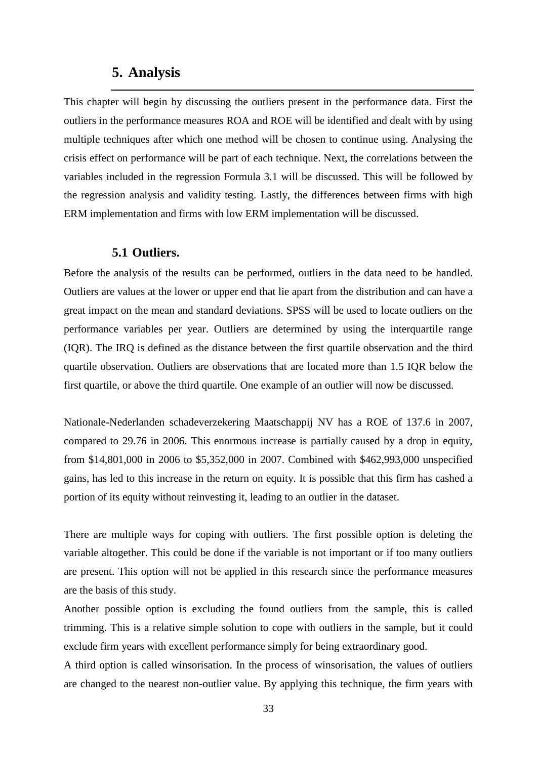# 5. Analysis

This chapter will begin by discussing the outliers present in the performance data. First the outliers in the performance measures ROA and ROE will be identified and dealt with by using multiple techniques after which one method will be chosen to continue using. Analysing the crisis effect on performance will be part of each technique. Next, the correlations between the variables included in the regression Formula 3.1 will be discussed. This will be followed by the regression analysis and validity testing. Lastly, the differences between firms with high ERM implementation and firms with low ERM implementation will be discussed.

## 5.1 Outliers.

Before the analysis of the results can be performed, outliers in the data need to be handled. Outliers are values at the lower or upper end that lie apart from the distribution and can have a great impact on the mean and standard deviations. SPSS will be used to locate outliers on the performance variables per year. Outliers are determined by using the interquartile range (IQR). The IRQ is defined as the distance between the first quartile observation and the third quartile observation. Outliers are observations that are located more than 1.5 IQR below the first quartile, or above the third quartile. One example of an outlier will now be discussed.

Nationale-Nederlanden schadeverzekering Maatschappij NV has a ROE of 137.6 in 2007, compared to 29.76 in 2006. This enormous increase is partially caused by a drop in equity, from $14,801,000 in 2006 to $5,352,000 in 2007. Combined with $462,993,000 unspecified gains, has led to this increase in the return on equity. It is possible that this firm has cashed a portion of its equity without reinvesting it, leading to an outlier in the dataset.

There are multiple ways for coping with outliers. The first possible option is deleting the variable altogether. This could be done if the variable is not important or if too many outliers are present. This option will not be applied in this research since the performance measures are the basis of this study.

Another possible option is excluding the found outliers from the sample, this is called trimming. This is a relative simple solution to cope with outliers in the sample, but it could exclude firm years with excellent performance simply for being extraordinary good.

A third option is called winsorisation. In the process of winsorisation, the values of outliers are changed to the nearest non-outlier value. By applying this technique, the firm years with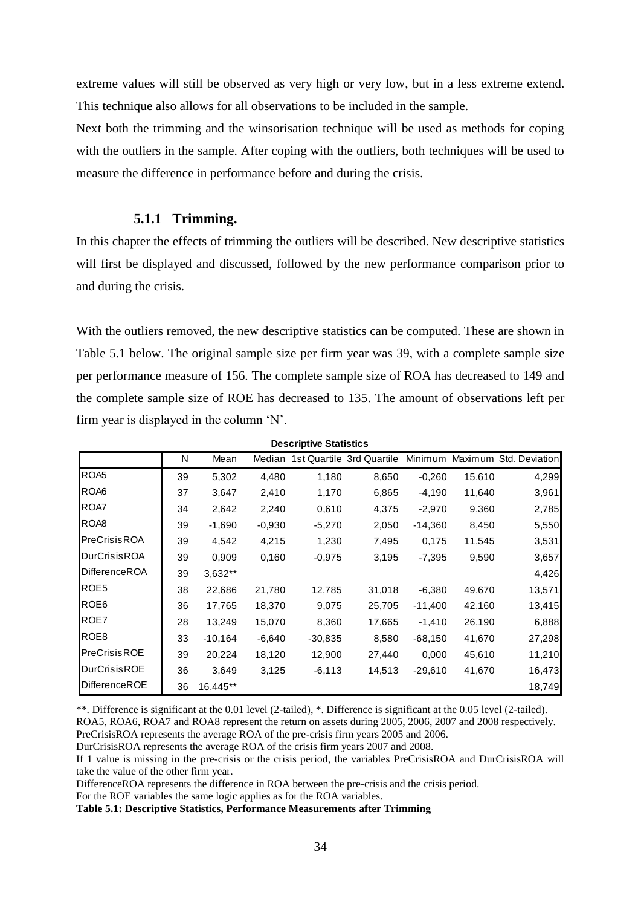extreme values will still be observed as very high or very low, but in a less extreme extend. This technique also allows for all observations to be included in the sample.

Next both the trimming and the winsorisation technique will be used as methods for coping with the outliers in the sample. After coping with the outliers, both techniques will be used to measure the difference in performance before and during the crisis.

### 5.1.1 Trimming.

In this chapter the effects of trimming the outliers will be described. New descriptive statistics will first be displayed and discussed, followed by the new performance comparison prior to and during the crisis.

With the outliers removed, the new descriptive statistics can be computed. These are shown in Table 5.1 below. The original sample size per firm year was 39, with a complete sample size per performance measure of 156. The complete sample size of ROA has decreased to 149 and the complete sample size of ROE has decreased to 135. The amount of observations left per firm year is displayed in the column 'N'.

**Descriptive Statistics**

| | N | Mean | Median | 1st Quartile | 3rd Quartile | Minimum | Maximum | Std. Deviation |
|---|---|---|---|---|---|---|---|---|
| ROA5 | 39 | 5,302 | 4,480 | 1,180 | 8,650 | -0,260 | 15,610 | 4,299 |
| ROA6 | 37 | 3,647 | 2,410 | 1,170 | 6,865 | -4,190 | 11,640 | 3,961 |
| ROA7 | 34 | 2,642 | 2,240 | 0,610 | 4,375 | -2,970 | 9,360 | 2,785 |
| ROA8 | 39 | -1,690 | -0,930 | -5,270 | 2,050 | -14,360 | 8,450 | 5,550 |
| PreCrisisROA | 39 | 4,542 | 4,215 | 1,230 | 7,495 | 0,175 | 11,545 | 3,531 |
| DurCrisisROA | 39 | 0,909 | 0,160 | -0,975 | 3,195 | -7,395 | 9,590 | 3,657 |
| DifferenceROA | 39 | 3,632** | | | | | | 4,426 |
| ROE5 | 38 | 22,686 | 21,780 | 12,785 | 31,018 | -6,380 | 49,670 | 13,571 |
| ROE6 | 36 | 17,765 | 18,370 | 9,075 | 25,705 | -11,400 | 42,160 | 13,415 |
| ROE7 | 28 | 13,249 | 15,070 | 8,360 | 17,665 | -1,410 | 26,190 | 6,888 |
| ROE8 | 33 | -10,164 | -6,640 | -30,835 | 8,580 | -68,150 | 41,670 | 27,298 |
| PreCrisisROE | 39 | 20,224 | 18,120 | 12,900 | 27,440 | 0,000 | 45,610 | 11,210 |
| DurCrisisROE | 36 | 3,649 | 3,125 | -6,113 | 14,513 | -29,610 | 41,670 | 16,473 |
| DifferenceROE | 36 | 16,445** | | | | | | 18,749 |

**. Difference is significant at the 0.01 level (2-tailed), *. Difference is significant at the 0.05 level (2-tailed).
ROA5, ROA6, ROA7 and ROA8 represent the return on assets during 2005, 2006, 2007 and 2008 respectively.
PreCrisisROA represents the average ROA of the pre-crisis firm years 2005 and 2006.
DurCrisisROA represents the average ROA of the crisis firm years 2007 and 2008.
If 1 value is missing in the pre-crisis or the crisis period, the variables PreCrisisROA and DurCrisisROA will take the value of the other firm year.
DifferenceROA represents the difference in ROA between the pre-crisis and the crisis period.
For the ROE variables the same logic applies as for the ROA variables.

**Table 5.1: Descriptive Statistics, Performance Measurements after Trimming**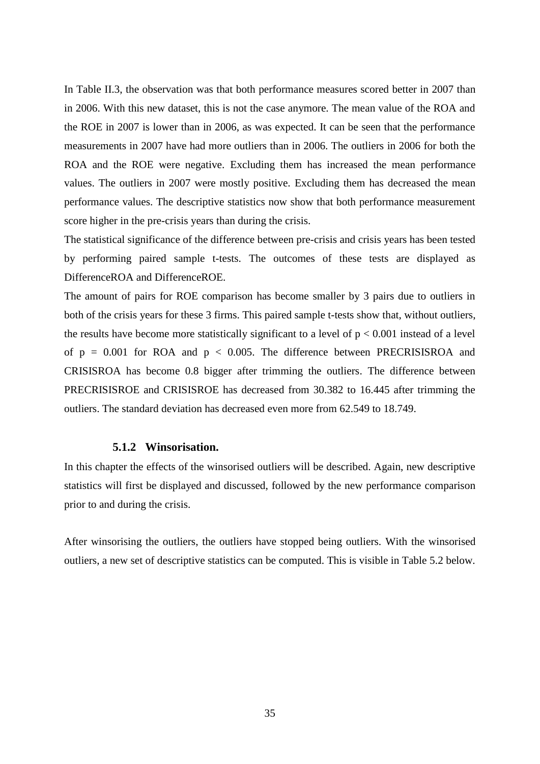In Table II.3, the observation was that both performance measures scored better in 2007 than in 2006. With this new dataset, this is not the case anymore. The mean value of the ROA and the ROE in 2007 is lower than in 2006, as was expected. It can be seen that the performance measurements in 2007 have had more outliers than in 2006. The outliers in 2006 for both the ROA and the ROE were negative. Excluding them has increased the mean performance values. The outliers in 2007 were mostly positive. Excluding them has decreased the mean performance values. The descriptive statistics now show that both performance measurement score higher in the pre-crisis years than during the crisis.

The statistical significance of the difference between pre-crisis and crisis years has been tested by performing paired sample t-tests. The outcomes of these tests are displayed as DifferenceROA and DifferenceROE.

The amount of pairs for ROE comparison has become smaller by 3 pairs due to outliers in both of the crisis years for these 3 firms. This paired sample t-tests show that, without outliers, the results have become more statistically significant to a level of $p < 0.001$ instead of a level of $p = 0.001$ for ROA and $p < 0.005$. The difference between PRECRISISROA and CRISISROA has become 0.8 bigger after trimming the outliers. The difference between PRECRISISROE and CRISISROE has decreased from 30.382 to 16.445 after trimming the outliers. The standard deviation has decreased even more from 62.549 to 18.749.

### 5.1.2 Winsorisation.

In this chapter the effects of the winsorised outliers will be described. Again, new descriptive statistics will first be displayed and discussed, followed by the new performance comparison prior to and during the crisis.

After winsorising the outliers, the outliers have stopped being outliers. With the winsorised outliers, a new set of descriptive statistics can be computed. This is visible in Table 5.2 below.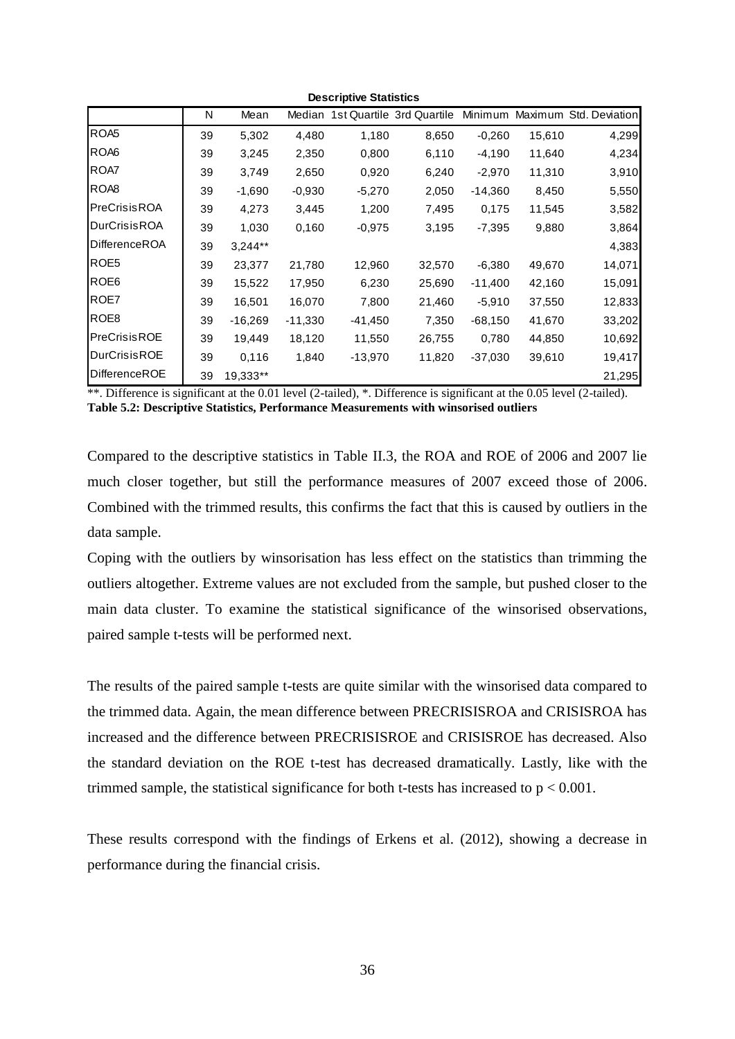**Descriptive Statistics**

| | N | Mean | Median | 1st Quartile | 3rd Quartile | Minimum | Maximum | Std. Deviation |
|---|---|---|---|---|---|---|---|---|
| ROA5 | 39 | 5,302 | 4,480 | 1,180 | 8,650 | -0,260 | 15,610 | 4,299 |
| ROA6 | 39 | 3,245 | 2,350 | 0,800 | 6,110 | -4,190 | 11,640 | 4,234 |
| ROA7 | 39 | 3,749 | 2,650 | 0,920 | 6,240 | -2,970 | 11,310 | 3,910 |
| ROA8 | 39 | -1,690 | -0,930 | -5,270 | 2,050 | -14,360 | 8,450 | 5,550 |
| PreCrisisROA | 39 | 4,273 | 3,445 | 1,200 | 7,495 | 0,175 | 11,545 | 3,582 |
| DurCrisisROA | 39 | 1,030 | 0,160 | -0,975 | 3,195 | -7,395 | 9,880 | 3,864 |
| DifferenceROA | 39 | 3,244** | | | | | | 4,383 |
| ROE5 | 39 | 23,377 | 21,780 | 12,960 | 32,570 | -6,380 | 49,670 | 14,071 |
| ROE6 | 39 | 15,522 | 17,950 | 6,230 | 25,690 | -11,400 | 42,160 | 15,091 |
| ROE7 | 39 | 16,501 | 16,070 | 7,800 | 21,460 | -5,910 | 37,550 | 12,833 |
| ROE8 | 39 | -16,269 | -11,330 | -41,450 | 7,350 | -68,150 | 41,670 | 33,202 |
| PreCrisisROE | 39 | 19,449 | 18,120 | 11,550 | 26,755 | 0,780 | 44,850 | 10,692 |
| DurCrisisROE | 39 | 0,116 | 1,840 | -13,970 | 11,820 | -37,030 | 39,610 | 19,417 |
| DifferenceROE | 39 | 19,333** | | | | | | 21,295 |

**. Difference is significant at the 0.01 level (2-tailed), *. Difference is significant at the 0.05 level (2-tailed).

**Table 5.2: Descriptive Statistics, Performance Measurements with winsorised outliers**

Compared to the descriptive statistics in Table II.3, the ROA and ROE of 2006 and 2007 lie much closer together, but still the performance measures of 2007 exceed those of 2006. Combined with the trimmed results, this confirms the fact that this is caused by outliers in the data sample.

Coping with the outliers by winsorisation has less effect on the statistics than trimming the outliers altogether. Extreme values are not excluded from the sample, but pushed closer to the main data cluster. To examine the statistical significance of the winsorised observations, paired sample t-tests will be performed next.

The results of the paired sample t-tests are quite similar with the winsorised data compared to the trimmed data. Again, the mean difference between PRECRISISROA and CRISISROA has increased and the difference between PRECRISISROE and CRISISROE has decreased. Also the standard deviation on the ROE t-test has decreased dramatically. Lastly, like with the trimmed sample, the statistical significance for both t-tests has increased to $p < 0.001$.

These results correspond with the findings of Erkens et al. (2012), showing a decrease in performance during the financial crisis.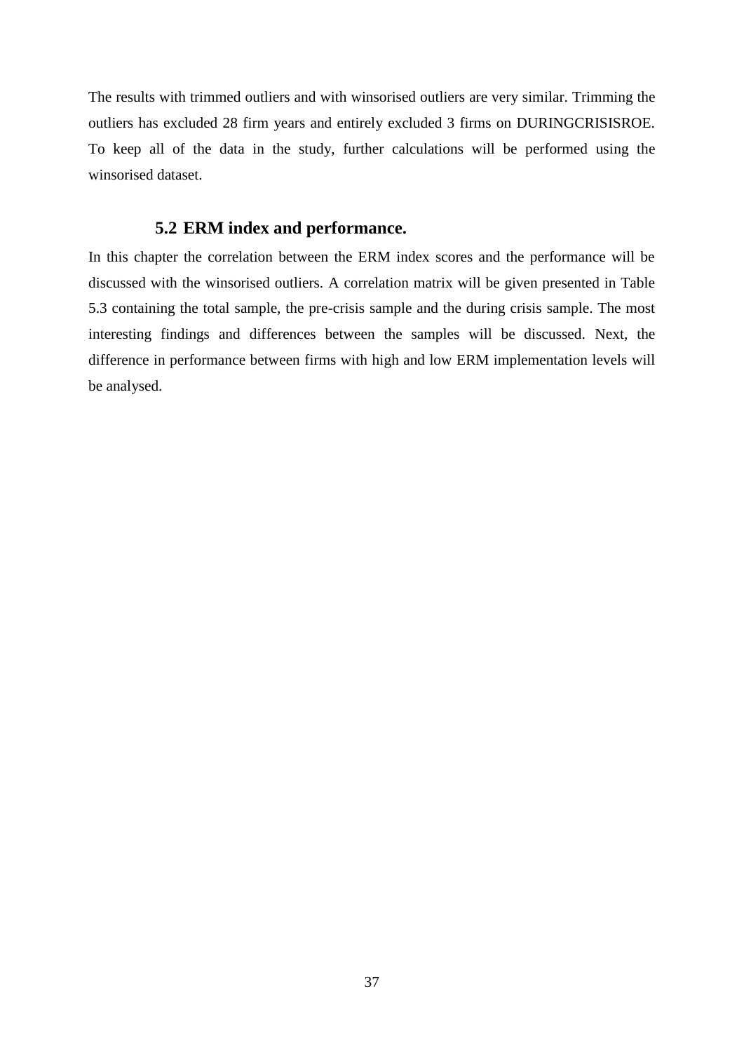The results with trimmed outliers and with winsorised outliers are very similar. Trimming the outliers has excluded 28 firm years and entirely excluded 3 firms on DURINGCRISISROE. To keep all of the data in the study, further calculations will be performed using the winsorised dataset.

## 5.2 ERM index and performance.

In this chapter the correlation between the ERM index scores and the performance will be discussed with the winsorised outliers. A correlation matrix will be given presented in Table 5.3 containing the total sample, the pre-crisis sample and the during crisis sample. The most interesting findings and differences between the samples will be discussed. Next, the difference in performance between firms with high and low ERM implementation levels will be analysed.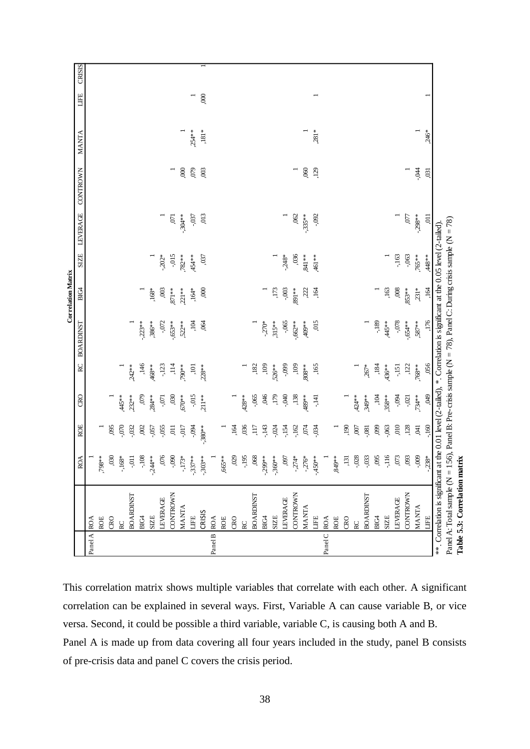**Correlation Matrix**

| | | ROA | ROE | CRO | RC | BOARDINST | BIG4 | SIZE | LEVERAGE | CONTROWN | MANTA | LIFE | CRISIS |
|---|---|---|---|---|---|---|---|---|---|---|---|---|---|
| Panel A | ROA | 1 | | | | | | | | | | | |
| | ROE | ,798** | 1 | | | | | | | | | | |
| | CRO | ,030 | ,095 | 1 | | | | | | | | | |
| | RC | -,168* | -,070 | ,445** | 1 | | | | | | | | |
| | BOARDINST | -,011 | -,032 | ,232** | ,242** | 1 | | | | | | | |
| | BIG4 | -,108 | ,002 | ,079 | ,146 | -,223** | 1 | | | | | | |
| | SIZE | -,244** | -,057 | ,284** | ,468** | ,386** | ,168* | 1 | | | | | |
| | LEVERAGE | ,076 | -,055 | -,071 | -,123 | -,072 | ,003 | -,202* | 1 | | | | |
| | CONTROWN | -,090 | ,011 | ,030 | ,114 | -,653** | ,871** | -,015 | ,071 | 1 | | | |
| | MANTA | -,173* | -,017 | ,670** | ,790** | ,522** | ,221** | ,782** | -,304** | ,000 | 1 | | |
| | LIFE | -,337** | -,094 | -,015 | ,101 | ,104 | ,164* | ,454** | -,037 | ,079 | ,254** | 1 | |
| | CRISIS | -,303** | -,380** | ,211** | ,228** | ,064 | ,000 | ,037 | ,013 | ,003 | ,181* | ,000 | 1 |
| Panel B | ROA | 1 | | | | | | | | | | | |
| | ROE | ,665** | 1 | | | | | | | | | | |
| | CRO | ,029 | ,164 | 1 | | | | | | | | | |
| | RC | -,195 | ,036 | ,428** | 1 | | | | | | | | |
| | BOARDINST | ,068 | ,117 | -,065 | ,182 | 1 | | | | | | | |
| | BIG4 | -,299** | -,143 | ,046 | ,109 | -,270* | 1 | | | | | | |
| | SIZE | -,360** | -,024 | ,179 | ,526** | ,315** | ,173 | 1 | | | | | |
| | LEVERAGE | ,097 | -,154 | -,040 | -,099 | -,065 | -,003 | -,248* | 1 | | | | |
| | CONTROWN | -,274* | -,162 | ,138 | ,109 | -,662** | ,891** | ,036 | ,062 | 1 | | | |
| | MANTA | -,276* | ,074 | ,489** | ,808** | ,409** | ,222 | ,841** | -,335** | ,060 | 1 | | |
| | LIFE | -,450** | -,034 | -,141 | ,165 | ,015 | ,164 | ,461** | -,092 | ,129 | ,281* | 1 | |
| Panel C | ROA | 1 | | | | | | | | | | | |
| | ROE | ,849** | 1 | | | | | | | | | | |
| | CRO | ,131 | ,190 | 1 | | | | | | | | | |
| | RC | -,028 | ,007 | ,424** | 1 | | | | | | | | |
| | BOARDINST | -,033 | -,081 | ,349** | ,267* | 1 | | | | | | | |
| | BIG4 | ,095 | ,099 | ,104 | ,184 | -,189 | 1 | | | | | | |
| | SIZE | -,116 | -,063 | ,358** | ,436** | ,445** | ,163 | 1 | | | | | |
| | LEVERAGE | ,073 | ,010 | -,094 | -,151 | -,078 | ,008 | -,163 | 1 | | | | |
| | CONTROWN | ,093 | ,128 | -,021 | ,122 | -,654** | ,853** | -,063 | ,077 | 1 | | | |
| | MANTA | -,009 | ,041 | ,734** | ,768** | ,587** | ,231* | ,765** | -,298** | -,044 | 1 | | |
| | LIFE | -,238* | -,160 | ,049 | ,056 | ,176 | ,164 | ,448** | ,011 | ,031 | ,246* | 1 | |

**. Correlation is significant at the 0.01 level (2-tailed), *. Correlation is significant at the 0.05 level (2-tailed).

Panel A: Total sample (N = 156), Panel B: Pre-crisis sample (N = 78), Panel C: During crisis sample (N = 78)

**Table 5.3: Correlation matrix**

This correlation matrix shows multiple variables that correlate with each other. A significant correlation can be explained in several ways. First, Variable A can cause variable B, or vice versa. Second, it could be possible a third variable, variable C, is causing both A and B.

Panel A is made up from data covering all four years included in the study, panel B consists of pre-crisis data and panel C covers the crisis period.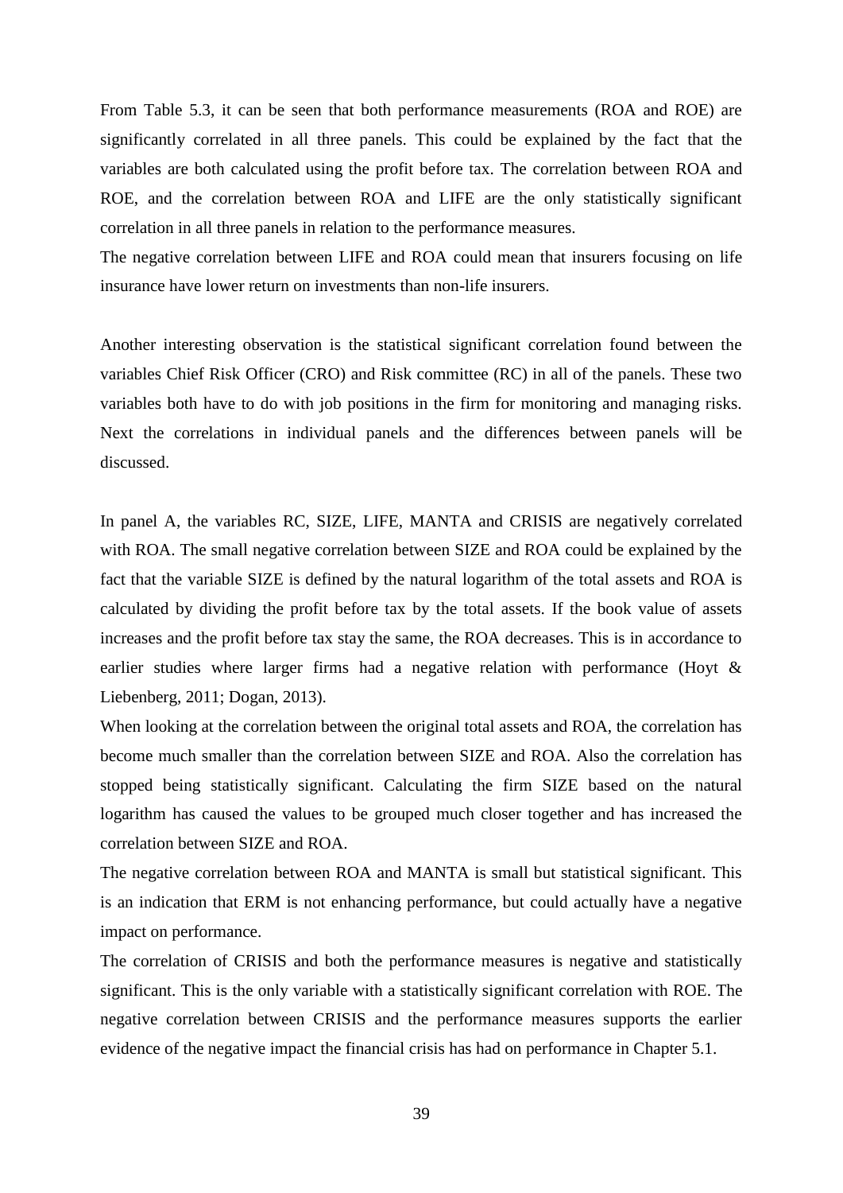From Table 5.3, it can be seen that both performance measurements (ROA and ROE) are significantly correlated in all three panels. This could be explained by the fact that the variables are both calculated using the profit before tax. The correlation between ROA and ROE, and the correlation between ROA and LIFE are the only statistically significant correlation in all three panels in relation to the performance measures.

The negative correlation between LIFE and ROA could mean that insurers focusing on life insurance have lower return on investments than non-life insurers.

Another interesting observation is the statistical significant correlation found between the variables Chief Risk Officer (CRO) and Risk committee (RC) in all of the panels. These two variables both have to do with job positions in the firm for monitoring and managing risks. Next the correlations in individual panels and the differences between panels will be discussed.

In panel A, the variables RC, SIZE, LIFE, MANTA and CRISIS are negatively correlated with ROA. The small negative correlation between SIZE and ROA could be explained by the fact that the variable SIZE is defined by the natural logarithm of the total assets and ROA is calculated by dividing the profit before tax by the total assets. If the book value of assets increases and the profit before tax stay the same, the ROA decreases. This is in accordance to earlier studies where larger firms had a negative relation with performance (Hoyt & Liebenberg, 2011; Dogan, 2013).

When looking at the correlation between the original total assets and ROA, the correlation has become much smaller than the correlation between SIZE and ROA. Also the correlation has stopped being statistically significant. Calculating the firm SIZE based on the natural logarithm has caused the values to be grouped much closer together and has increased the correlation between SIZE and ROA.

The negative correlation between ROA and MANTA is small but statistical significant. This is an indication that ERM is not enhancing performance, but could actually have a negative impact on performance.

The correlation of CRISIS and both the performance measures is negative and statistically significant. This is the only variable with a statistically significant correlation with ROE. The negative correlation between CRISIS and the performance measures supports the earlier evidence of the negative impact the financial crisis has had on performance in Chapter 5.1.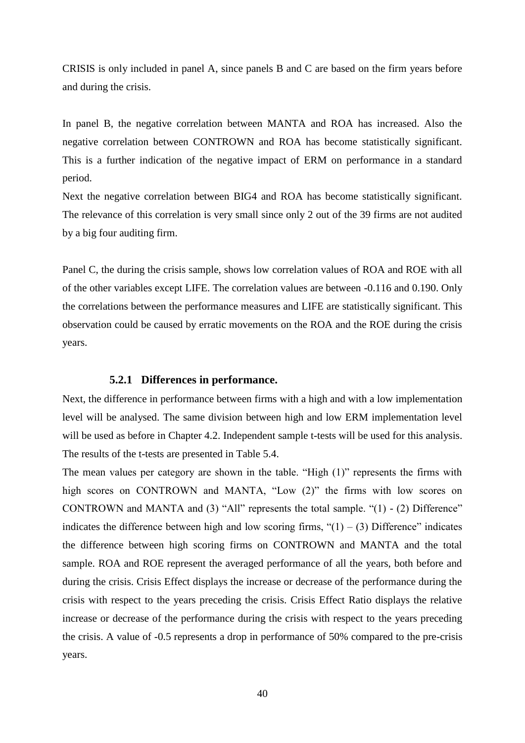CRISIS is only included in panel A, since panels B and C are based on the firm years before and during the crisis.

In panel B, the negative correlation between MANTA and ROA has increased. Also the negative correlation between CONTROWN and ROA has become statistically significant. This is a further indication of the negative impact of ERM on performance in a standard period.

Next the negative correlation between BIG4 and ROA has become statistically significant. The relevance of this correlation is very small since only 2 out of the 39 firms are not audited by a big four auditing firm.

Panel C, the during the crisis sample, shows low correlation values of ROA and ROE with all of the other variables except LIFE. The correlation values are between -0.116 and 0.190. Only the correlations between the performance measures and LIFE are statistically significant. This observation could be caused by erratic movements on the ROA and the ROE during the crisis years.

### 5.2.1 Differences in performance.

Next, the difference in performance between firms with a high and with a low implementation level will be analysed. The same division between high and low ERM implementation level will be used as before in Chapter 4.2. Independent sample t-tests will be used for this analysis. The results of the t-tests are presented in Table 5.4.

The mean values per category are shown in the table. "High (1)" represents the firms with high scores on CONTROWN and MANTA, "Low (2)" the firms with low scores on CONTROWN and MANTA and (3) "All" represents the total sample. "(1) - (2) Difference" indicates the difference between high and low scoring firms, "(1) – (3) Difference" indicates the difference between high scoring firms on CONTROWN and MANTA and the total sample. ROA and ROE represent the averaged performance of all the years, both before and during the crisis. Crisis Effect displays the increase or decrease of the performance during the crisis with respect to the years preceding the crisis. Crisis Effect Ratio displays the relative increase or decrease of the performance during the crisis with respect to the years preceding the crisis. A value of -0.5 represents a drop in performance of 50% compared to the pre-crisis years.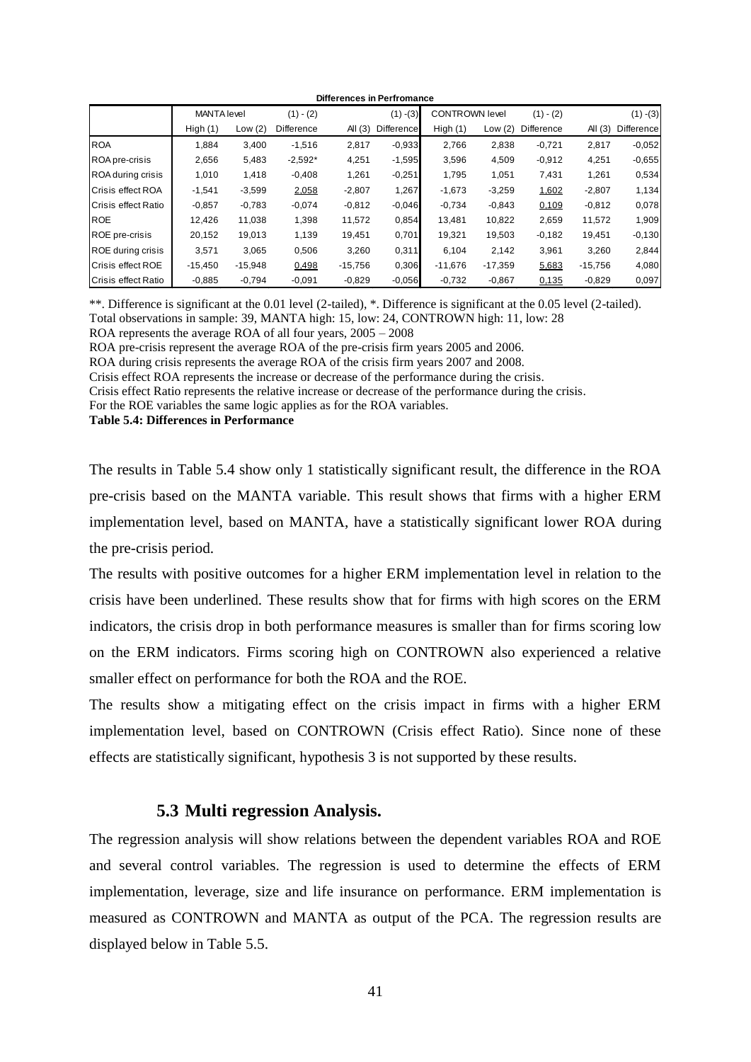**Differences in Perfromance**

| | MANTA level | | (1) - (2) | | (1) -(3) | CONTROWN level | | (1) - (2) | | (1) -(3) |
|---|---|---|---|---|---|---|---|---|---|---|
| | High (1) | Low (2) | Difference | All (3) | Difference | High (1) | Low (2) | Difference | All (3) | Difference |
| ROA | 1,884 | 3,400 | -1,516 | 2,817 | -0,933 | 2,766 | 2,838 | -0,721 | 2,817 | -0,052 |
| ROA pre-crisis | 2,656 | 5,483 | -2,592* | 4,251 | -1,595 | 3,596 | 4,509 | -0,912 | 4,251 | -0,655 |
| ROA during crisis | 1,010 | 1,418 | -0,408 | 1,261 | -0,251 | 1,795 | 1,051 | 7,431 | 1,261 | 0,534 |
| Crisis effect ROA | -1,541 | -3,599 | <u>2,058</u> | -2,807 | 1,267 | -1,673 | -3,259 | <u>1,602</u> | -2,807 | 1,134 |
| Crisis effect Ratio | -0,857 | -0,783 | -0,074 | -0,812 | -0,046 | -0,734 | -0,843 | <u>0,109</u> | -0,812 | 0,078 |
| ROE | 12,426 | 11,038 | 1,398 | 11,572 | 0,854 | 13,481 | 10,822 | 2,659 | 11,572 | 1,909 |
| ROE pre-crisis | 20,152 | 19,013 | 1,139 | 19,451 | 0,701 | 19,321 | 19,503 | -0,182 | 19,451 | -0,130 |
| ROE during crisis | 3,571 | 3,065 | 0,506 | 3,260 | 0,311 | 6,104 | 2,142 | 3,961 | 3,260 | 2,844 |
| Crisis effect ROE | -15,450 | -15,948 | <u>0,498</u> | -15,756 | 0,306 | -11,676 | -17,359 | <u>5,683</u> | -15,756 | 4,080 |
| Crisis effect Ratio | -0,885 | -0,794 | -0,091 | -0,829 | -0,056 | -0,732 | -0,867 | <u>0,135</u> | -0,829 | 0,097 |

**. Difference is significant at the 0.01 level (2-tailed), *. Difference is significant at the 0.05 level (2-tailed).
Total observations in sample: 39, MANTA high: 15, low: 24, CONTROWN high: 11, low: 28
ROA represents the average ROA of all four years, 2005 – 2008
ROA pre-crisis represent the average ROA of the pre-crisis firm years 2005 and 2006.
ROA during crisis represents the average ROA of the crisis firm years 2007 and 2008.
Crisis effect ROA represents the increase or decrease of the performance during the crisis.
Crisis effect Ratio represents the relative increase or decrease of the performance during the crisis.
For the ROE variables the same logic applies as for the ROA variables.

**Table 5.4: Differences in Performance**

The results in Table 5.4 show only 1 statistically significant result, the difference in the ROA pre-crisis based on the MANTA variable. This result shows that firms with a higher ERM implementation level, based on MANTA, have a statistically significant lower ROA during the pre-crisis period.

The results with positive outcomes for a higher ERM implementation level in relation to the crisis have been underlined. These results show that for firms with high scores on the ERM indicators, the crisis drop in both performance measures is smaller than for firms scoring low on the ERM indicators. Firms scoring high on CONTROWN also experienced a relative smaller effect on performance for both the ROA and the ROE.

The results show a mitigating effect on the crisis impact in firms with a higher ERM implementation level, based on CONTROWN (Crisis effect Ratio). Since none of these effects are statistically significant, hypothesis 3 is not supported by these results.

### 5.3 Multi regression Analysis.

The regression analysis will show relations between the dependent variables ROA and ROE and several control variables. The regression is used to determine the effects of ERM implementation, leverage, size and life insurance on performance. ERM implementation is measured as CONTROWN and MANTA as output of the PCA. The regression results are displayed below in Table 5.5.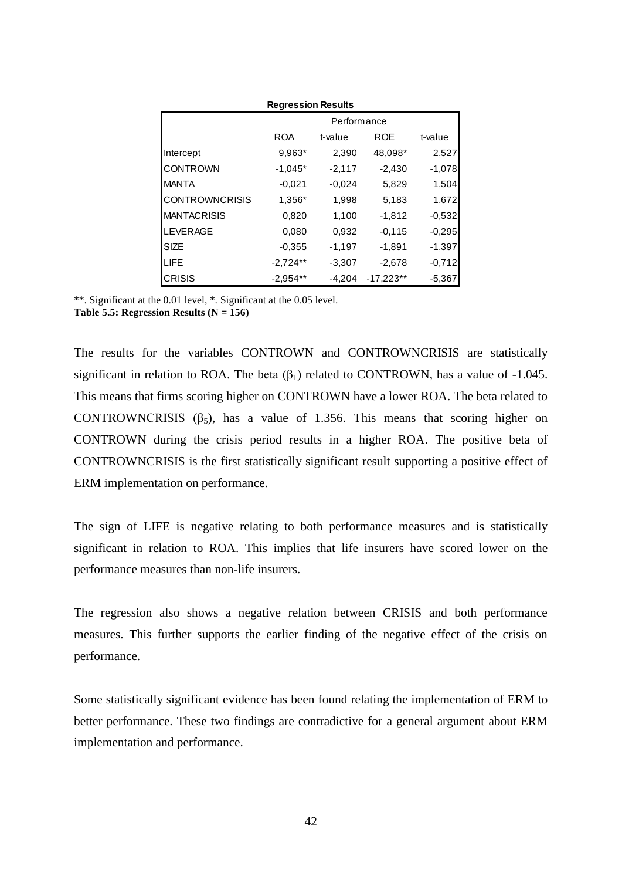**Regression Results**

| | Performance | | | |
|---|---|---|---|---|
| | ROA | t-value | ROE | t-value |
| Intercept | 9,963* | 2,390 | 48,098* | 2,527 |
| CONTROWN | -1,045* | -2,117 | -2,430 | -1,078 |
| MANTA | -0,021 | -0,024 | 5,829 | 1,504 |
| CONTROWNCRISIS | 1,356* | 1,998 | 5,183 | 1,672 |
| MANTACRISIS | 0,820 | 1,100 | -1,812 | -0,532 |
| LEVERAGE | 0,080 | 0,932 | -0,115 | -0,295 |
| SIZE | -0,355 | -1,197 | -1,891 | -1,397 |
| LIFE | -2,724** | -3,307 | -2,678 | -0,712 |
| CRISIS | -2,954** | -4,204 | -17,223** | -5,367 |

**. Significant at the 0.01 level, *. Significant at the 0.05 level.

**Table 5.5: Regression Results (N = 156)**

The results for the variables CONTROWN and CONTROWNCRISIS are statistically significant in relation to ROA. The beta ($\beta_1$) related to CONTROWN, has a value of -1.045. This means that firms scoring higher on CONTROWN have a lower ROA. The beta related to CONTROWNCRISIS ($\beta_5$), has a value of 1.356. This means that scoring higher on CONTROWN during the crisis period results in a higher ROA. The positive beta of CONTROWNCRISIS is the first statistically significant result supporting a positive effect of ERM implementation on performance.

The sign of LIFE is negative relating to both performance measures and is statistically significant in relation to ROA. This implies that life insurers have scored lower on the performance measures than non-life insurers.

The regression also shows a negative relation between CRISIS and both performance measures. This further supports the earlier finding of the negative effect of the crisis on performance.

Some statistically significant evidence has been found relating the implementation of ERM to better performance. These two findings are contradictive for a general argument about ERM implementation and performance.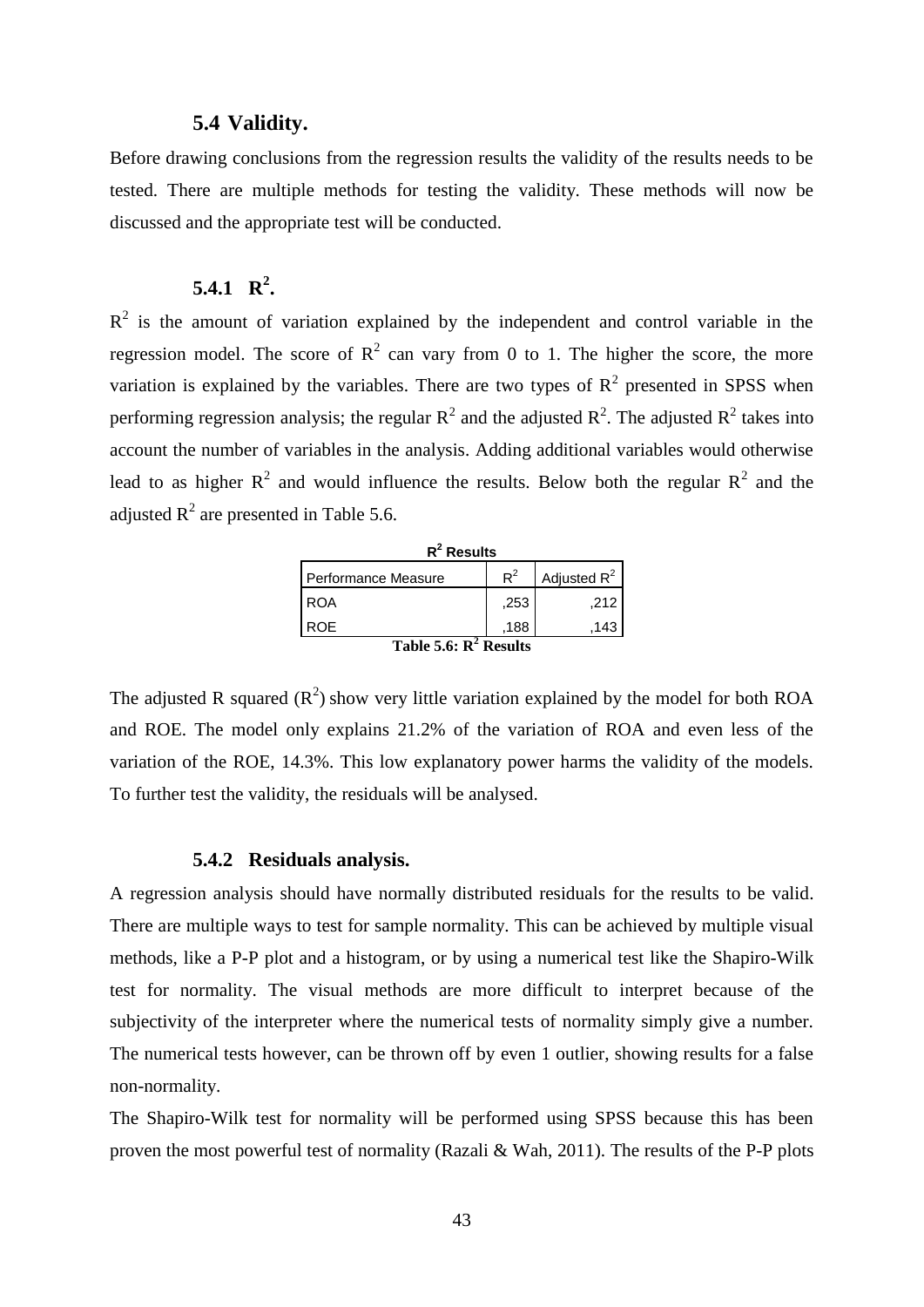## 5.4 Validity.

Before drawing conclusions from the regression results the validity of the results needs to be tested. There are multiple methods for testing the validity. These methods will now be discussed and the appropriate test will be conducted.

### 5.4.1 $R^2$.

$R^2$ is the amount of variation explained by the independent and control variable in the regression model. The score of $R^2$ can vary from 0 to 1. The higher the score, the more variation is explained by the variables. There are two types of $R^2$ presented in SPSS when performing regression analysis; the regular $R^2$ and the adjusted $R^2$. The adjusted $R^2$ takes into account the number of variables in the analysis. Adding additional variables would otherwise lead to as higher $R^2$ and would influence the results. Below both the regular $R^2$ and the adjusted $R^2$ are presented in Table 5.6.

**$R^2$ Results**

| Performance Measure | $R^2$ | Adjusted $R^2$ |
|---|---|---|
| ROA | ,253 | ,212 |
| ROE | ,188 | ,143 |

**Table 5.6: $R^2$ Results**

The adjusted R squared ($R^2$) show very little variation explained by the model for both ROA and ROE. The model only explains 21.2% of the variation of ROA and even less of the variation of the ROE, 14.3%. This low explanatory power harms the validity of the models. To further test the validity, the residuals will be analysed.

### 5.4.2 Residuals analysis.

A regression analysis should have normally distributed residuals for the results to be valid. There are multiple ways to test for sample normality. This can be achieved by multiple visual methods, like a P-P plot and a histogram, or by using a numerical test like the Shapiro-Wilk test for normality. The visual methods are more difficult to interpret because of the subjectivity of the interpreter where the numerical tests of normality simply give a number. The numerical tests however, can be thrown off by even 1 outlier, showing results for a false non-normality.

The Shapiro-Wilk test for normality will be performed using SPSS because this has been proven the most powerful test of normality (Razali & Wah, 2011). The results of the P-P plots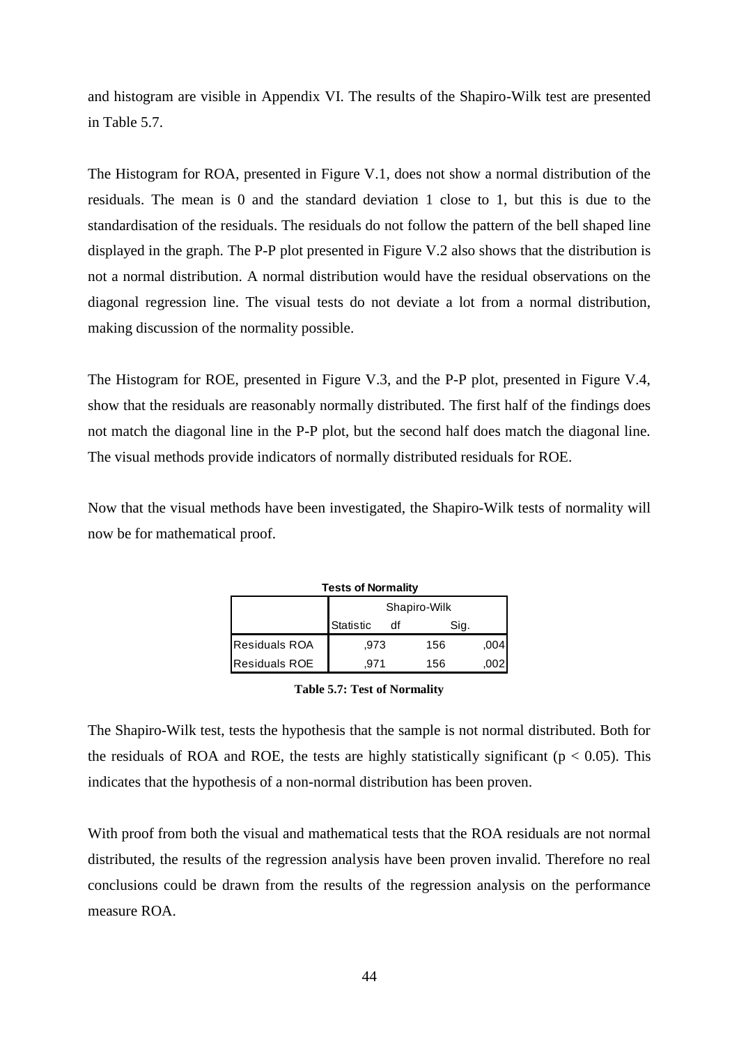and histogram are visible in Appendix VI. The results of the Shapiro-Wilk test are presented in Table 5.7.

The Histogram for ROA, presented in Figure V.1, does not show a normal distribution of the residuals. The mean is 0 and the standard deviation 1 close to 1, but this is due to the standardisation of the residuals. The residuals do not follow the pattern of the bell shaped line displayed in the graph. The P-P plot presented in Figure V.2 also shows that the distribution is not a normal distribution. A normal distribution would have the residual observations on the diagonal regression line. The visual tests do not deviate a lot from a normal distribution, making discussion of the normality possible.

The Histogram for ROE, presented in Figure V.3, and the P-P plot, presented in Figure V.4, show that the residuals are reasonably normally distributed. The first half of the findings does not match the diagonal line in the P-P plot, but the second half does match the diagonal line. The visual methods provide indicators of normally distributed residuals for ROE.

Now that the visual methods have been investigated, the Shapiro-Wilk tests of normality will now be for mathematical proof.

**Tests of Normality**

| | Shapiro-Wilk | | |
|---|---|---|---|
| | Statistic | df | Sig. |
| Residuals ROA | ,973 | 156 | ,004 |
| Residuals ROE | ,971 | 156 | ,002 |

**Table 5.7: Test of Normality**

The Shapiro-Wilk test, tests the hypothesis that the sample is not normal distributed. Both for the residuals of ROA and ROE, the tests are highly statistically significant ($p < 0.05$). This indicates that the hypothesis of a non-normal distribution has been proven.

With proof from both the visual and mathematical tests that the ROA residuals are not normal distributed, the results of the regression analysis have been proven invalid. Therefore no real conclusions could be drawn from the results of the regression analysis on the performance measure ROA.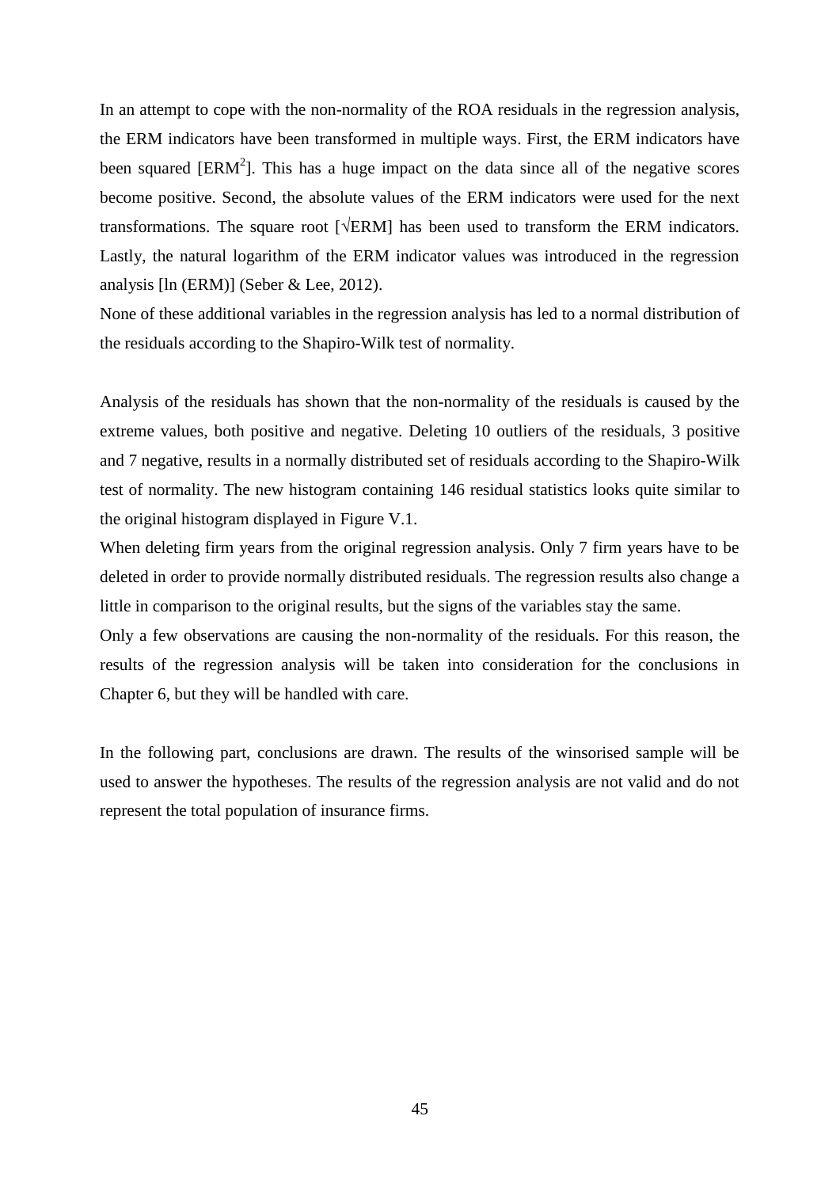In an attempt to cope with the non-normality of the ROA residuals in the regression analysis, the ERM indicators have been transformed in multiple ways. First, the ERM indicators have been squared [$ERM^2$]. This has a huge impact on the data since all of the negative scores become positive. Second, the absolute values of the ERM indicators were used for the next transformations. The square root [$\sqrt{ERM}$] has been used to transform the ERM indicators. Lastly, the natural logarithm of the ERM indicator values was introduced in the regression analysis [ln (ERM)] (Seber & Lee, 2012).

None of these additional variables in the regression analysis has led to a normal distribution of the residuals according to the Shapiro-Wilk test of normality.

Analysis of the residuals has shown that the non-normality of the residuals is caused by the extreme values, both positive and negative. Deleting 10 outliers of the residuals, 3 positive and 7 negative, results in a normally distributed set of residuals according to the Shapiro-Wilk test of normality. The new histogram containing 146 residual statistics looks quite similar to the original histogram displayed in Figure V.1.

When deleting firm years from the original regression analysis. Only 7 firm years have to be deleted in order to provide normally distributed residuals. The regression results also change a little in comparison to the original results, but the signs of the variables stay the same.

Only a few observations are causing the non-normality of the residuals. For this reason, the results of the regression analysis will be taken into consideration for the conclusions in Chapter 6, but they will be handled with care.

In the following part, conclusions are drawn. The results of the winsorised sample will be used to answer the hypotheses. The results of the regression analysis are not valid and do not represent the total population of insurance firms.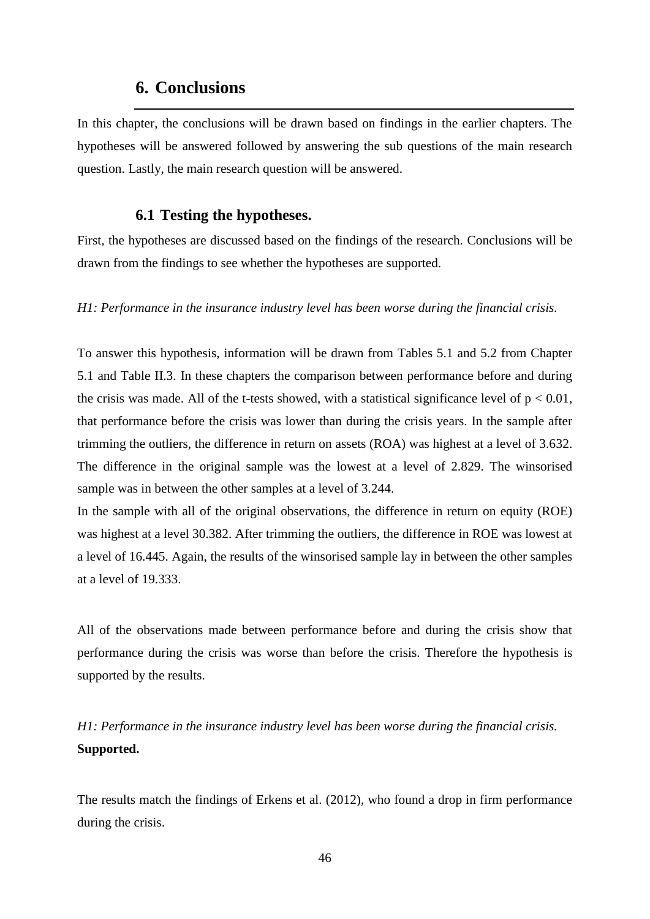# 6. Conclusions

In this chapter, the conclusions will be drawn based on findings in the earlier chapters. The hypotheses will be answered followed by answering the sub questions of the main research question. Lastly, the main research question will be answered.

## 6.1 Testing the hypotheses.

First, the hypotheses are discussed based on the findings of the research. Conclusions will be drawn from the findings to see whether the hypotheses are supported.

*H1: Performance in the insurance industry level has been worse during the financial crisis.*

To answer this hypothesis, information will be drawn from Tables 5.1 and 5.2 from Chapter 5.1 and Table II.3. In these chapters the comparison between performance before and during the crisis was made. All of the t-tests showed, with a statistical significance level of $p < 0.01$, that performance before the crisis was lower than during the crisis years. In the sample after trimming the outliers, the difference in return on assets (ROA) was highest at a level of 3.632. The difference in the original sample was the lowest at a level of 2.829. The winsorised sample was in between the other samples at a level of 3.244.

In the sample with all of the original observations, the difference in return on equity (ROE) was highest at a level 30.382. After trimming the outliers, the difference in ROE was lowest at a level of 16.445. Again, the results of the winsorised sample lay in between the other samples at a level of 19.333.

All of the observations made between performance before and during the crisis show that performance during the crisis was worse than before the crisis. Therefore the hypothesis is supported by the results.

*H1: Performance in the insurance industry level has been worse during the financial crisis.*
**Supported.**

The results match the findings of Erkens et al. (2012), who found a drop in firm performance during the crisis.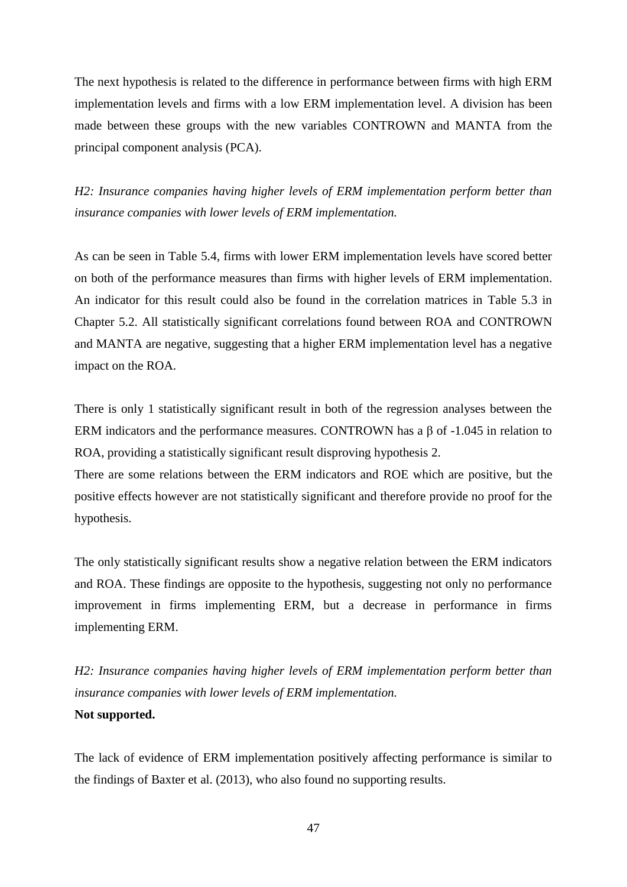The next hypothesis is related to the difference in performance between firms with high ERM implementation levels and firms with a low ERM implementation level. A division has been made between these groups with the new variables CONTROWN and MANTA from the principal component analysis (PCA).

*H2: Insurance companies having higher levels of ERM implementation perform better than insurance companies with lower levels of ERM implementation.*

As can be seen in Table 5.4, firms with lower ERM implementation levels have scored better on both of the performance measures than firms with higher levels of ERM implementation. An indicator for this result could also be found in the correlation matrices in Table 5.3 in Chapter 5.2. All statistically significant correlations found between ROA and CONTROWN and MANTA are negative, suggesting that a higher ERM implementation level has a negative impact on the ROA.

There is only 1 statistically significant result in both of the regression analyses between the ERM indicators and the performance measures. CONTROWN has a $\beta$ of -1.045 in relation to ROA, providing a statistically significant result disproving hypothesis 2.
There are some relations between the ERM indicators and ROE which are positive, but the positive effects however are not statistically significant and therefore provide no proof for the hypothesis.

The only statistically significant results show a negative relation between the ERM indicators and ROA. These findings are opposite to the hypothesis, suggesting not only no performance improvement in firms implementing ERM, but a decrease in performance in firms implementing ERM.

*H2: Insurance companies having higher levels of ERM implementation perform better than insurance companies with lower levels of ERM implementation.*
**Not supported.**

The lack of evidence of ERM implementation positively affecting performance is similar to the findings of Baxter et al. (2013), who also found no supporting results.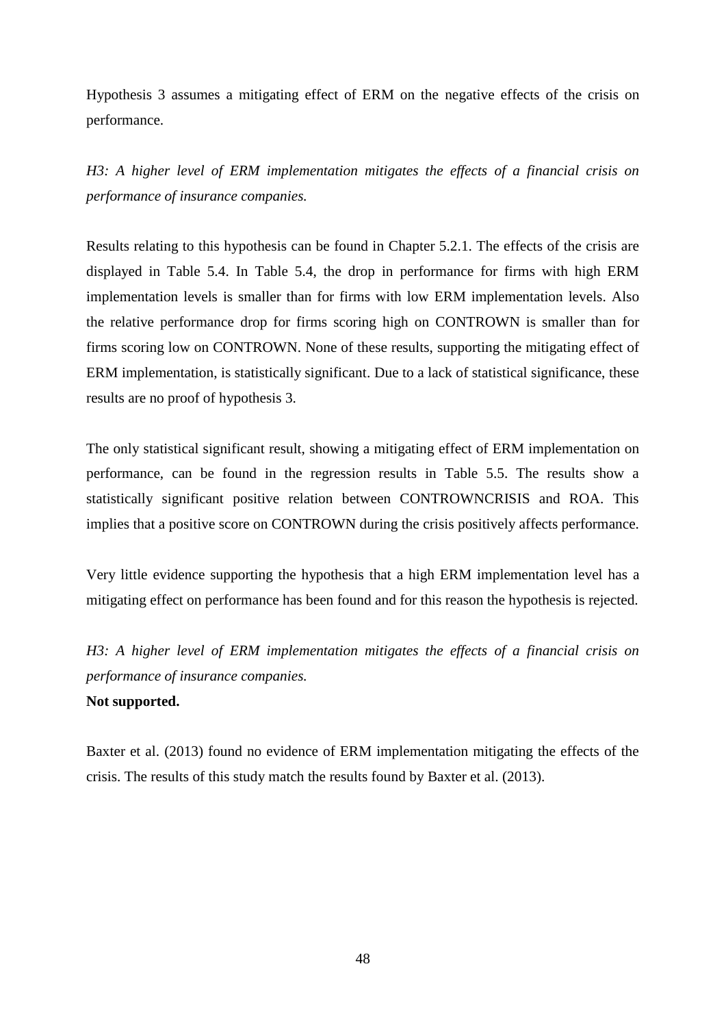Hypothesis 3 assumes a mitigating effect of ERM on the negative effects of the crisis on performance.

*H3: A higher level of ERM implementation mitigates the effects of a financial crisis on performance of insurance companies.*

Results relating to this hypothesis can be found in Chapter 5.2.1. The effects of the crisis are displayed in Table 5.4. In Table 5.4, the drop in performance for firms with high ERM implementation levels is smaller than for firms with low ERM implementation levels. Also the relative performance drop for firms scoring high on CONTROWN is smaller than for firms scoring low on CONTROWN. None of these results, supporting the mitigating effect of ERM implementation, is statistically significant. Due to a lack of statistical significance, these results are no proof of hypothesis 3.

The only statistical significant result, showing a mitigating effect of ERM implementation on performance, can be found in the regression results in Table 5.5. The results show a statistically significant positive relation between CONTROWNCRISIS and ROA. This implies that a positive score on CONTROWN during the crisis positively affects performance.

Very little evidence supporting the hypothesis that a high ERM implementation level has a mitigating effect on performance has been found and for this reason the hypothesis is rejected.

*H3: A higher level of ERM implementation mitigates the effects of a financial crisis on performance of insurance companies.*
**Not supported.**

Baxter et al. (2013) found no evidence of ERM implementation mitigating the effects of the crisis. The results of this study match the results found by Baxter et al. (2013).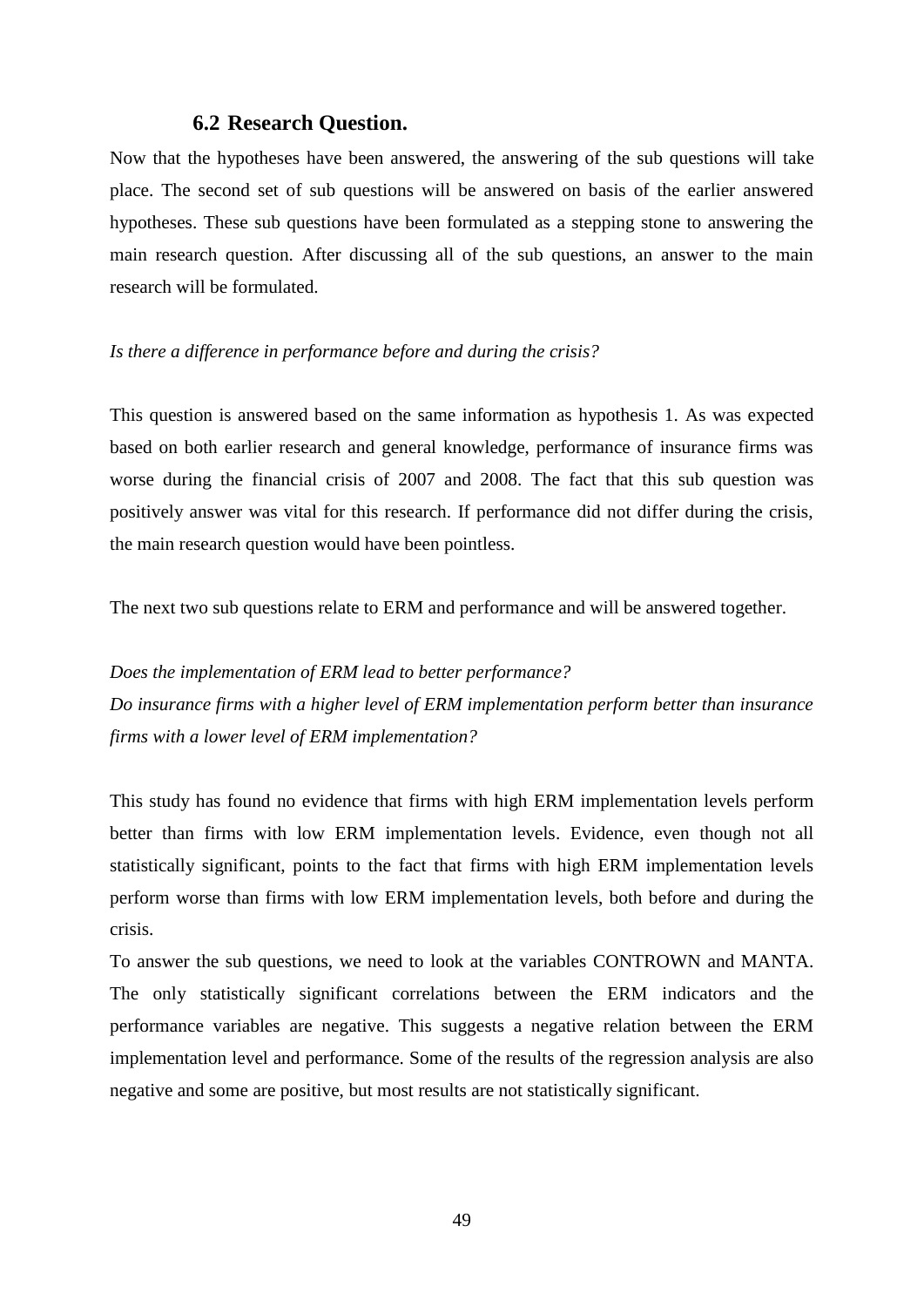## 6.2 Research Question.

Now that the hypotheses have been answered, the answering of the sub questions will take place. The second set of sub questions will be answered on basis of the earlier answered hypotheses. These sub questions have been formulated as a stepping stone to answering the main research question. After discussing all of the sub questions, an answer to the main research will be formulated.

*Is there a difference in performance before and during the crisis?*

This question is answered based on the same information as hypothesis 1. As was expected based on both earlier research and general knowledge, performance of insurance firms was worse during the financial crisis of 2007 and 2008. The fact that this sub question was positively answer was vital for this research. If performance did not differ during the crisis, the main research question would have been pointless.

The next two sub questions relate to ERM and performance and will be answered together.

*Does the implementation of ERM lead to better performance?*
*Do insurance firms with a higher level of ERM implementation perform better than insurance firms with a lower level of ERM implementation?*

This study has found no evidence that firms with high ERM implementation levels perform better than firms with low ERM implementation levels. Evidence, even though not all statistically significant, points to the fact that firms with high ERM implementation levels perform worse than firms with low ERM implementation levels, both before and during the crisis.

To answer the sub questions, we need to look at the variables CONTROWN and MANTA. The only statistically significant correlations between the ERM indicators and the performance variables are negative. This suggests a negative relation between the ERM implementation level and performance. Some of the results of the regression analysis are also negative and some are positive, but most results are not statistically significant.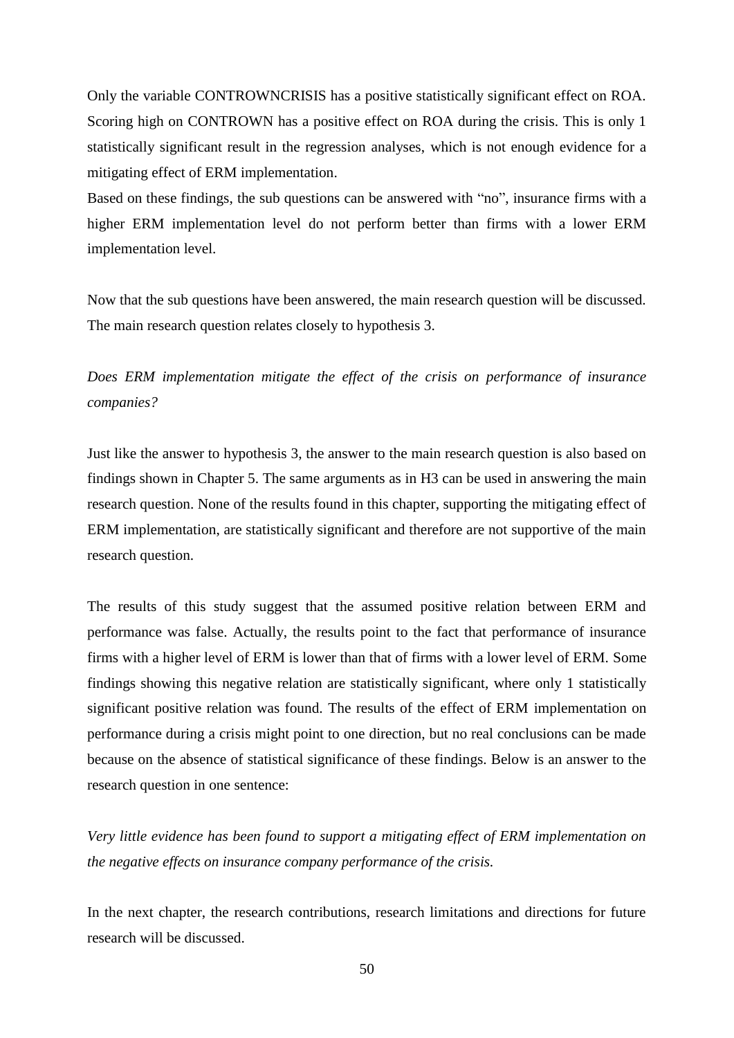Only the variable CONTROWNCRISIS has a positive statistically significant effect on ROA. Scoring high on CONTROWN has a positive effect on ROA during the crisis. This is only 1 statistically significant result in the regression analyses, which is not enough evidence for a mitigating effect of ERM implementation.
Based on these findings, the sub questions can be answered with "no", insurance firms with a higher ERM implementation level do not perform better than firms with a lower ERM implementation level.

Now that the sub questions have been answered, the main research question will be discussed. The main research question relates closely to hypothesis 3.

*Does ERM implementation mitigate the effect of the crisis on performance of insurance companies?*

Just like the answer to hypothesis 3, the answer to the main research question is also based on findings shown in Chapter 5. The same arguments as in H3 can be used in answering the main research question. None of the results found in this chapter, supporting the mitigating effect of ERM implementation, are statistically significant and therefore are not supportive of the main research question.

The results of this study suggest that the assumed positive relation between ERM and performance was false. Actually, the results point to the fact that performance of insurance firms with a higher level of ERM is lower than that of firms with a lower level of ERM. Some findings showing this negative relation are statistically significant, where only 1 statistically significant positive relation was found. The results of the effect of ERM implementation on performance during a crisis might point to one direction, but no real conclusions can be made because on the absence of statistical significance of these findings. Below is an answer to the research question in one sentence:

*Very little evidence has been found to support a mitigating effect of ERM implementation on the negative effects on insurance company performance of the crisis.*

In the next chapter, the research contributions, research limitations and directions for future research will be discussed.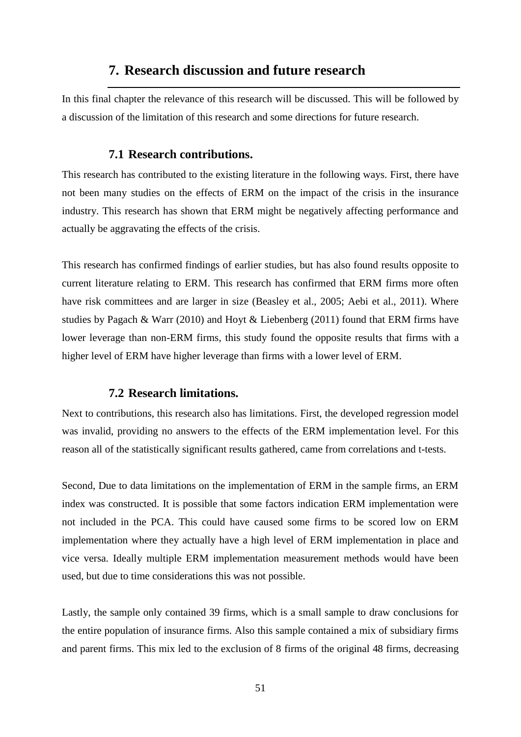# 7. Research discussion and future research

In this final chapter the relevance of this research will be discussed. This will be followed by a discussion of the limitation of this research and some directions for future research.

## 7.1 Research contributions.

This research has contributed to the existing literature in the following ways. First, there have not been many studies on the effects of ERM on the impact of the crisis in the insurance industry. This research has shown that ERM might be negatively affecting performance and actually be aggravating the effects of the crisis.

This research has confirmed findings of earlier studies, but has also found results opposite to current literature relating to ERM. This research has confirmed that ERM firms more often have risk committees and are larger in size (Beasley et al., 2005; Aebi et al., 2011). Where studies by Pagach & Warr (2010) and Hoyt & Liebenberg (2011) found that ERM firms have lower leverage than non-ERM firms, this study found the opposite results that firms with a higher level of ERM have higher leverage than firms with a lower level of ERM.

## 7.2 Research limitations.

Next to contributions, this research also has limitations. First, the developed regression model was invalid, providing no answers to the effects of the ERM implementation level. For this reason all of the statistically significant results gathered, came from correlations and t-tests.

Second, Due to data limitations on the implementation of ERM in the sample firms, an ERM index was constructed. It is possible that some factors indication ERM implementation were not included in the PCA. This could have caused some firms to be scored low on ERM implementation where they actually have a high level of ERM implementation in place and vice versa. Ideally multiple ERM implementation measurement methods would have been used, but due to time considerations this was not possible.

Lastly, the sample only contained 39 firms, which is a small sample to draw conclusions for the entire population of insurance firms. Also this sample contained a mix of subsidiary firms and parent firms. This mix led to the exclusion of 8 firms of the original 48 firms, decreasing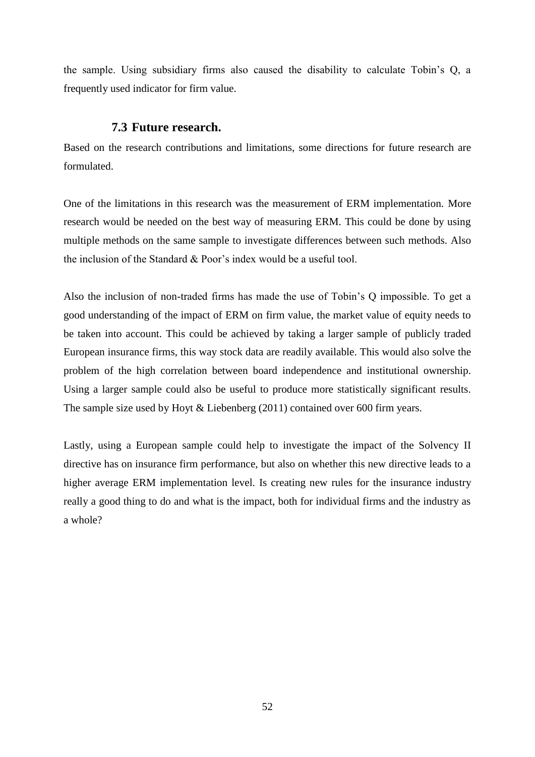the sample. Using subsidiary firms also caused the disability to calculate Tobin's Q, a frequently used indicator for firm value.

## 7.3 Future research.

Based on the research contributions and limitations, some directions for future research are formulated.

One of the limitations in this research was the measurement of ERM implementation. More research would be needed on the best way of measuring ERM. This could be done by using multiple methods on the same sample to investigate differences between such methods. Also the inclusion of the Standard & Poor's index would be a useful tool.

Also the inclusion of non-traded firms has made the use of Tobin's Q impossible. To get a good understanding of the impact of ERM on firm value, the market value of equity needs to be taken into account. This could be achieved by taking a larger sample of publicly traded European insurance firms, this way stock data are readily available. This would also solve the problem of the high correlation between board independence and institutional ownership. Using a larger sample could also be useful to produce more statistically significant results. The sample size used by Hoyt & Liebenberg (2011) contained over 600 firm years.

Lastly, using a European sample could help to investigate the impact of the Solvency II directive has on insurance firm performance, but also on whether this new directive leads to a higher average ERM implementation level. Is creating new rules for the insurance industry really a good thing to do and what is the impact, both for individual firms and the industry as a whole?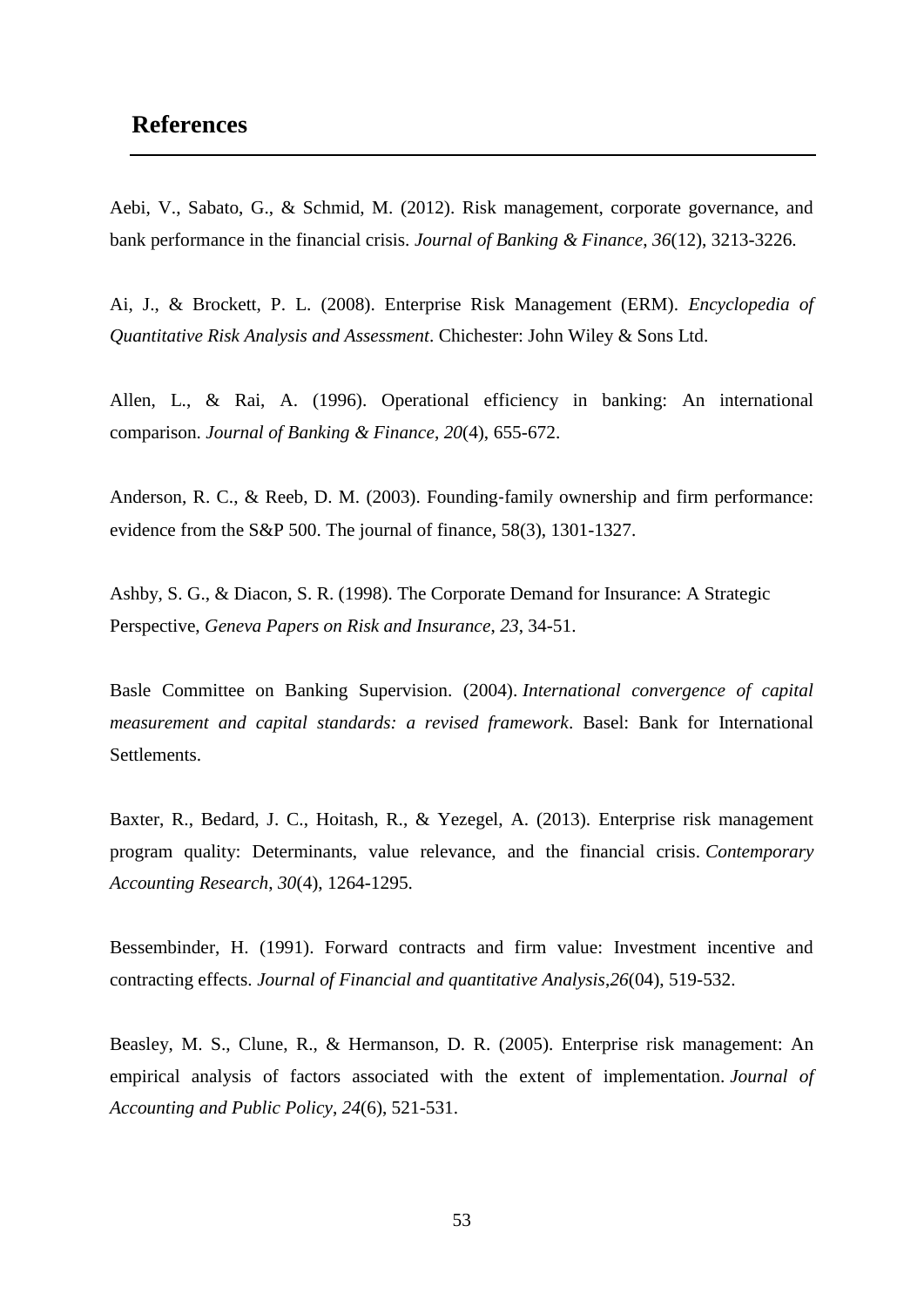## References

Aebi, V., Sabato, G., & Schmid, M. (2012). Risk management, corporate governance, and bank performance in the financial crisis. *Journal of Banking & Finance*, *36*(12), 3213-3226.

Ai, J., & Brockett, P. L. (2008). Enterprise Risk Management (ERM). *Encyclopedia of Quantitative Risk Analysis and Assessment*. Chichester: John Wiley & Sons Ltd.

Allen, L., & Rai, A. (1996). Operational efficiency in banking: An international comparison. *Journal of Banking & Finance*, *20*(4), 655-672.

Anderson, R. C., & Reeb, D. M. (2003). Founding‐family ownership and firm performance: evidence from the S&P 500. The journal of finance, 58(3), 1301-1327.

Ashby, S. G., & Diacon, S. R. (1998). The Corporate Demand for Insurance: A Strategic Perspective, *Geneva Papers on Risk and Insurance*, *23*, 34-51.

Basle Committee on Banking Supervision. (2004). *International convergence of capital measurement and capital standards: a revised framework*. Basel: Bank for International Settlements.

Baxter, R., Bedard, J. C., Hoitash, R., & Yezegel, A. (2013). Enterprise risk management program quality: Determinants, value relevance, and the financial crisis. *Contemporary Accounting Research*, *30*(4), 1264-1295.

Bessembinder, H. (1991). Forward contracts and firm value: Investment incentive and contracting effects. *Journal of Financial and quantitative Analysis*,*26*(04), 519-532.

Beasley, M. S., Clune, R., & Hermanson, D. R. (2005). Enterprise risk management: An empirical analysis of factors associated with the extent of implementation. *Journal of Accounting and Public Policy*, *24*(6), 521-531.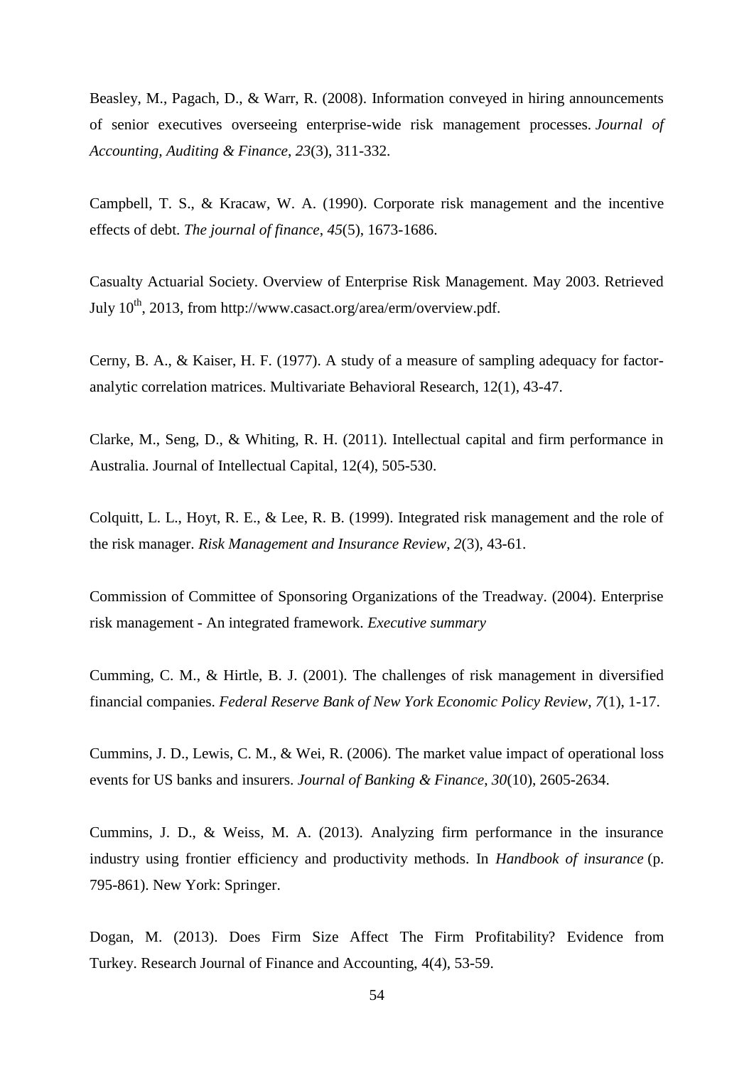Beasley, M., Pagach, D., & Warr, R. (2008). Information conveyed in hiring announcements of senior executives overseeing enterprise-wide risk management processes. *Journal of Accounting, Auditing & Finance*, *23*(3), 311-332.

Campbell, T. S., & Kracaw, W. A. (1990). Corporate risk management and the incentive effects of debt. *The journal of finance*, *45*(5), 1673-1686.

Casualty Actuarial Society. Overview of Enterprise Risk Management. May 2003. Retrieved July 10th, 2013, from http://www.casact.org/area/erm/overview.pdf.

Cerny, B. A., & Kaiser, H. F. (1977). A study of a measure of sampling adequacy for factor-analytic correlation matrices. Multivariate Behavioral Research, 12(1), 43-47.

Clarke, M., Seng, D., & Whiting, R. H. (2011). Intellectual capital and firm performance in Australia. Journal of Intellectual Capital, 12(4), 505-530.

Colquitt, L. L., Hoyt, R. E., & Lee, R. B. (1999). Integrated risk management and the role of the risk manager. *Risk Management and Insurance Review*, *2*(3), 43-61.

Commission of Committee of Sponsoring Organizations of the Treadway. (2004). Enterprise risk management - An integrated framework. *Executive summary*

Cumming, C. M., & Hirtle, B. J. (2001). The challenges of risk management in diversified financial companies. *Federal Reserve Bank of New York Economic Policy Review*, *7*(1), 1-17.

Cummins, J. D., Lewis, C. M., & Wei, R. (2006). The market value impact of operational loss events for US banks and insurers. *Journal of Banking & Finance*, *30*(10), 2605-2634.

Cummins, J. D., & Weiss, M. A. (2013). Analyzing firm performance in the insurance industry using frontier efficiency and productivity methods. In *Handbook of insurance* (p. 795-861). New York: Springer.

Dogan, M. (2013). Does Firm Size Affect The Firm Profitability? Evidence from Turkey. Research Journal of Finance and Accounting, 4(4), 53-59.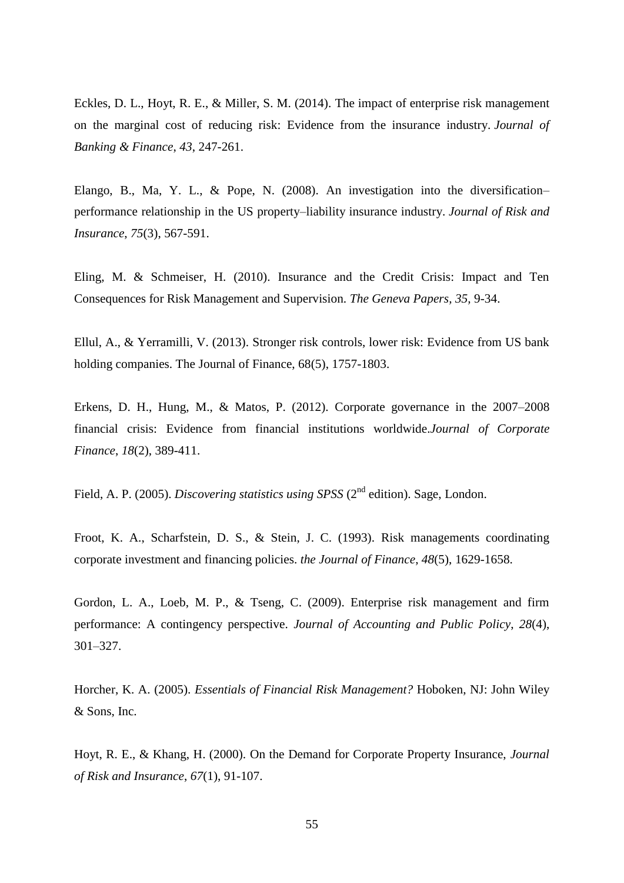Eckles, D. L., Hoyt, R. E., & Miller, S. M. (2014). The impact of enterprise risk management on the marginal cost of reducing risk: Evidence from the insurance industry. *Journal of Banking & Finance*, *43*, 247-261.

Elango, B., Ma, Y. L., & Pope, N. (2008). An investigation into the diversification–performance relationship in the US property–liability insurance industry. *Journal of Risk and Insurance*, *75*(3), 567-591.

Eling, M. & Schmeiser, H. (2010). Insurance and the Credit Crisis: Impact and Ten Consequences for Risk Management and Supervision. *The Geneva Papers, 35,* 9-34.

Ellul, A., & Yerramilli, V. (2013). Stronger risk controls, lower risk: Evidence from US bank holding companies. The Journal of Finance, 68(5), 1757-1803.

Erkens, D. H., Hung, M., & Matos, P. (2012). Corporate governance in the 2007–2008 financial crisis: Evidence from financial institutions worldwide.*Journal of Corporate Finance*, *18*(2), 389-411.

Field, A. P. (2005). *Discovering statistics using SPSS* (2nd edition). Sage, London.

Froot, K. A., Scharfstein, D. S., & Stein, J. C. (1993). Risk managements coordinating corporate investment and financing policies. *the Journal of Finance*, *48*(5), 1629-1658.

Gordon, L. A., Loeb, M. P., & Tseng, C. (2009). Enterprise risk management and firm performance: A contingency perspective. *Journal of Accounting and Public Policy*, *28*(4), 301–327.

Horcher, K. A. (2005). *Essentials of Financial Risk Management?* Hoboken, NJ: John Wiley & Sons, Inc.

Hoyt, R. E., & Khang, H. (2000). On the Demand for Corporate Property Insurance, *Journal of Risk and Insurance*, *67*(1), 91-107.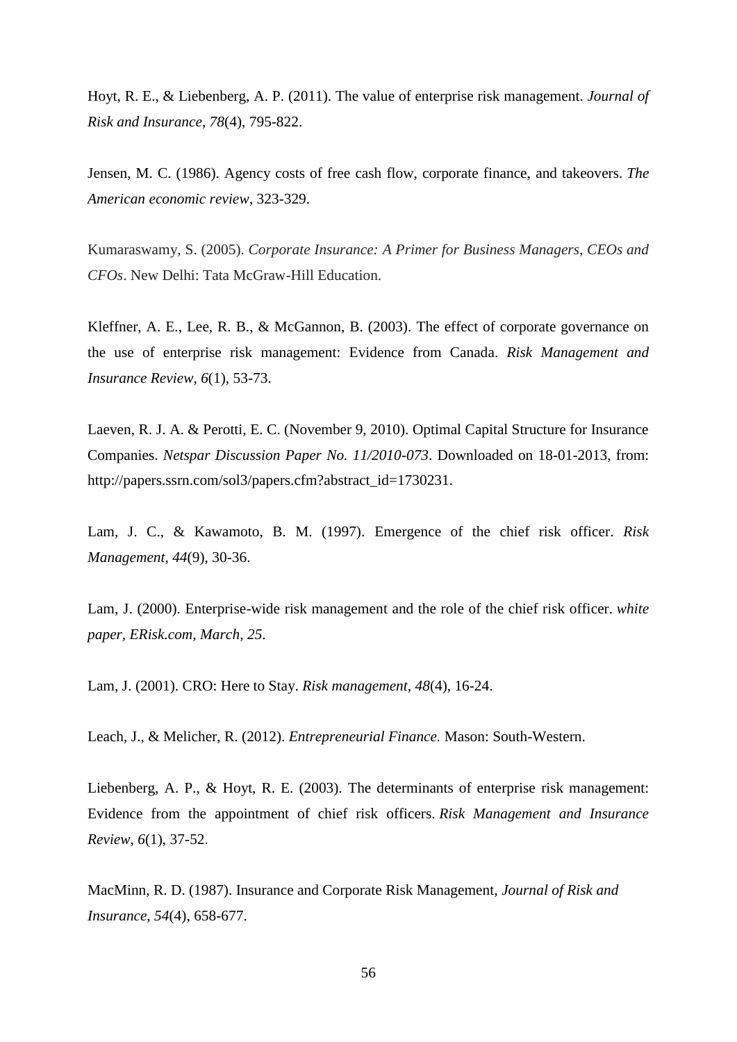Hoyt, R. E., & Liebenberg, A. P. (2011). The value of enterprise risk management. *Journal of Risk and Insurance*, *78*(4), 795-822.

Jensen, M. C. (1986). Agency costs of free cash flow, corporate finance, and takeovers. *The American economic review*, 323-329.

Kumaraswamy, S. (2005). *Corporate Insurance: A Primer for Business Managers, CEOs and CFOs*. New Delhi: Tata McGraw-Hill Education.

Kleffner, A. E., Lee, R. B., & McGannon, B. (2003). The effect of corporate governance on the use of enterprise risk management: Evidence from Canada. *Risk Management and Insurance Review*, *6*(1), 53-73.

Laeven, R. J. A. & Perotti, E. C. (November 9, 2010). Optimal Capital Structure for Insurance Companies. *Netspar Discussion Paper No. 11/2010-073*. Downloaded on 18-01-2013, from: http://papers.ssrn.com/sol3/papers.cfm?abstract_id=1730231.

Lam, J. C., & Kawamoto, B. M. (1997). Emergence of the chief risk officer. *Risk Management*, *44*(9), 30-36.

Lam, J. (2000). Enterprise-wide risk management and the role of the chief risk officer. *white paper, ERisk.com, March, 25*.

Lam, J. (2001). CRO: Here to Stay. *Risk management*, *48*(4), 16-24.

Leach, J., & Melicher, R. (2012). *Entrepreneurial Finance.* Mason: South-Western.

Liebenberg, A. P., & Hoyt, R. E. (2003). The determinants of enterprise risk management: Evidence from the appointment of chief risk officers. *Risk Management and Insurance Review*, *6*(1), 37-52.

MacMinn, R. D. (1987). Insurance and Corporate Risk Management, *Journal of Risk and Insurance*, *54*(4), 658-677.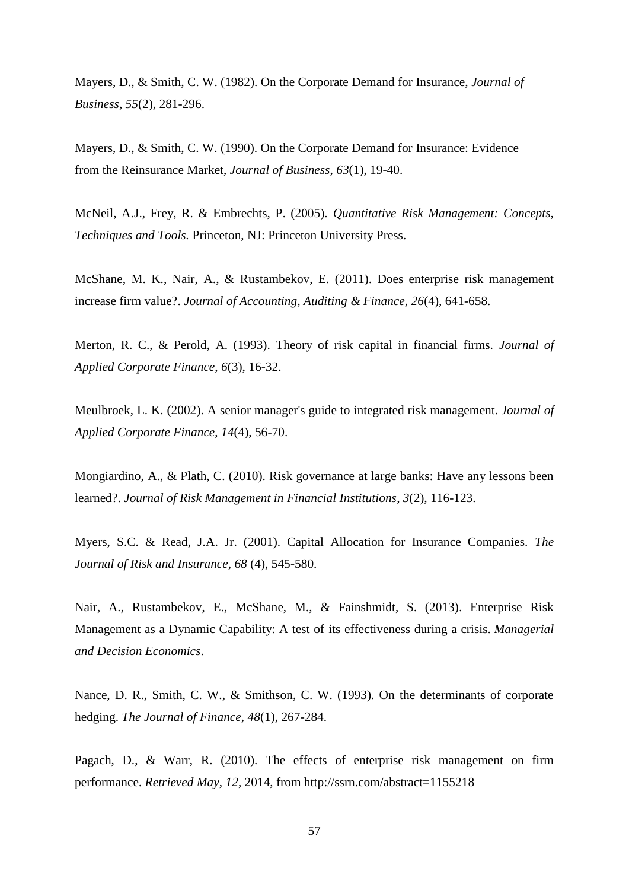Mayers, D., & Smith, C. W. (1982). On the Corporate Demand for Insurance, *Journal of Business*, *55*(2), 281-296.

Mayers, D., & Smith, C. W. (1990). On the Corporate Demand for Insurance: Evidence from the Reinsurance Market, *Journal of Business*, *63*(1), 19-40.

McNeil, A.J., Frey, R. & Embrechts, P. (2005). *Quantitative Risk Management: Concepts, Techniques and Tools.* Princeton, NJ: Princeton University Press.

McShane, M. K., Nair, A., & Rustambekov, E. (2011). Does enterprise risk management increase firm value?. *Journal of Accounting, Auditing & Finance*, *26*(4), 641-658.

Merton, R. C., & Perold, A. (1993). Theory of risk capital in financial firms. *Journal of Applied Corporate Finance*, *6*(3), 16-32.

Meulbroek, L. K. (2002). A senior manager's guide to integrated risk management. *Journal of Applied Corporate Finance*, *14*(4), 56-70.

Mongiardino, A., & Plath, C. (2010). Risk governance at large banks: Have any lessons been learned?. *Journal of Risk Management in Financial Institutions*, *3*(2), 116-123.

Myers, S.C. & Read, J.A. Jr. (2001). Capital Allocation for Insurance Companies. *The Journal of Risk and Insurance, 68* (4), 545-580.

Nair, A., Rustambekov, E., McShane, M., & Fainshmidt, S. (2013). Enterprise Risk Management as a Dynamic Capability: A test of its effectiveness during a crisis. *Managerial and Decision Economics*.

Nance, D. R., Smith, C. W., & Smithson, C. W. (1993). On the determinants of corporate hedging. *The Journal of Finance*, *48*(1), 267-284.

Pagach, D., & Warr, R. (2010). The effects of enterprise risk management on firm performance. *Retrieved May*, *12*, 2014, from http://ssrn.com/abstract=1155218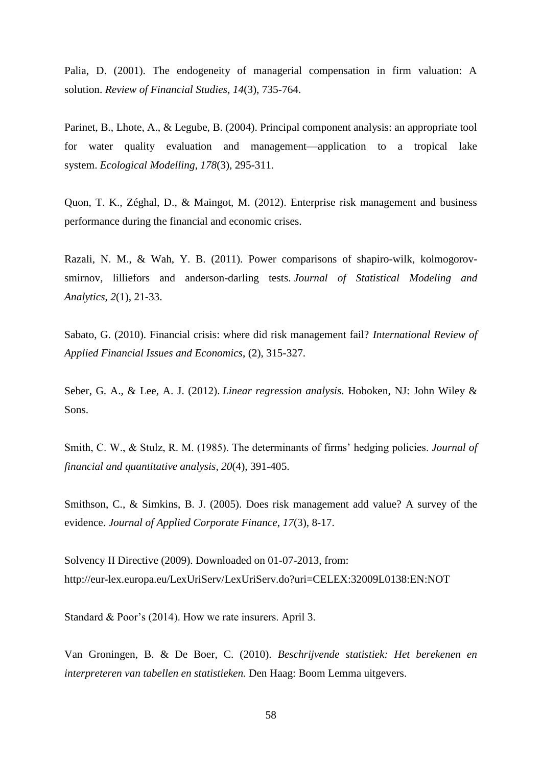Palia, D. (2001). The endogeneity of managerial compensation in firm valuation: A solution. *Review of Financial Studies*, *14*(3), 735-764.

Parinet, B., Lhote, A., & Legube, B. (2004). Principal component analysis: an appropriate tool for water quality evaluation and management—application to a tropical lake system. *Ecological Modelling*, *178*(3), 295-311.

Quon, T. K., Zéghal, D., & Maingot, M. (2012). Enterprise risk management and business performance during the financial and economic crises.

Razali, N. M., & Wah, Y. B. (2011). Power comparisons of shapiro-wilk, kolmogorov-smirnov, lilliefors and anderson-darling tests. *Journal of Statistical Modeling and Analytics*, *2*(1), 21-33.

Sabato, G. (2010). Financial crisis: where did risk management fail? *International Review of Applied Financial Issues and Economics*, (2), 315-327.

Seber, G. A., & Lee, A. J. (2012). *Linear regression analysis*. Hoboken, NJ: John Wiley & Sons.

Smith, C. W., & Stulz, R. M. (1985). The determinants of firms' hedging policies. *Journal of financial and quantitative analysis*, *20*(4), 391-405.

Smithson, C., & Simkins, B. J. (2005). Does risk management add value? A survey of the evidence. *Journal of Applied Corporate Finance*, *17*(3), 8-17.

Solvency II Directive (2009). Downloaded on 01-07-2013, from: http://eur-lex.europa.eu/LexUriServ/LexUriServ.do?uri=CELEX:32009L0138:EN:NOT

Standard & Poor's (2014). How we rate insurers. April 3.

Van Groningen, B. & De Boer, C. (2010). *Beschrijvende statistiek: Het berekenen en interpreteren van tabellen en statistieken.* Den Haag: Boom Lemma uitgevers.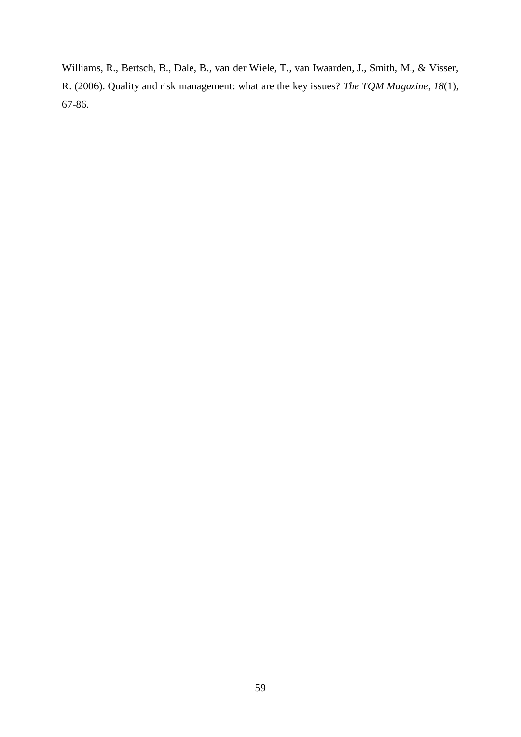Williams, R., Bertsch, B., Dale, B., van der Wiele, T., van Iwaarden, J., Smith, M., & Visser, R. (2006). Quality and risk management: what are the key issues? *The TQM Magazine*, *18*(1), 67-86.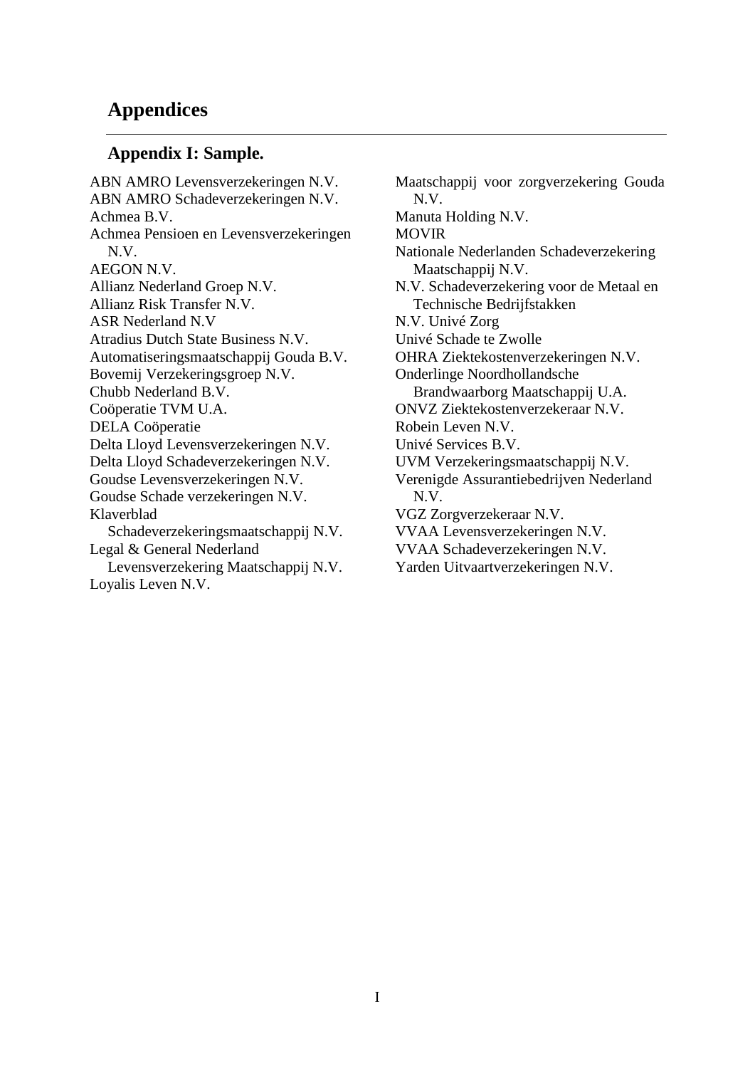# Appendices

## Appendix I: Sample.

ABN AMRO Levensverzekeringen N.V.
ABN AMRO Schadeverzekeringen N.V.
Achmea B.V.
Achmea Pensioen en Levensverzekeringen N.V.
AEGON N.V.
Allianz Nederland Groep N.V.
Allianz Risk Transfer N.V.
ASR Nederland N.V
Atradius Dutch State Business N.V.
Automatiseringsmaatschappij Gouda B.V.
Bovemij Verzekeringsgroep N.V.
Chubb Nederland B.V.
Coöperatie TVM U.A.
DELA Coöperatie
Delta Lloyd Levensverzekeringen N.V.
Delta Lloyd Schadeverzekeringen N.V.
Goudse Levensverzekeringen N.V.
Goudse Schade verzekeringen N.V.
Klaverblad Schadeverzekeringsmaatschappij N.V.
Legal & General Nederland Levensverzekering Maatschappij N.V.
Loyalis Leven N.V.
Maatschappij voor zorgverzekering Gouda N.V.
Manuta Holding N.V.
MOVIR
Nationale Nederlanden Schadeverzekering Maatschappij N.V.
N.V. Schadeverzekering voor de Metaal en Technische Bedrijfstakken
N.V. Univé Zorg
Univé Schade te Zwolle
OHRA Ziektekostenverzekeringen N.V.
Onderlinge Noordhollandsche Brandwaarborg Maatschappij U.A.
ONVZ Ziektekostenverzekeraar N.V.
Robein Leven N.V.
Univé Services B.V.
UVM Verzekeringsmaatschappij N.V.
Verenigde Assurantiebedrijven Nederland N.V.
VGZ Zorgverzekeraar N.V.
VVAA Levensverzekeringen N.V.
VVAA Schadeverzekeringen N.V.
Yarden Uitvaartverzekeringen N.V.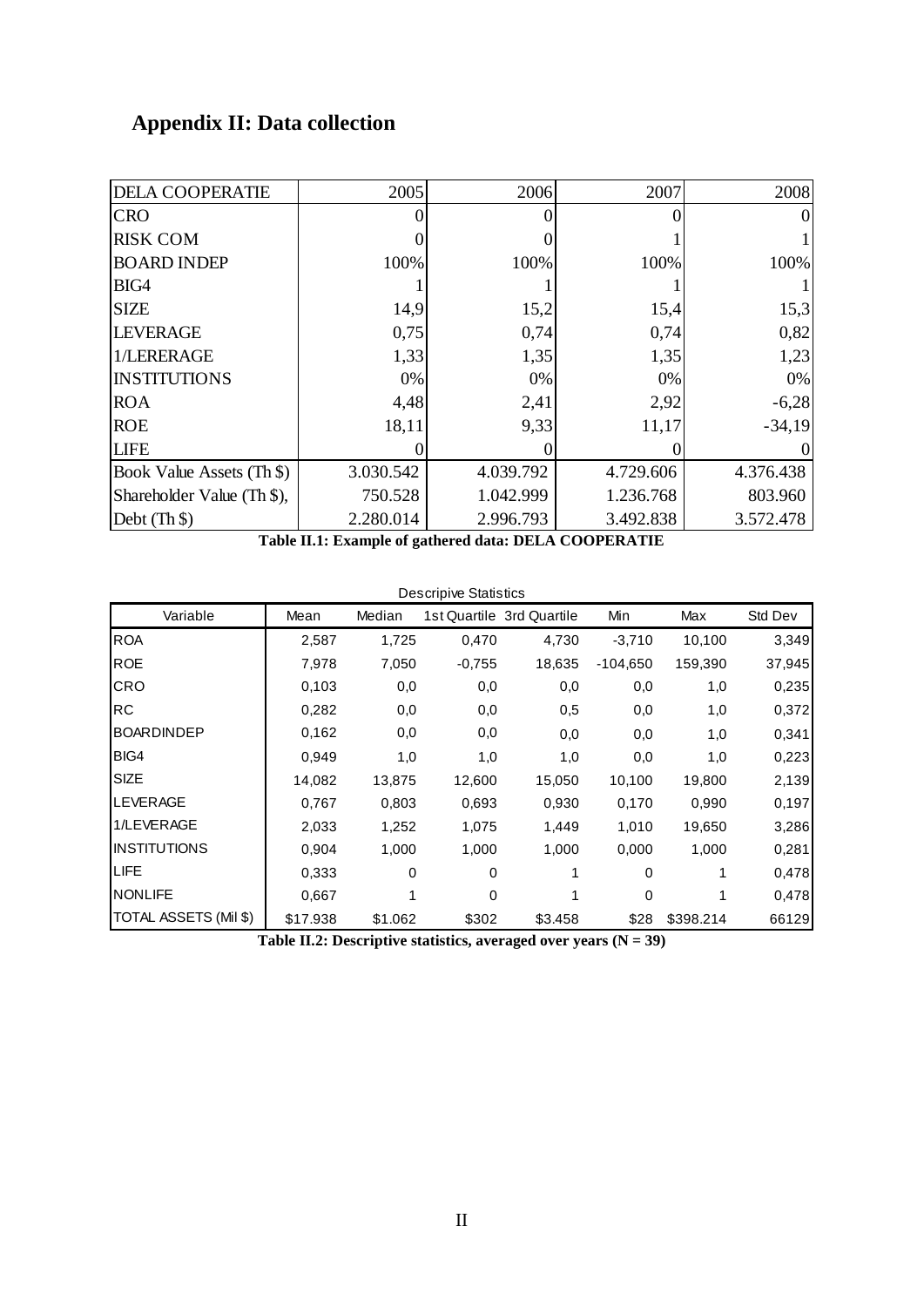## Appendix II: Data collection

| DELA COOPERATIE | 2005 | 2006 | 2007 | 2008 |
|---|---|---|---|---|
| CRO | 0 | 0 | 0 | 0 |
| RISK COM | 0 | 0 | 1 | 1 |
| BOARD INDEP | 100% | 100% | 100% | 100% |
| BIG4 | 1 | 1 | 1 | 1 |
| SIZE | 14,9 | 15,2 | 15,4 | 15,3 |
| LEVERAGE | 0,75 | 0,74 | 0,74 | 0,82 |
| 1/LERERAGE | 1,33 | 1,35 | 1,35 | 1,23 |
| INSTITUTIONS | 0% | 0% | 0% | 0% |
| ROA | 4,48 | 2,41 | 2,92 | -6,28 |
| ROE | 18,11 | 9,33 | 11,17 | -34,19 |
| LIFE | 0 | 0 | 0 | 0 |
| Book Value Assets (Th $) | 3.030.542 | 4.039.792 | 4.729.606 | 4.376.438 |
| Shareholder Value (Th $), | 750.528 | 1.042.999 | 1.236.768 | 803.960 |
| Debt (Th $) | 2.280.014 | 2.996.793 | 3.492.838 | 3.572.478 |

**Table II.1: Example of gathered data: DELA COOPERATIE**

Descripive Statistics

| Variable | Mean | Median | 1st Quartile | 3rd Quartile | Min | Max | Std Dev |
|---|---|---|---|---|---|---|---|
| ROA | 2,587 | 1,725 | 0,470 | 4,730 | -3,710 | 10,100 | 3,349 |
| ROE | 7,978 | 7,050 | -0,755 | 18,635 | -104,650 | 159,390 | 37,945 |
| CRO | 0,103 | 0,0 | 0,0 | 0,0 | 0,0 | 1,0 | 0,235 |
| RC | 0,282 | 0,0 | 0,0 | 0,5 | 0,0 | 1,0 | 0,372 |
| BOARDINDEP | 0,162 | 0,0 | 0,0 | 0,0 | 0,0 | 1,0 | 0,341 |
| BIG4 | 0,949 | 1,0 | 1,0 | 1,0 | 0,0 | 1,0 | 0,223 |
| SIZE | 14,082 | 13,875 | 12,600 | 15,050 | 10,100 | 19,800 | 2,139 |
| LEVERAGE | 0,767 | 0,803 | 0,693 | 0,930 | 0,170 | 0,990 | 0,197 |
| 1/LEVERAGE | 2,033 | 1,252 | 1,075 | 1,449 | 1,010 | 19,650 | 3,286 |
| INSTITUTIONS | 0,904 | 1,000 | 1,000 | 1,000 | 0,000 | 1,000 | 0,281 |
| LIFE | 0,333 | 0 | 0 | 1 | 0 | 1 | 0,478 |
| NONLIFE | 0,667 | 1 | 0 | 1 | 0 | 1 | 0,478 |
| TOTAL ASSETS (Mil $) | $17.938 | $1.062 | $302 | $3.458 | $28 | $398.214 | 66129 |

**Table II.2: Descriptive statistics, averaged over years (N = 39)**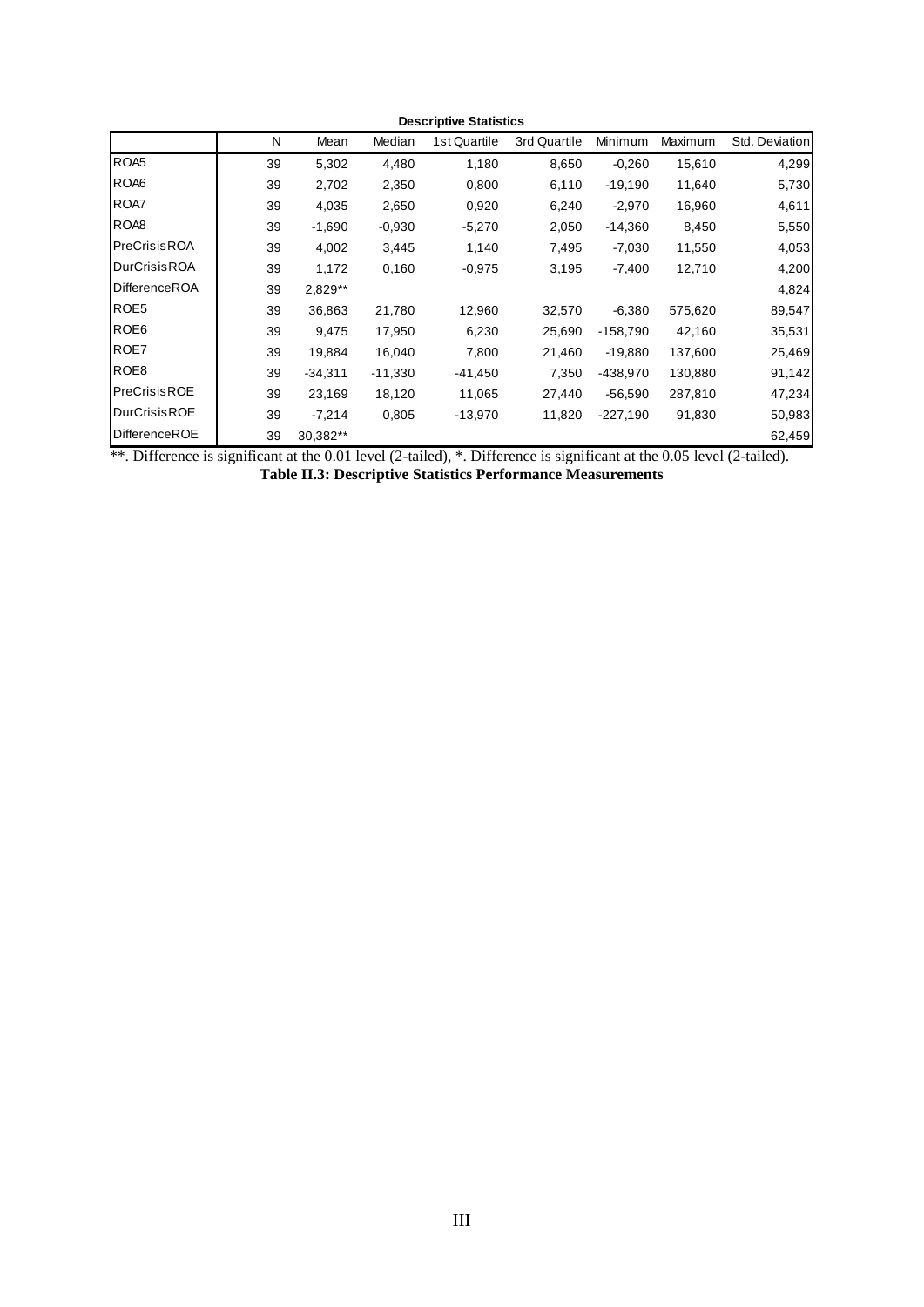**Descriptive Statistics**

| | N | Mean | Median | 1st Quartile | 3rd Quartile | Minimum | Maximum | Std. Deviation |
|---|---|---|---|---|---|---|---|---|
| ROA5 | 39 | 5,302 | 4,480 | 1,180 | 8,650 | -0,260 | 15,610 | 4,299 |
| ROA6 | 39 | 2,702 | 2,350 | 0,800 | 6,110 | -19,190 | 11,640 | 5,730 |
| ROA7 | 39 | 4,035 | 2,650 | 0,920 | 6,240 | -2,970 | 16,960 | 4,611 |
| ROA8 | 39 | -1,690 | -0,930 | -5,270 | 2,050 | -14,360 | 8,450 | 5,550 |
| PreCrisisROA | 39 | 4,002 | 3,445 | 1,140 | 7,495 | -7,030 | 11,550 | 4,053 |
| DurCrisisROA | 39 | 1,172 | 0,160 | -0,975 | 3,195 | -7,400 | 12,710 | 4,200 |
| DifferenceROA | 39 | 2,829** | | | | | | 4,824 |
| ROE5 | 39 | 36,863 | 21,780 | 12,960 | 32,570 | -6,380 | 575,620 | 89,547 |
| ROE6 | 39 | 9,475 | 17,950 | 6,230 | 25,690 | -158,790 | 42,160 | 35,531 |
| ROE7 | 39 | 19,884 | 16,040 | 7,800 | 21,460 | -19,880 | 137,600 | 25,469 |
| ROE8 | 39 | -34,311 | -11,330 | -41,450 | 7,350 | -438,970 | 130,880 | 91,142 |
| PreCrisisROE | 39 | 23,169 | 18,120 | 11,065 | 27,440 | -56,590 | 287,810 | 47,234 |
| DurCrisisROE | 39 | -7,214 | 0,805 | -13,970 | 11,820 | -227,190 | 91,830 | 50,983 |
| DifferenceROE | 39 | 30,382** | | | | | | 62,459 |

**. Difference is significant at the 0.01 level (2-tailed), *. Difference is significant at the 0.05 level (2-tailed).

**Table II.3: Descriptive Statistics Performance Measurements**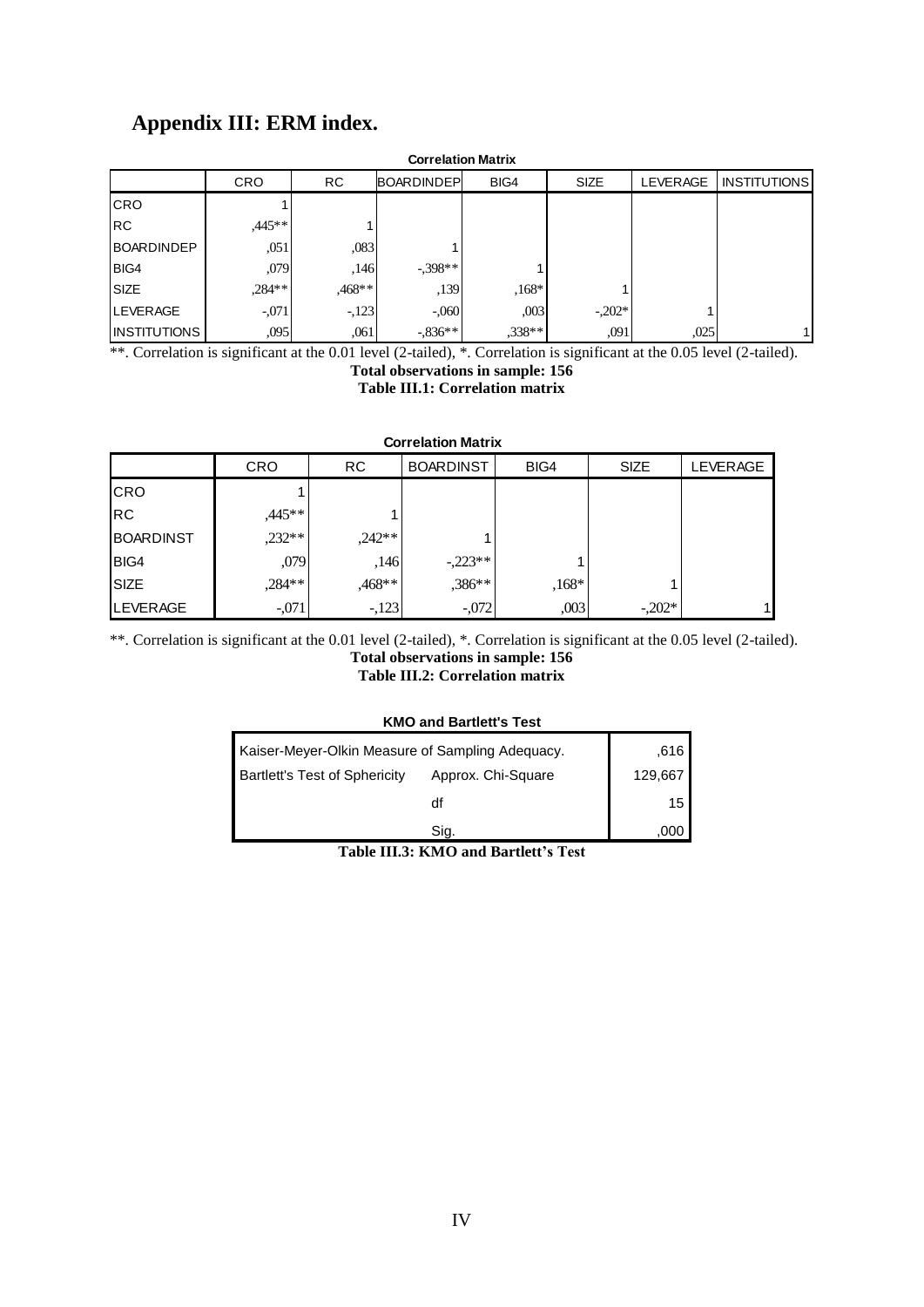# Appendix III: ERM index.

**Correlation Matrix**

| | CRO | RC | BOARDINDEP | BIG4 | SIZE | LEVERAGE | INSTITUTIONS |
|---|---|---|---|---|---|---|---|
| CRO | 1 | | | | | | |
| RC | ,445** | 1 | | | | | |
| BOARDINDEP | ,051 | ,083 | 1 | | | | |
| BIG4 | ,079 | ,146 | -,398** | 1 | | | |
| SIZE | ,284** | ,468** | ,139 | ,168* | 1 | | |
| LEVERAGE | -,071 | -,123 | -,060 | ,003 | -,202* | 1 | |
| INSTITUTIONS | ,095 | ,061 | -,836** | ,338** | ,091 | ,025 | 1 |

**. Correlation is significant at the 0.01 level (2-tailed), *. Correlation is significant at the 0.05 level (2-tailed).

**Total observations in sample: 156**

**Table III.1: Correlation matrix**

**Correlation Matrix**

| | CRO | RC | BOARDINST | BIG4 | SIZE | LEVERAGE |
|---|---|---|---|---|---|---|
| CRO | 1 | | | | | |
| RC | ,445** | 1 | | | | |
| BOARDINST | ,232** | ,242** | 1 | | | |
| BIG4 | ,079 | ,146 | -,223** | 1 | | |
| SIZE | ,284** | ,468** | ,386** | ,168* | 1 | |
| LEVERAGE | -,071 | -,123 | -,072 | ,003 | -,202* | 1 |

**. Correlation is significant at the 0.01 level (2-tailed), *. Correlation is significant at the 0.05 level (2-tailed).

**Total observations in sample: 156**

**Table III.2: Correlation matrix**

**KMO and Bartlett's Test**

| | | |
|---|---|---|
| Kaiser-Meyer-Olkin Measure of Sampling Adequacy. | | ,616 |
| Bartlett's Test of Sphericity | Approx. Chi-Square | 129,667 |
| | df | 15 |
| | Sig. | ,000 |

**Table III.3: KMO and Bartlett's Test**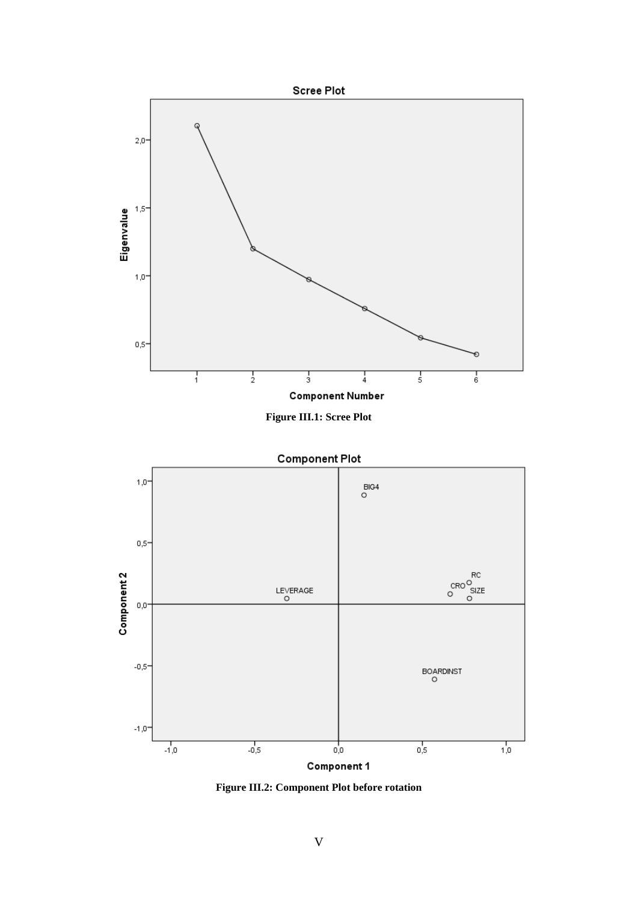**Figure III.1: Scree Plot**

**Figure III.2: Component Plot before rotation**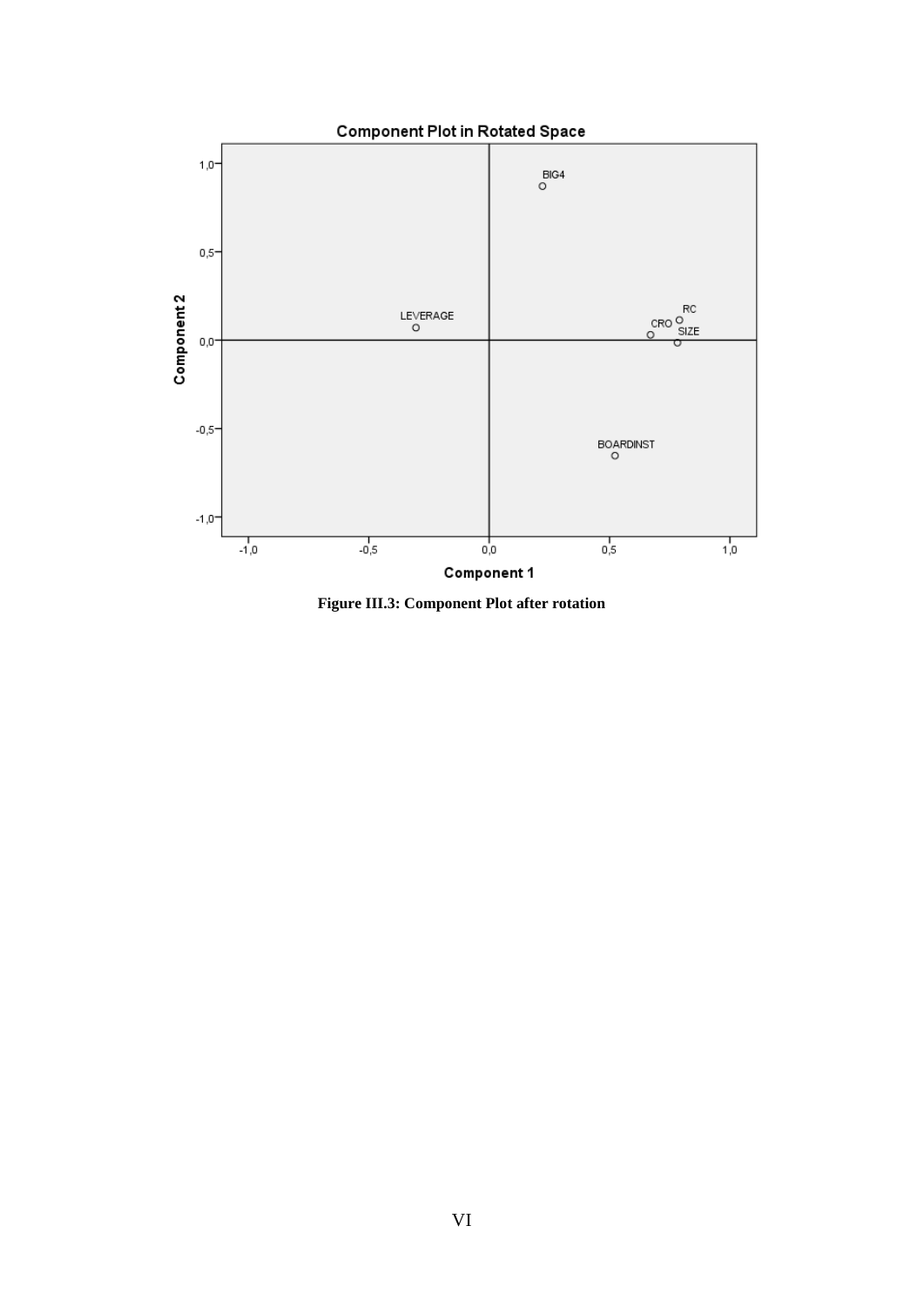**Figure III.3: Component Plot after rotation**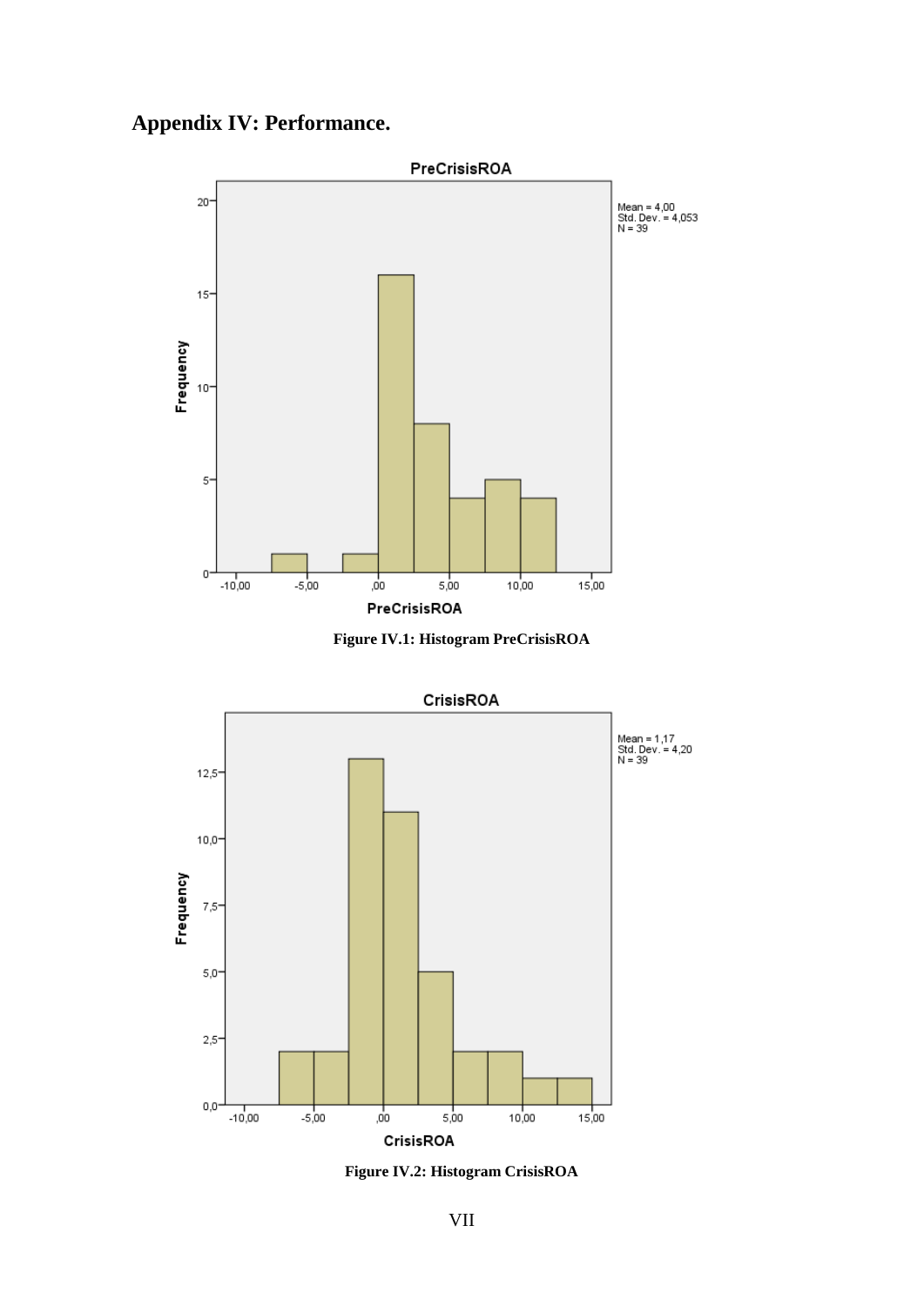# Appendix IV: Performance.

Figure IV.1: Histogram PreCrisisROA

Figure IV.2: Histogram CrisisROA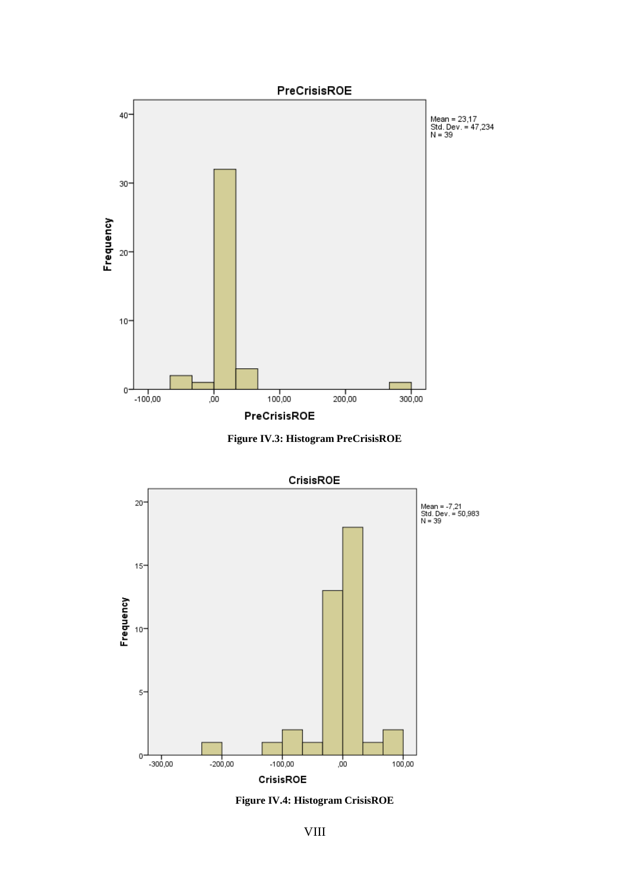Figure IV.3: Histogram PreCrisisROE

Figure IV.4: Histogram CrisisROE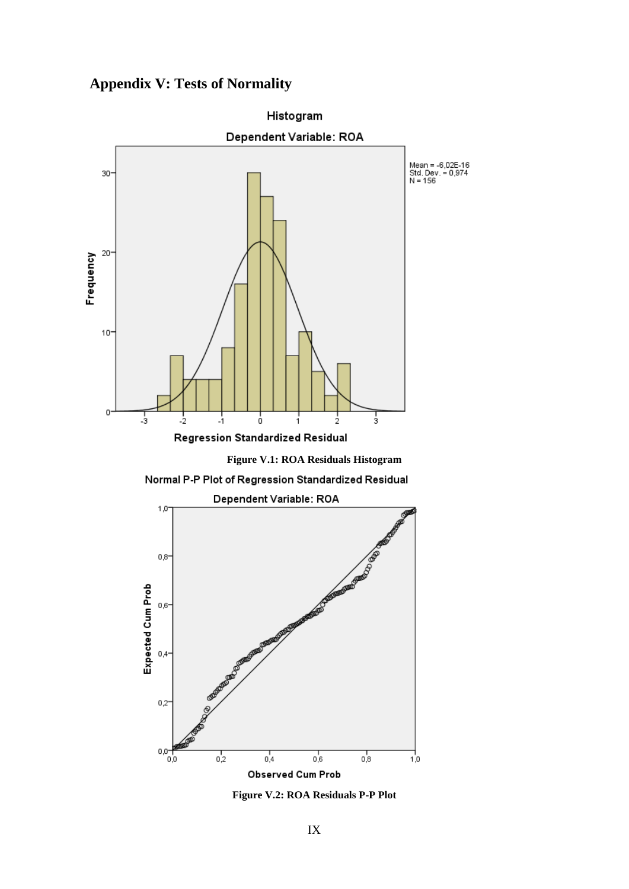## Appendix V: Tests of Normality

**Figure V.1: ROA Residuals Histogram**

**Figure V.2: ROA Residuals P-P Plot**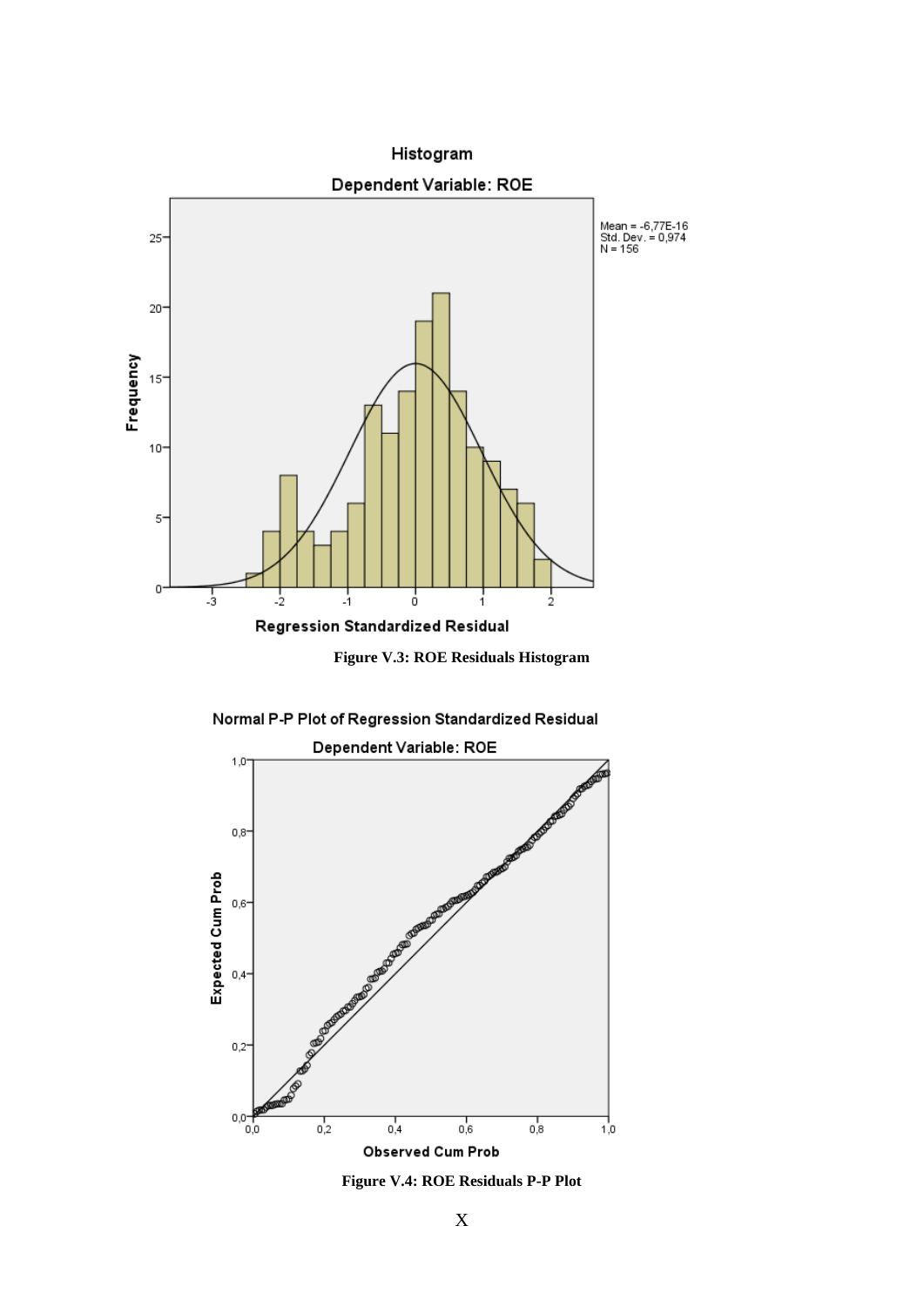Histogram

Dependent Variable: ROE

Mean = -6,77E-16
Std. Dev. = 0,974
N = 156

Frequency

0
5
10
15
20
25

-3
-2
-1
0
1
2

Regression Standardized Residual

**Figure V.3: ROE Residuals Histogram**

Normal P-P Plot of Regression Standardized Residual

Dependent Variable: ROE

Expected Cum Prob

0,0
0,2
0,4
0,6
0,8
1,0

0,0
0,2
0,4
0,6
0,8
1,0

Observed Cum Prob

**Figure V.4: ROE Residuals P-P Plot**